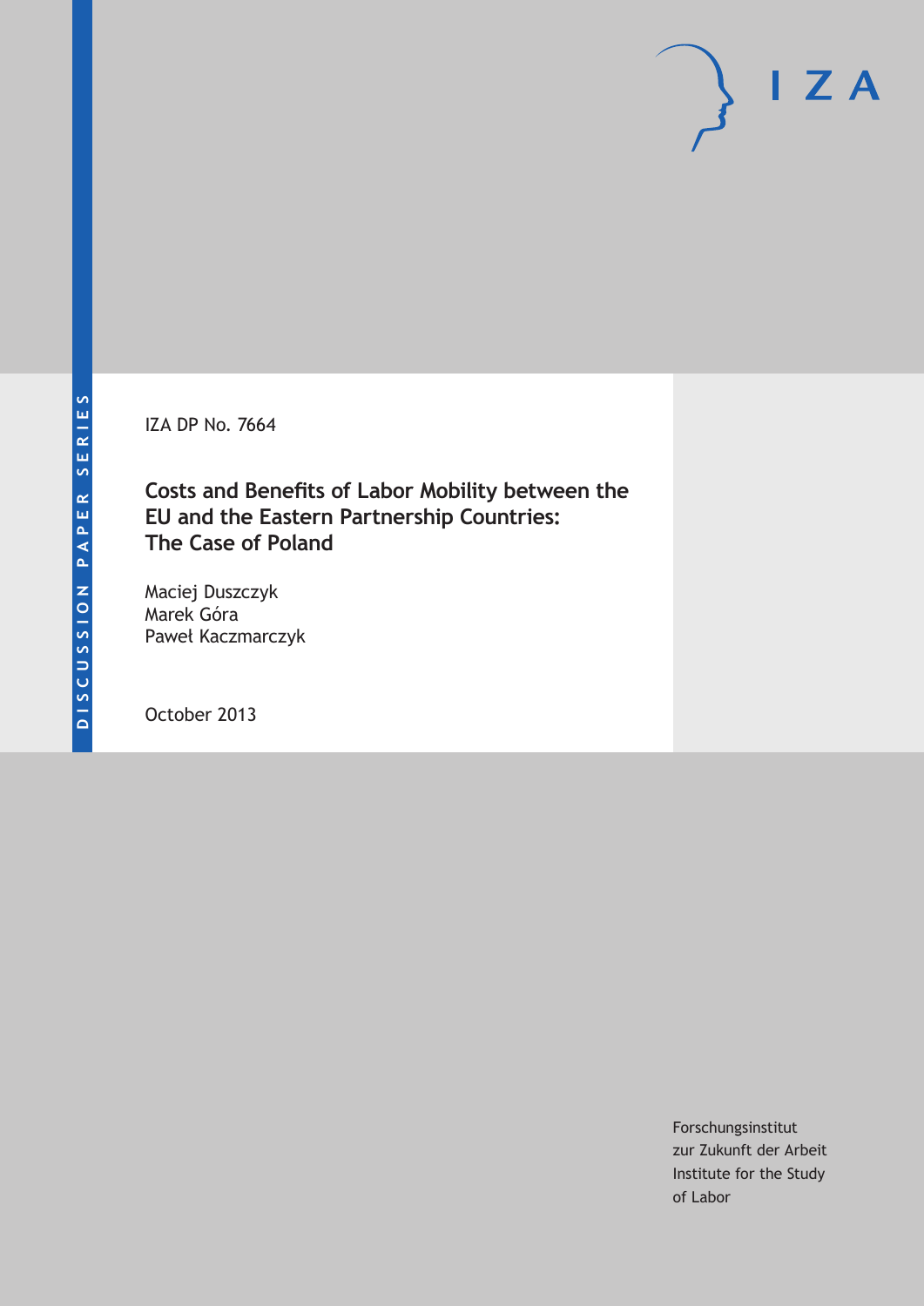DISCUSSION PAPER SERIES

IZA DP No. 7664

# Costs and Benefits of Labor Mobility between the EU and the Eastern Partnership Countries: The Case of Poland

Maciej Duszczyk
Marek Góra
Paweł Kaczmarczyk

October 2013

IZA

Forschungsinstitut
zur Zukunft der Arbeit
Institute for the Study
of Labor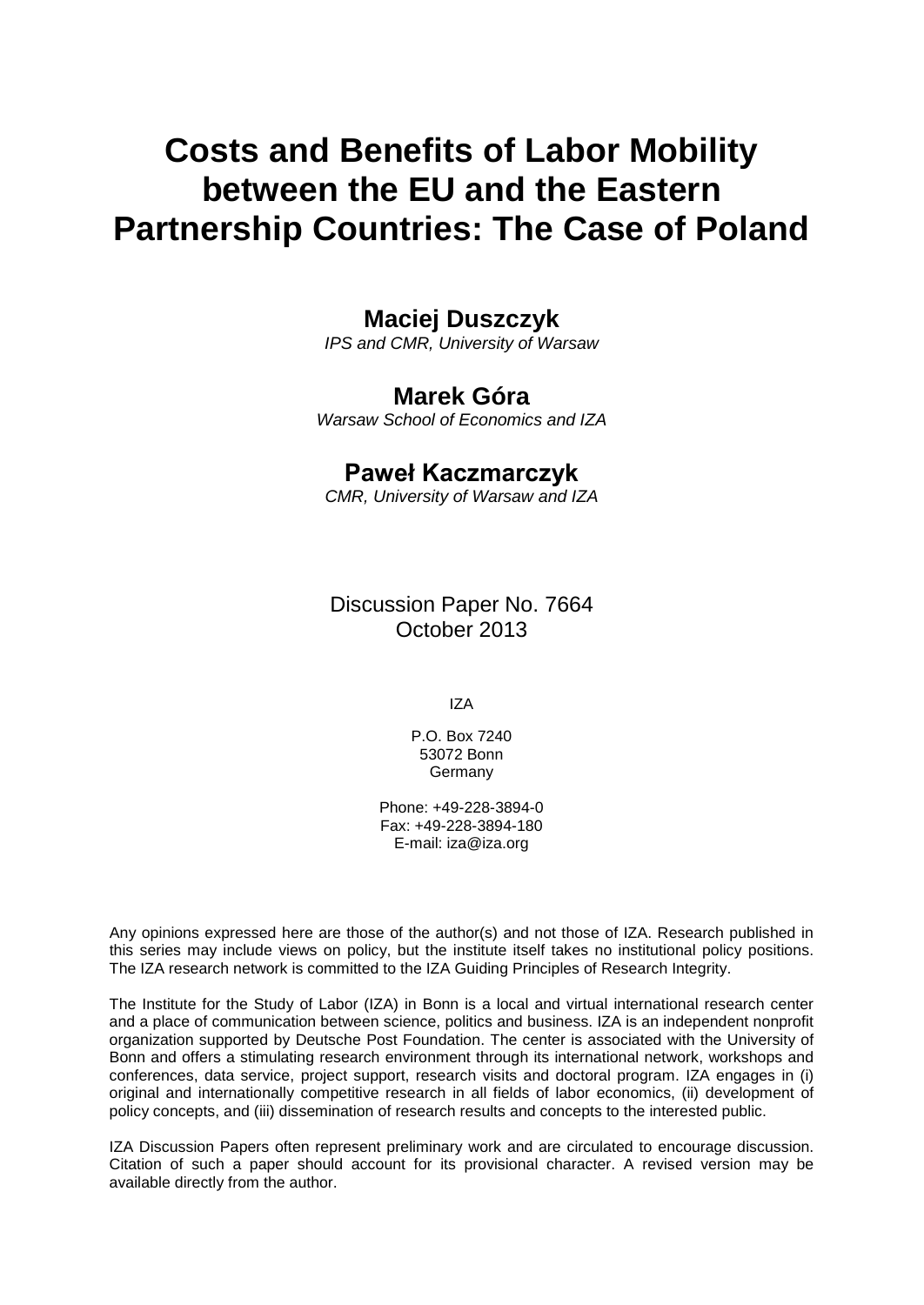# Costs and Benefits of Labor Mobility between the EU and the Eastern Partnership Countries: The Case of Poland

**Maciej Duszczyk**
*IPS and CMR, University of Warsaw*

**Marek Góra**
*Warsaw School of Economics and IZA*

**Paweł Kaczmarczyk**
*CMR, University of Warsaw and IZA*

Discussion Paper No. 7664
October 2013

IZA

P.O. Box 7240
53072 Bonn
Germany

Phone: +49-228-3894-0
Fax: +49-228-3894-180
E-mail: iza@iza.org

Any opinions expressed here are those of the author(s) and not those of IZA. Research published in this series may include views on policy, but the institute itself takes no institutional policy positions. The IZA research network is committed to the IZA Guiding Principles of Research Integrity.

The Institute for the Study of Labor (IZA) in Bonn is a local and virtual international research center and a place of communication between science, politics and business. IZA is an independent nonprofit organization supported by Deutsche Post Foundation. The center is associated with the University of Bonn and offers a stimulating research environment through its international network, workshops and conferences, data service, project support, research visits and doctoral program. IZA engages in (i) original and internationally competitive research in all fields of labor economics, (ii) development of policy concepts, and (iii) dissemination of research results and concepts to the interested public.

IZA Discussion Papers often represent preliminary work and are circulated to encourage discussion. Citation of such a paper should account for its provisional character. A revised version may be available directly from the author.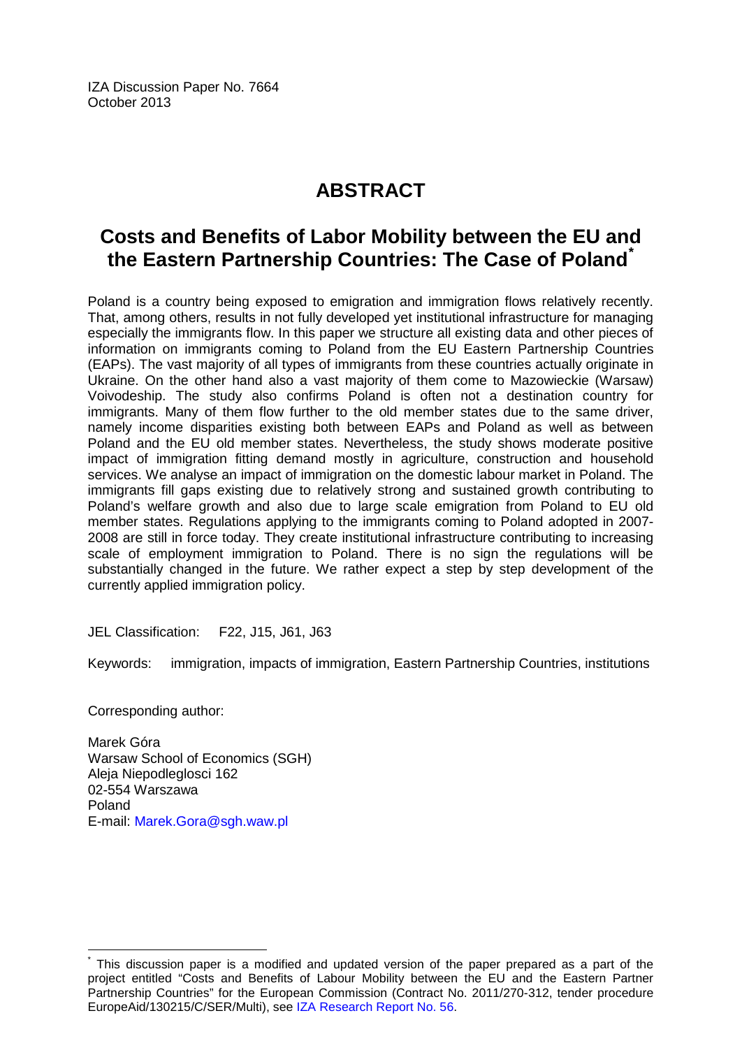IZA Discussion Paper No. 7664
October 2013

# ABSTRACT

## Costs and Benefits of Labor Mobility between the EU and the Eastern Partnership Countries: The Case of Poland[*]

Poland is a country being exposed to emigration and immigration flows relatively recently. That, among others, results in not fully developed yet institutional infrastructure for managing especially the immigrants flow. In this paper we structure all existing data and other pieces of information on immigrants coming to Poland from the EU Eastern Partnership Countries (EAPs). The vast majority of all types of immigrants from these countries actually originate in Ukraine. On the other hand also a vast majority of them come to Mazowieckie (Warsaw) Voivodeship. The study also confirms Poland is often not a destination country for immigrants. Many of them flow further to the old member states due to the same driver, namely income disparities existing both between EAPs and Poland as well as between Poland and the EU old member states. Nevertheless, the study shows moderate positive impact of immigration fitting demand mostly in agriculture, construction and household services. We analyse an impact of immigration on the domestic labour market in Poland. The immigrants fill gaps existing due to relatively strong and sustained growth contributing to Poland's welfare growth and also due to large scale emigration from Poland to EU old member states. Regulations applying to the immigrants coming to Poland adopted in 2007-2008 are still in force today. They create institutional infrastructure contributing to increasing scale of employment immigration to Poland. There is no sign the regulations will be substantially changed in the future. We rather expect a step by step development of the currently applied immigration policy.

JEL Classification: F22, J15, J61, J63

Keywords: immigration, impacts of immigration, Eastern Partnership Countries, institutions

Corresponding author:

Marek Góra
Warsaw School of Economics (SGH)
Aleja Niepodleglosci 162
02-554 Warszawa
Poland
E-mail: Marek.Gora@sgh.waw.pl

---

[*] This discussion paper is a modified and updated version of the paper prepared as a part of the project entitled "Costs and Benefits of Labour Mobility between the EU and the Eastern Partner Partnership Countries" for the European Commission (Contract No. 2011/270-312, tender procedure EuropeAid/130215/C/SER/Multi), see IZA Research Report No. 56.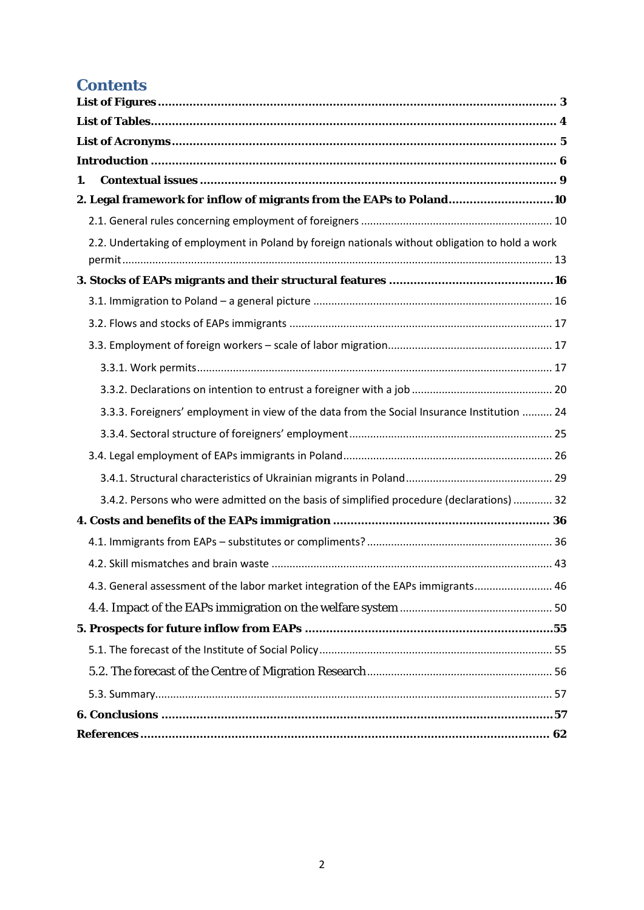# Contents

**List of Figures** ........................................................................................................ **3**

**List of Tables** ........................................................................................................ **4**

**List of Acronyms** ........................................................................................................ **5**

**Introduction** ........................................................................................................ **6**

**1. Contextual issues** ........................................................................................................ **9**

**2. Legal framework for inflow of migrants from the EAPs to Poland** ........................................ **10**

- 2.1. General rules concerning employment of foreigners ........................................ 10
- 2.2. Undertaking of employment in Poland by foreign nationals without obligation to hold a work permit ........................................................................................................ 13

**3. Stocks of EAPs migrants and their structural features** ........................................ **16**

- 3.1. Immigration to Poland – a general picture ........................................ 16
- 3.2. Flows and stocks of EAPs immigrants ........................................ 17
- 3.3. Employment of foreign workers – scale of labor migration ........................................ 17
  - 3.3.1. Work permits ........................................ 17
  - 3.3.2. Declarations on intention to entrust a foreigner with a job ........................................ 20
  - 3.3.3. Foreigners' employment in view of the data from the Social Insurance Institution .......... 24
  - 3.3.4. Sectoral structure of foreigners' employment ........................................ 25
- 3.4. Legal employment of EAPs immigrants in Poland ........................................ 26
  - 3.4.1. Structural characteristics of Ukrainian migrants in Poland ........................................ 29
  - 3.4.2. Persons who were admitted on the basis of simplified procedure (declarations) ............. 32

**4. Costs and benefits of the EAPs immigration** ........................................ **36**

- 4.1. Immigrants from EAPs – substitutes or compliments? ........................................ 36
- 4.2. Skill mismatches and brain waste ........................................ 43
- 4.3. General assessment of the labor market integration of the EAPs immigrants ........................................ 46
- 4.4. Impact of the EAPs immigration on the welfare system ........................................ 50

**5. Prospects for future inflow from EAPs** ........................................ **55**

- 5.1. The forecast of the Institute of Social Policy ........................................ 55
- 5.2. The forecast of the Centre of Migration Research ........................................ 56
- 5.3. Summary ........................................ 57

**6. Conclusions** ........................................ **57**

**References** ........................................ **62**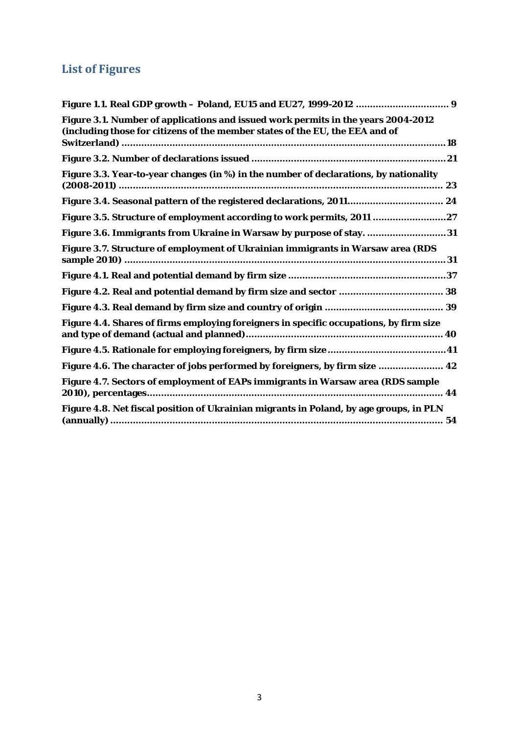## List of Figures

**Figure 1.1. Real GDP growth – Poland, EU15 and EU27, 1999-2012 ................................ 9**

**Figure 3.1. Number of applications and issued work permits in the years 2004-2012 (including those for citizens of the member states of the EU, the EEA and of Switzerland) ..................................................................................................................18**

**Figure 3.2. Number of declarations issued ..................................................................21**

**Figure 3.3. Year-to-year changes (in %) in the number of declarations, by nationality (2008-2011) ................................................................................................................. 23**

**Figure 3.4. Seasonal pattern of the registered declarations, 2011................................. 24**

**Figure 3.5. Structure of employment according to work permits, 2011 .........................27**

**Figure 3.6. Immigrants from Ukraine in Warsaw by purpose of stay. ...........................31**

**Figure 3.7. Structure of employment of Ukrainian immigrants in Warsaw area (RDS sample 2010) ..................................................................................................................31**

**Figure 4.1. Real and potential demand by firm size .......................................................37**

**Figure 4.2. Real and potential demand by firm size and sector .................................... 38**

**Figure 4.3. Real demand by firm size and country of origin ......................................... 39**

**Figure 4.4. Shares of firms employing foreigners in specific occupations, by firm size and type of demand (actual and planned)..................................................................... 40**

**Figure 4.5. Rationale for employing foreigners, by firm size .........................................41**

**Figure 4.6. The character of jobs performed by foreigners, by firm size ...................... 42**

**Figure 4.7. Sectors of employment of EAPs immigrants in Warsaw area (RDS sample 2010), percentages......................................................................................................... 44**

**Figure 4.8. Net fiscal position of Ukrainian migrants in Poland, by age groups, in PLN (annually) ..................................................................................................................... 54**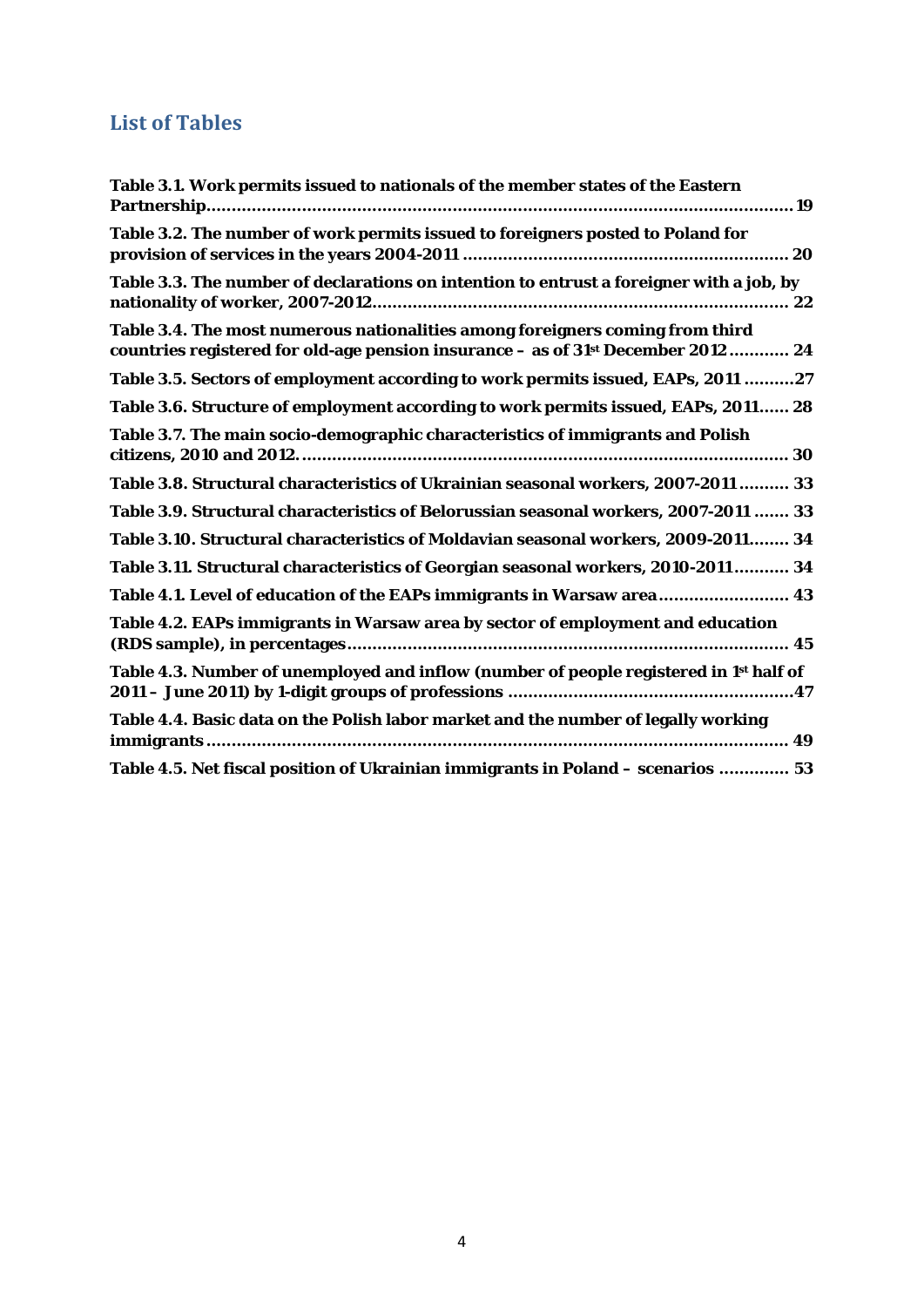## List of Tables

**Table 3.1. Work permits issued to nationals of the member states of the Eastern Partnership............................................................................................................... 19**

**Table 3.2. The number of work permits issued to foreigners posted to Poland for provision of services in the years 2004-2011 ................................................................ 20**

**Table 3.3. The number of declarations on intention to entrust a foreigner with a job, by nationality of worker, 2007-2012................................................................................. 22**

**Table 3.4. The most numerous nationalities among foreigners coming from third countries registered for old-age pension insurance – as of 31st December 2012............ 24**

**Table 3.5. Sectors of employment according to work permits issued, EAPs, 2011 ..........27**

**Table 3.6. Structure of employment according to work permits issued, EAPs, 2011...... 28**

**Table 3.7. The main socio-demographic characteristics of immigrants and Polish citizens, 2010 and 2012. ................................................................................................ 30**

**Table 3.8. Structural characteristics of Ukrainian seasonal workers, 2007-2011.......... 33**

**Table 3.9. Structural characteristics of Belorussian seasonal workers, 2007-2011 ....... 33**

**Table 3.10. Structural characteristics of Moldavian seasonal workers, 2009-2011........ 34**

**Table 3.11. Structural characteristics of Georgian seasonal workers, 2010-2011........... 34**

**Table 4.1. Level of education of the EAPs immigrants in Warsaw area......................... 43**

**Table 4.2. EAPs immigrants in Warsaw area by sector of employment and education (RDS sample), in percentages...................................................................................... 45**

**Table 4.3. Number of unemployed and inflow (number of people registered in 1st half of 2011 – June 2011) by 1-digit groups of professions ........................................................47**

**Table 4.4. Basic data on the Polish labor market and the number of legally working immigrants ................................................................................................................... 49**

**Table 4.5. Net fiscal position of Ukrainian immigrants in Poland – scenarios ............. 53**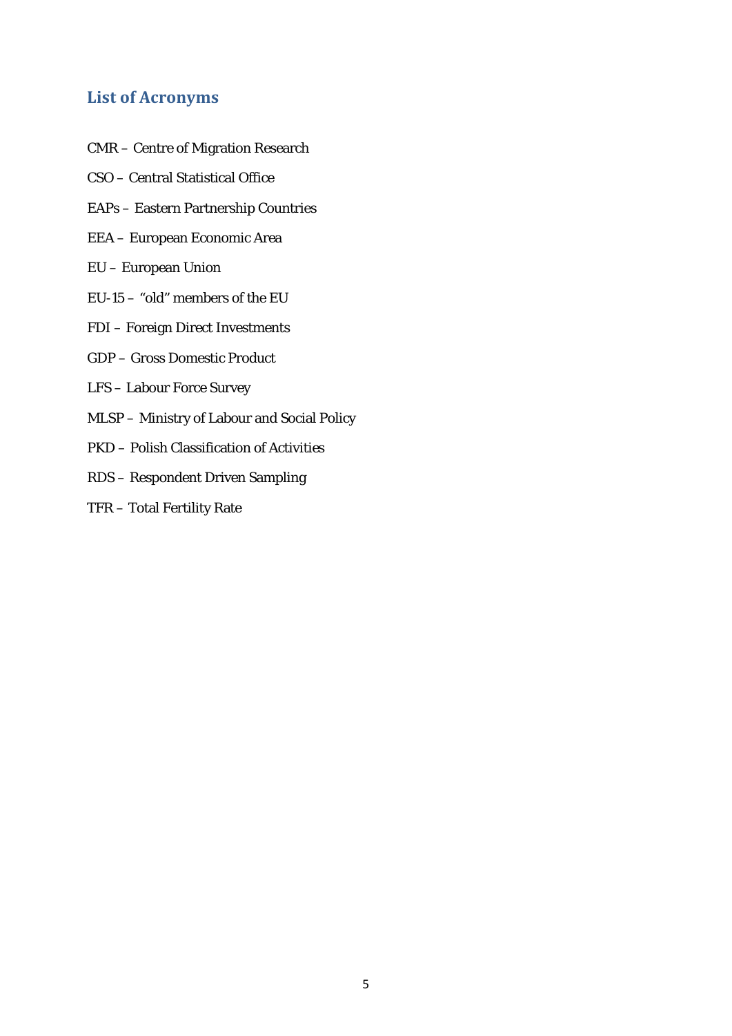## List of Acronyms

CMR – Centre of Migration Research

CSO – Central Statistical Office

EAPs – Eastern Partnership Countries

EEA – European Economic Area

EU – European Union

EU-15 – "old" members of the EU

FDI – Foreign Direct Investments

GDP – Gross Domestic Product

LFS – Labour Force Survey

MLSP – Ministry of Labour and Social Policy

PKD – Polish Classification of Activities

RDS – Respondent Driven Sampling

TFR – Total Fertility Rate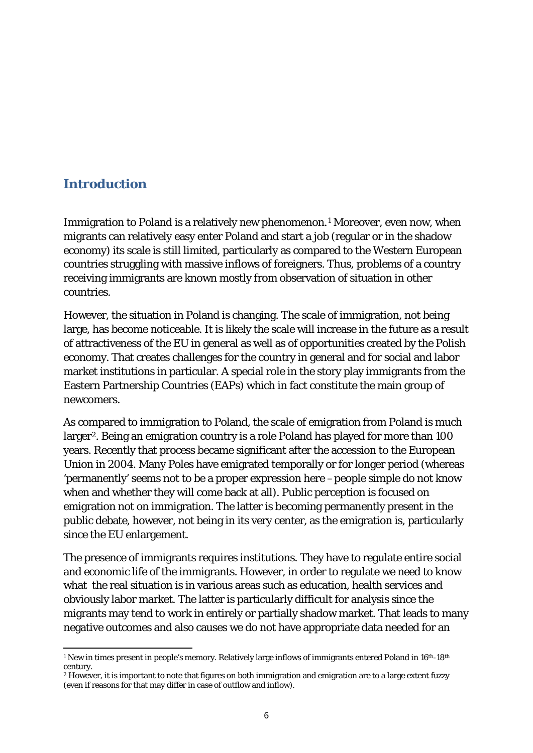## Introduction

Immigration to Poland is a relatively new phenomenon.[1] Moreover, even now, when migrants can relatively easy enter Poland and start a job (regular or in the shadow economy) its scale is still limited, particularly as compared to the Western European countries struggling with massive inflows of foreigners. Thus, problems of a country receiving immigrants are known mostly from observation of situation in other countries.

However, the situation in Poland is changing. The scale of immigration, not being large, has become noticeable. It is likely the scale will increase in the future as a result of attractiveness of the EU in general as well as of opportunities created by the Polish economy. That creates challenges for the country in general and for social and labor market institutions in particular. A special role in the story play immigrants from the Eastern Partnership Countries (EAPs) which in fact constitute the main group of newcomers.

As compared to immigration to Poland, the scale of emigration from Poland is much larger[2]. Being an emigration country is a role Poland has played for more than 100 years. Recently that process became significant after the accession to the European Union in 2004. Many Poles have emigrated temporally or for longer period (whereas 'permanently' seems not to be a proper expression here – people simple do not know when and whether they will come back at all). Public perception is focused on emigration not on immigration. The latter is becoming permanently present in the public debate, however, not being in its very center, as the emigration is, particularly since the EU enlargement.

The presence of immigrants requires institutions. They have to regulate entire social and economic life of the immigrants. However, in order to regulate we need to know what the real situation is in various areas such as education, health services and obviously labor market. The latter is particularly difficult for analysis since the migrants may tend to work in entirely or partially shadow market. That leads to many negative outcomes and also causes we do not have appropriate data needed for an

[1] New in times present in people's memory. Relatively large inflows of immigrants entered Poland in 16th-18th century.

[2] However, it is important to note that figures on both immigration and emigration are to a large extent fuzzy (even if reasons for that may differ in case of outflow and inflow).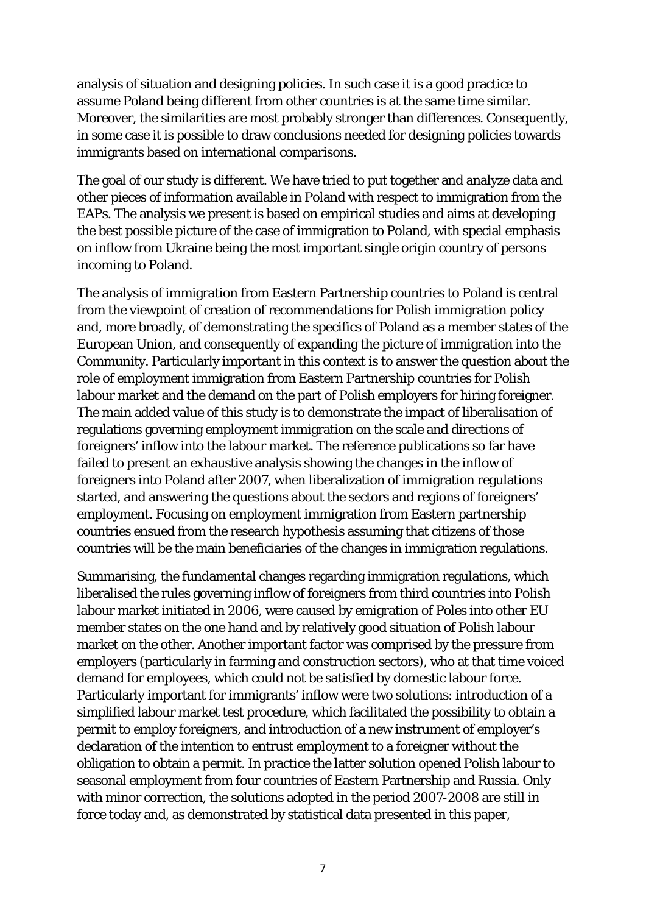analysis of situation and designing policies. In such case it is a good practice to assume Poland being different from other countries is at the same time similar. Moreover, the similarities are most probably stronger than differences. Consequently, in some case it is possible to draw conclusions needed for designing policies towards immigrants based on international comparisons.

The goal of our study is different. We have tried to put together and analyze data and other pieces of information available in Poland with respect to immigration from the EAPs. The analysis we present is based on empirical studies and aims at developing the best possible picture of the case of immigration to Poland, with special emphasis on inflow from Ukraine being the most important single origin country of persons incoming to Poland.

The analysis of immigration from Eastern Partnership countries to Poland is central from the viewpoint of creation of recommendations for Polish immigration policy and, more broadly, of demonstrating the specifics of Poland as a member states of the European Union, and consequently of expanding the picture of immigration into the Community. Particularly important in this context is to answer the question about the role of employment immigration from Eastern Partnership countries for Polish labour market and the demand on the part of Polish employers for hiring foreigner. The main added value of this study is to demonstrate the impact of liberalisation of regulations governing employment immigration on the scale and directions of foreigners' inflow into the labour market. The reference publications so far have failed to present an exhaustive analysis showing the changes in the inflow of foreigners into Poland after 2007, when liberalization of immigration regulations started, and answering the questions about the sectors and regions of foreigners' employment. Focusing on employment immigration from Eastern partnership countries ensued from the research hypothesis assuming that citizens of those countries will be the main beneficiaries of the changes in immigration regulations.

Summarising, the fundamental changes regarding immigration regulations, which liberalised the rules governing inflow of foreigners from third countries into Polish labour market initiated in 2006, were caused by emigration of Poles into other EU member states on the one hand and by relatively good situation of Polish labour market on the other. Another important factor was comprised by the pressure from employers (particularly in farming and construction sectors), who at that time voiced demand for employees, which could not be satisfied by domestic labour force. Particularly important for immigrants' inflow were two solutions: introduction of a simplified labour market test procedure, which facilitated the possibility to obtain a permit to employ foreigners, and introduction of a new instrument of employer's declaration of the intention to entrust employment to a foreigner without the obligation to obtain a permit. In practice the latter solution opened Polish labour to seasonal employment from four countries of Eastern Partnership and Russia. Only with minor correction, the solutions adopted in the period 2007-2008 are still in force today and, as demonstrated by statistical data presented in this paper,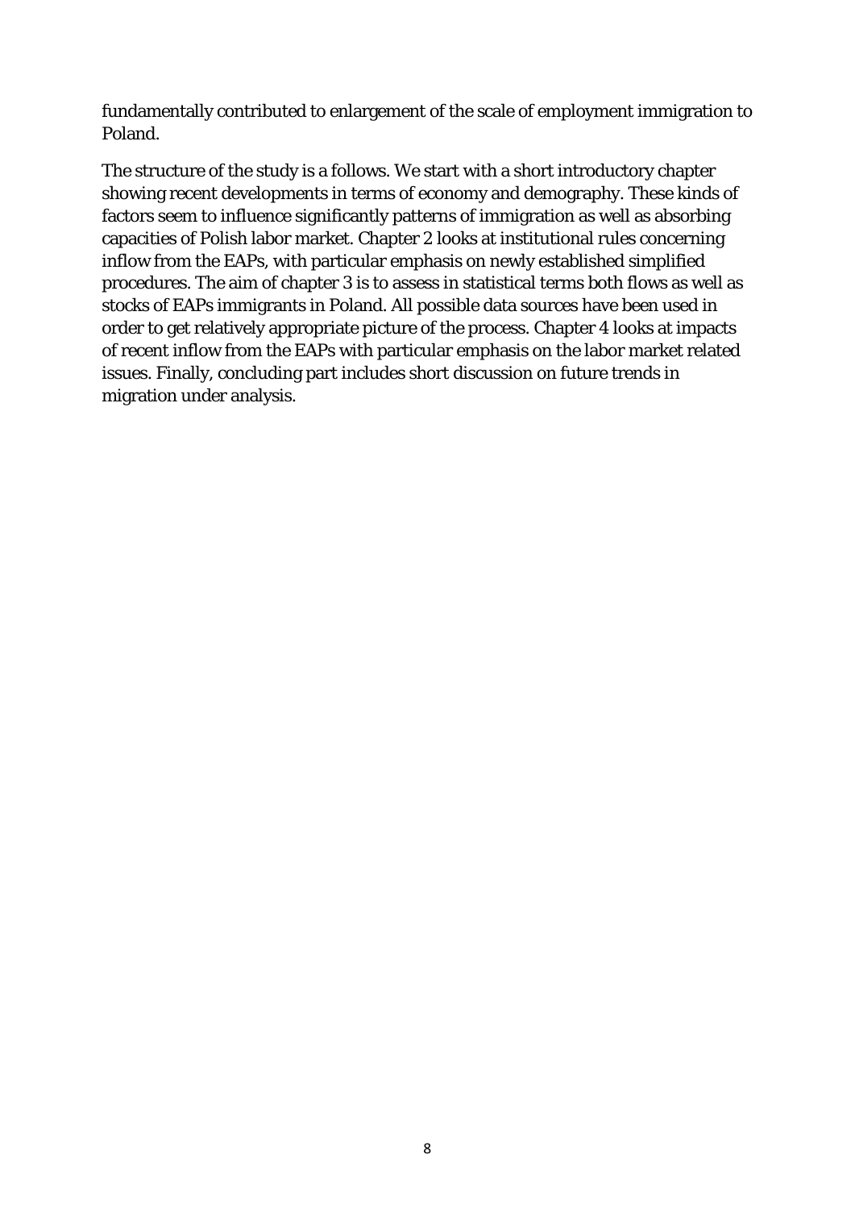fundamentally contributed to enlargement of the scale of employment immigration to Poland.

The structure of the study is a follows. We start with a short introductory chapter showing recent developments in terms of economy and demography. These kinds of factors seem to influence significantly patterns of immigration as well as absorbing capacities of Polish labor market. Chapter 2 looks at institutional rules concerning inflow from the EAPs, with particular emphasis on newly established simplified procedures. The aim of chapter 3 is to assess in statistical terms both flows as well as stocks of EAPs immigrants in Poland. All possible data sources have been used in order to get relatively appropriate picture of the process. Chapter 4 looks at impacts of recent inflow from the EAPs with particular emphasis on the labor market related issues. Finally, concluding part includes short discussion on future trends in migration under analysis.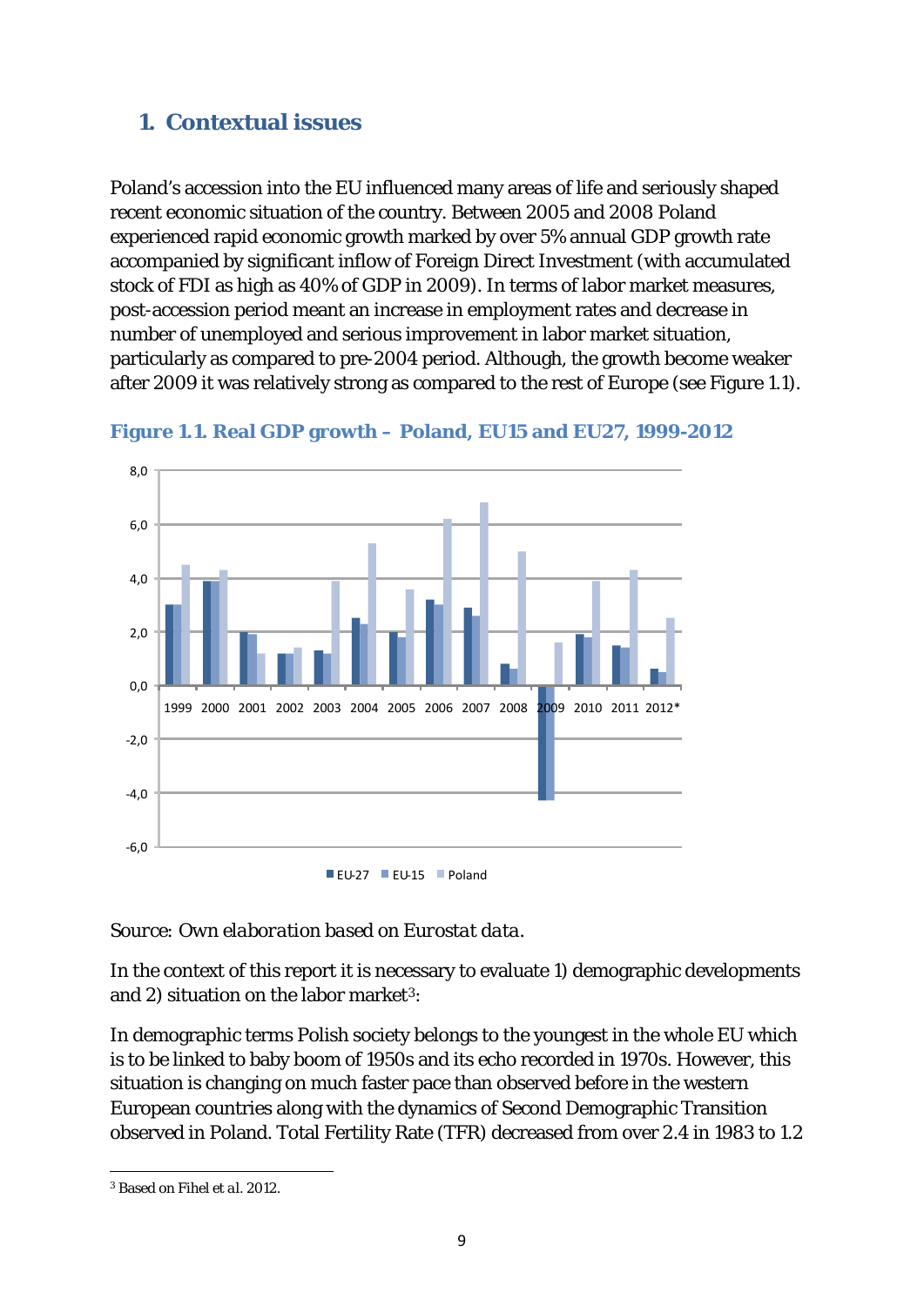## 1. Contextual issues

Poland's accession into the EU influenced many areas of life and seriously shaped recent economic situation of the country. Between 2005 and 2008 Poland experienced rapid economic growth marked by over 5% annual GDP growth rate accompanied by significant inflow of Foreign Direct Investment (with accumulated stock of FDI as high as 40% of GDP in 2009). In terms of labor market measures, post-accession period meant an increase in employment rates and decrease in number of unemployed and serious improvement in labor market situation, particularly as compared to pre-2004 period. Although, the growth become weaker after 2009 it was relatively strong as compared to the rest of Europe (see Figure 1.1).

**Figure 1.1. Real GDP growth – Poland, EU15 and EU27, 1999-2012**

8,0
6,0
4,0
2,0
0,0
-2,0
-4,0
-6,0

1999 2000 2001 2002 2003 2004 2005 2006 2007 2008 2009 2010 2011 2012*

EU-27 EU-15 Poland

*Source: Own elaboration based on Eurostat data.*

In the context of this report it is necessary to evaluate 1) demographic developments and 2) situation on the labor market[3]:

In demographic terms Polish society belongs to the youngest in the whole EU which is to be linked to baby boom of 1950s and its echo recorded in 1970s. However, this situation is changing on much faster pace than observed before in the western European countries along with the dynamics of Second Demographic Transition observed in Poland. Total Fertility Rate (TFR) decreased from over 2.4 in 1983 to 1.2

[3] Based on Fihel et al. 2012.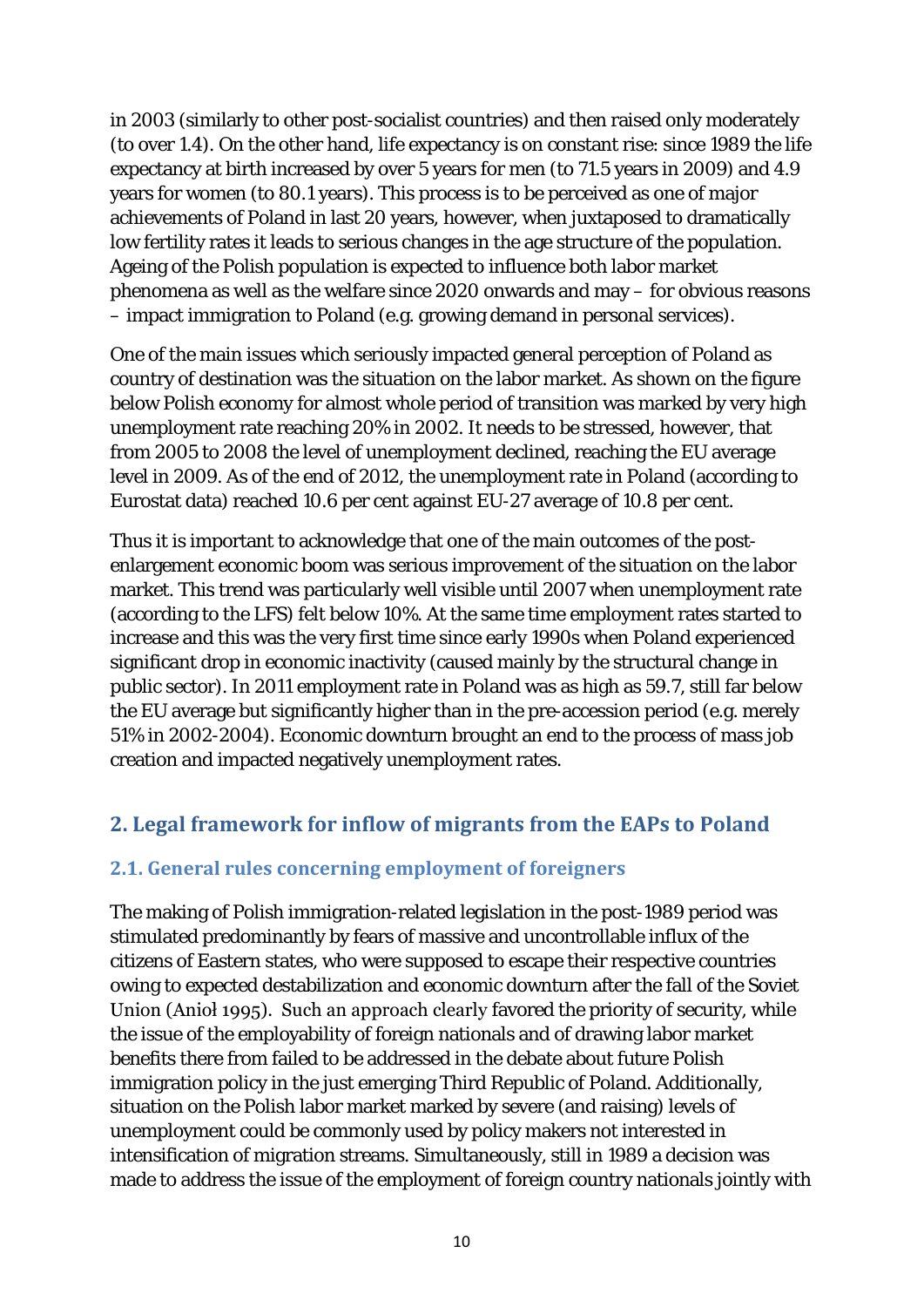in 2003 (similarly to other post-socialist countries) and then raised only moderately (to over 1.4). On the other hand, life expectancy is on constant rise: since 1989 the life expectancy at birth increased by over 5 years for men (to 71.5 years in 2009) and 4.9 years for women (to 80.1 years). This process is to be perceived as one of major achievements of Poland in last 20 years, however, when juxtaposed to dramatically low fertility rates it leads to serious changes in the age structure of the population. Ageing of the Polish population is expected to influence both labor market phenomena as well as the welfare since 2020 onwards and may – for obvious reasons – impact immigration to Poland (e.g. growing demand in personal services).

One of the main issues which seriously impacted general perception of Poland as country of destination was the situation on the labor market. As shown on the figure below Polish economy for almost whole period of transition was marked by very high unemployment rate reaching 20% in 2002. It needs to be stressed, however, that from 2005 to 2008 the level of unemployment declined, reaching the EU average level in 2009. As of the end of 2012, the unemployment rate in Poland (according to Eurostat data) reached 10.6 per cent against EU-27 average of 10.8 per cent.

Thus it is important to acknowledge that one of the main outcomes of the post-enlargement economic boom was serious improvement of the situation on the labor market. This trend was particularly well visible until 2007 when unemployment rate (according to the LFS) felt below 10%. At the same time employment rates started to increase and this was the very first time since early 1990s when Poland experienced significant drop in economic inactivity (caused mainly by the structural change in public sector). In 2011 employment rate in Poland was as high as 59.7, still far below the EU average but significantly higher than in the pre-accession period (e.g. merely 51% in 2002-2004). Economic downturn brought an end to the process of mass job creation and impacted negatively unemployment rates.

## 2. Legal framework for inflow of migrants from the EAPs to Poland

### 2.1. General rules concerning employment of foreigners

The making of Polish immigration-related legislation in the post-1989 period was stimulated predominantly by fears of massive and uncontrollable influx of the citizens of Eastern states, who were supposed to escape their respective countries owing to expected destabilization and economic downturn after the fall of the Soviet Union (Anioł 1995). Such an approach clearly favored the priority of security, while the issue of the employability of foreign nationals and of drawing labor market benefits there from failed to be addressed in the debate about future Polish immigration policy in the just emerging Third Republic of Poland. Additionally, situation on the Polish labor market marked by severe (and raising) levels of unemployment could be commonly used by policy makers not interested in intensification of migration streams. Simultaneously, still in 1989 a decision was made to address the issue of the employment of foreign country nationals jointly with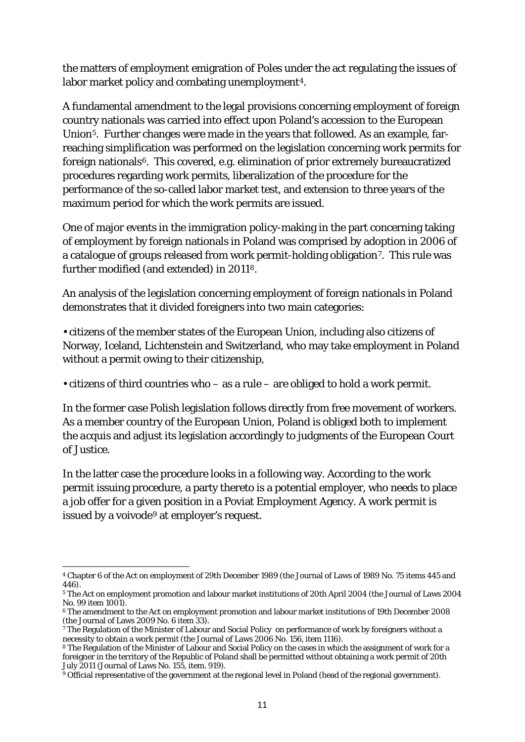the matters of employment emigration of Poles under the act regulating the issues of labor market policy and combating unemployment[4].

A fundamental amendment to the legal provisions concerning employment of foreign country nationals was carried into effect upon Poland's accession to the European Union[5]. Further changes were made in the years that followed. As an example, far-reaching simplification was performed on the legislation concerning work permits for foreign nationals[6]. This covered, e.g. elimination of prior extremely bureaucratized procedures regarding work permits, liberalization of the procedure for the performance of the so-called labor market test, and extension to three years of the maximum period for which the work permits are issued.

One of major events in the immigration policy-making in the part concerning taking of employment by foreign nationals in Poland was comprised by adoption in 2006 of a catalogue of groups released from work permit-holding obligation[7]. This rule was further modified (and extended) in 2011[8].

An analysis of the legislation concerning employment of foreign nationals in Poland demonstrates that it divided foreigners into two main categories:

• citizens of the member states of the European Union, including also citizens of Norway, Iceland, Lichtenstein and Switzerland, who may take employment in Poland without a permit owing to their citizenship,

• citizens of third countries who – as a rule – are obliged to hold a work permit.

In the former case Polish legislation follows directly from free movement of workers. As a member country of the European Union, Poland is obliged both to implement the *acquis* and adjust its legislation accordingly to judgments of the European Court of Justice.

In the latter case the procedure looks in a following way. According to the work permit issuing procedure, a party thereto is a potential employer, who needs to place a job offer for a given position in a Poviat Employment Agency. A work permit is issued by a voivode[9] at employer's request.

---

[4] Chapter 6 of the Act on employment of 29th December 1989 (the Journal of Laws of 1989 No. 75 items 445 and 446).

[5] The Act on employment promotion and labour market institutions of 20th April 2004 (the Journal of Laws 2004 No. 99 item 1001).

[6] The amendment to the Act on employment promotion and labour market institutions of 19th December 2008 (the Journal of Laws 2009 No. 6 item 33).

[7] The Regulation of the Minister of Labour and Social Policy on performance of work by foreigners without a necessity to obtain a work permit (the Journal of Laws 2006 No. 156, item 1116).

[8] The Regulation of the Minister of Labour and Social Policy on the cases in which the assignment of work for a foreigner in the territory of the Republic of Poland shall be permitted without obtaining a work permit of 20th July 2011 (Journal of Laws No. 155, item. 919).

[9] Official representative of the government at the regional level in Poland (head of the regional government).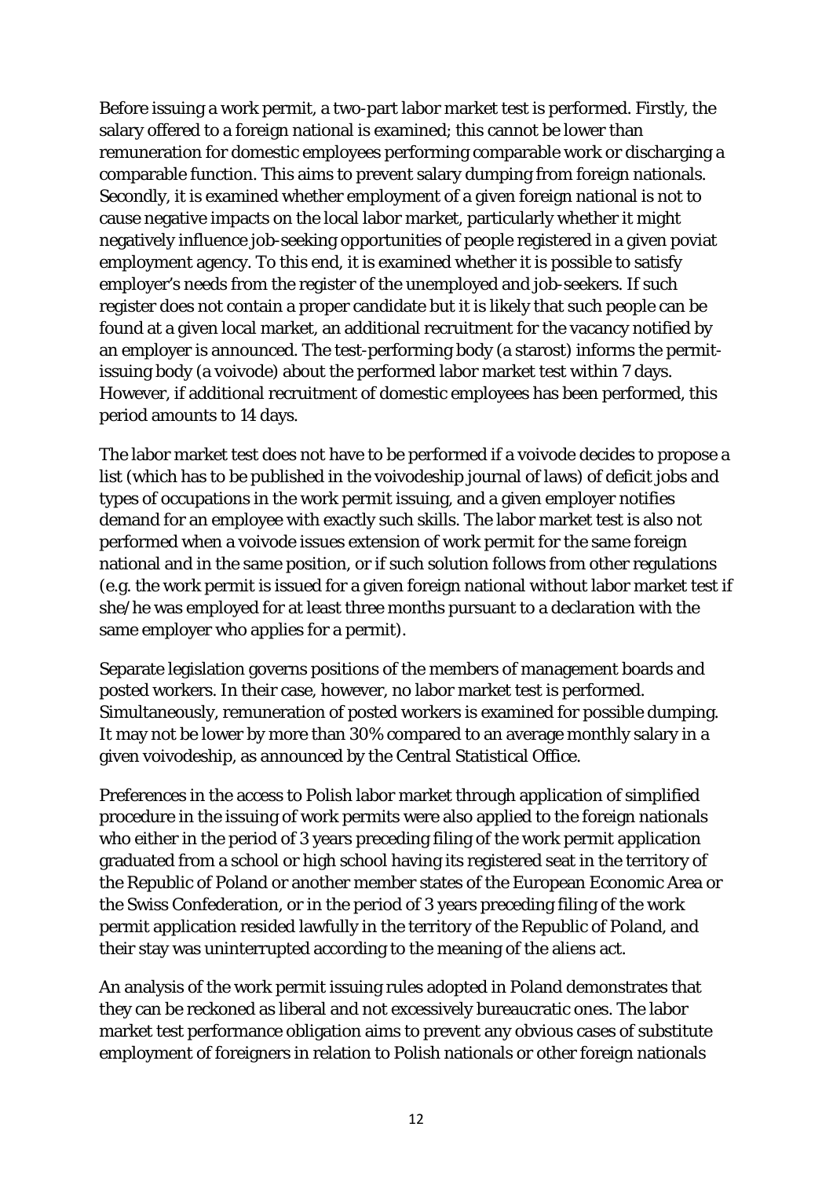Before issuing a work permit, a two-part labor market test is performed. Firstly, the salary offered to a foreign national is examined; this cannot be lower than remuneration for domestic employees performing comparable work or discharging a comparable function. This aims to prevent salary dumping from foreign nationals. Secondly, it is examined whether employment of a given foreign national is not to cause negative impacts on the local labor market, particularly whether it might negatively influence job-seeking opportunities of people registered in a given poviat employment agency. To this end, it is examined whether it is possible to satisfy employer's needs from the register of the unemployed and job-seekers. If such register does not contain a proper candidate but it is likely that such people can be found at a given local market, an additional recruitment for the vacancy notified by an employer is announced. The test-performing body (a starost) informs the permit-issuing body (a voivode) about the performed labor market test within 7 days. However, if additional recruitment of domestic employees has been performed, this period amounts to 14 days.

The labor market test does not have to be performed if a voivode decides to propose a list (which has to be published in the voivodeship journal of laws) of deficit jobs and types of occupations in the work permit issuing, and a given employer notifies demand for an employee with exactly such skills. The labor market test is also not performed when a voivode issues extension of work permit for the same foreign national and in the same position, or if such solution follows from other regulations (e.g. the work permit is issued for a given foreign national without labor market test if she/he was employed for at least three months pursuant to a declaration with the same employer who applies for a permit).

Separate legislation governs positions of the members of management boards and posted workers. In their case, however, no labor market test is performed. Simultaneously, remuneration of posted workers is examined for possible dumping. It may not be lower by more than 30% compared to an average monthly salary in a given voivodeship, as announced by the Central Statistical Office.

Preferences in the access to Polish labor market through application of simplified procedure in the issuing of work permits were also applied to the foreign nationals who either in the period of 3 years preceding filing of the work permit application graduated from a school or high school having its registered seat in the territory of the Republic of Poland or another member states of the European Economic Area or the Swiss Confederation, or in the period of 3 years preceding filing of the work permit application resided lawfully in the territory of the Republic of Poland, and their stay was uninterrupted according to the meaning of the aliens act.

An analysis of the work permit issuing rules adopted in Poland demonstrates that they can be reckoned as liberal and not excessively bureaucratic ones. The labor market test performance obligation aims to prevent any obvious cases of substitute employment of foreigners in relation to Polish nationals or other foreign nationals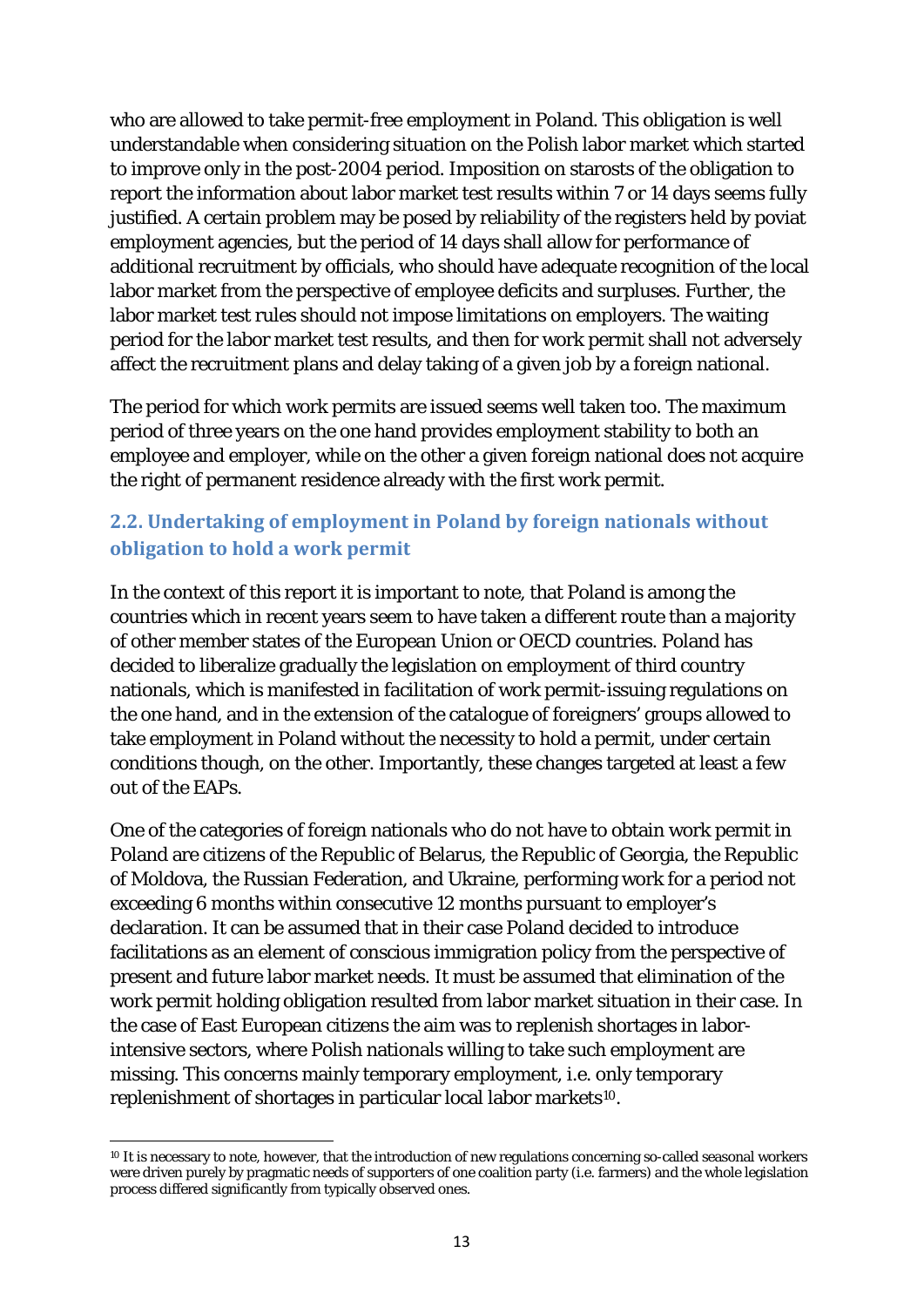who are allowed to take permit-free employment in Poland. This obligation is well understandable when considering situation on the Polish labor market which started to improve only in the post-2004 period. Imposition on starosts of the obligation to report the information about labor market test results within 7 or 14 days seems fully justified. A certain problem may be posed by reliability of the registers held by poviat employment agencies, but the period of 14 days shall allow for performance of additional recruitment by officials, who should have adequate recognition of the local labor market from the perspective of employee deficits and surpluses. Further, the labor market test rules should not impose limitations on employers. The waiting period for the labor market test results, and then for work permit shall not adversely affect the recruitment plans and delay taking of a given job by a foreign national.

The period for which work permits are issued seems well taken too. The maximum period of three years on the one hand provides employment stability to both an employee and employer, while on the other a given foreign national does not acquire the right of permanent residence already with the first work permit.

## 2.2. Undertaking of employment in Poland by foreign nationals without obligation to hold a work permit

In the context of this report it is important to note, that Poland is among the countries which in recent years seem to have taken a different route than a majority of other member states of the European Union or OECD countries. Poland has decided to liberalize gradually the legislation on employment of third country nationals, which is manifested in facilitation of work permit-issuing regulations on the one hand, and in the extension of the catalogue of foreigners' groups allowed to take employment in Poland without the necessity to hold a permit, under certain conditions though, on the other. Importantly, these changes targeted at least a few out of the EAPs.

One of the categories of foreign nationals who do not have to obtain work permit in Poland are citizens of the Republic of Belarus, the Republic of Georgia, the Republic of Moldova, the Russian Federation, and Ukraine, performing work for a period not exceeding 6 months within consecutive 12 months pursuant to employer's declaration. It can be assumed that in their case Poland decided to introduce facilitations as an element of conscious immigration policy from the perspective of present and future labor market needs. It must be assumed that elimination of the work permit holding obligation resulted from labor market situation in their case. In the case of East European citizens the aim was to replenish shortages in labor-intensive sectors, where Polish nationals willing to take such employment are missing. This concerns mainly temporary employment, i.e. only temporary replenishment of shortages in particular local labor markets[10].

[10] It is necessary to note, however, that the introduction of new regulations concerning so-called seasonal workers were driven purely by pragmatic needs of supporters of one coalition party (i.e. farmers) and the whole legislation process differed significantly from typically observed ones.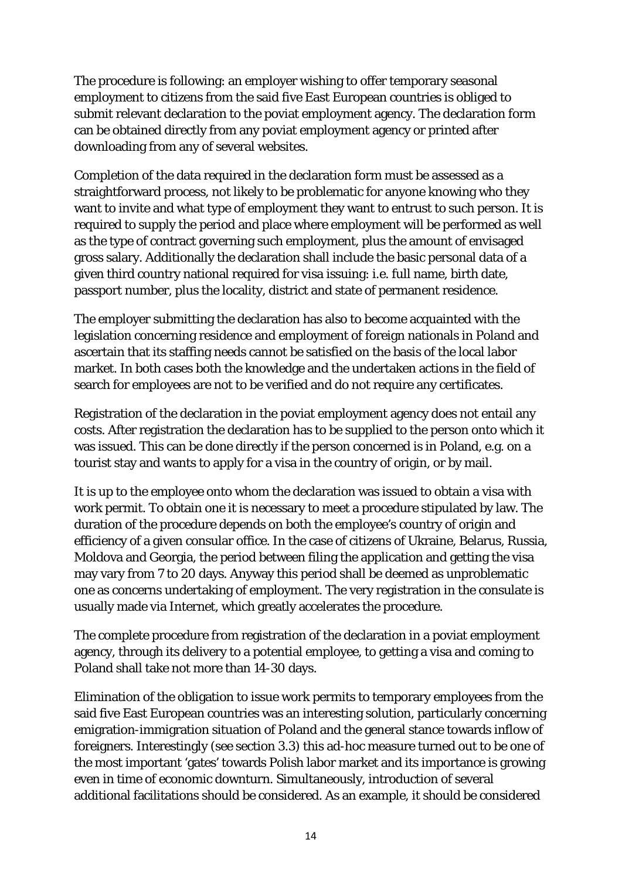The procedure is following: an employer wishing to offer temporary seasonal employment to citizens from the said five East European countries is obliged to submit relevant declaration to the poviat employment agency. The declaration form can be obtained directly from any poviat employment agency or printed after downloading from any of several websites.

Completion of the data required in the declaration form must be assessed as a straightforward process, not likely to be problematic for anyone knowing who they want to invite and what type of employment they want to entrust to such person. It is required to supply the period and place where employment will be performed as well as the type of contract governing such employment, plus the amount of envisaged gross salary. Additionally the declaration shall include the basic personal data of a given third country national required for visa issuing: i.e. full name, birth date, passport number, plus the locality, district and state of permanent residence.

The employer submitting the declaration has also to become acquainted with the legislation concerning residence and employment of foreign nationals in Poland and ascertain that its staffing needs cannot be satisfied on the basis of the local labor market. In both cases both the knowledge and the undertaken actions in the field of search for employees are not to be verified and do not require any certificates.

Registration of the declaration in the poviat employment agency does not entail any costs. After registration the declaration has to be supplied to the person onto which it was issued. This can be done directly if the person concerned is in Poland, e.g. on a tourist stay and wants to apply for a visa in the country of origin, or by mail.

It is up to the employee onto whom the declaration was issued to obtain a visa with work permit. To obtain one it is necessary to meet a procedure stipulated by law. The duration of the procedure depends on both the employee's country of origin and efficiency of a given consular office. In the case of citizens of Ukraine, Belarus, Russia, Moldova and Georgia, the period between filing the application and getting the visa may vary from 7 to 20 days. Anyway this period shall be deemed as unproblematic one as concerns undertaking of employment. The very registration in the consulate is usually made via Internet, which greatly accelerates the procedure.

The complete procedure from registration of the declaration in a poviat employment agency, through its delivery to a potential employee, to getting a visa and coming to Poland shall take not more than 14-30 days.

Elimination of the obligation to issue work permits to temporary employees from the said five East European countries was an interesting solution, particularly concerning emigration-immigration situation of Poland and the general stance towards inflow of foreigners. Interestingly (see section 3.3) this ad-hoc measure turned out to be one of the most important 'gates' towards Polish labor market and its importance is growing even in time of economic downturn. Simultaneously, introduction of several additional facilitations should be considered. As an example, it should be considered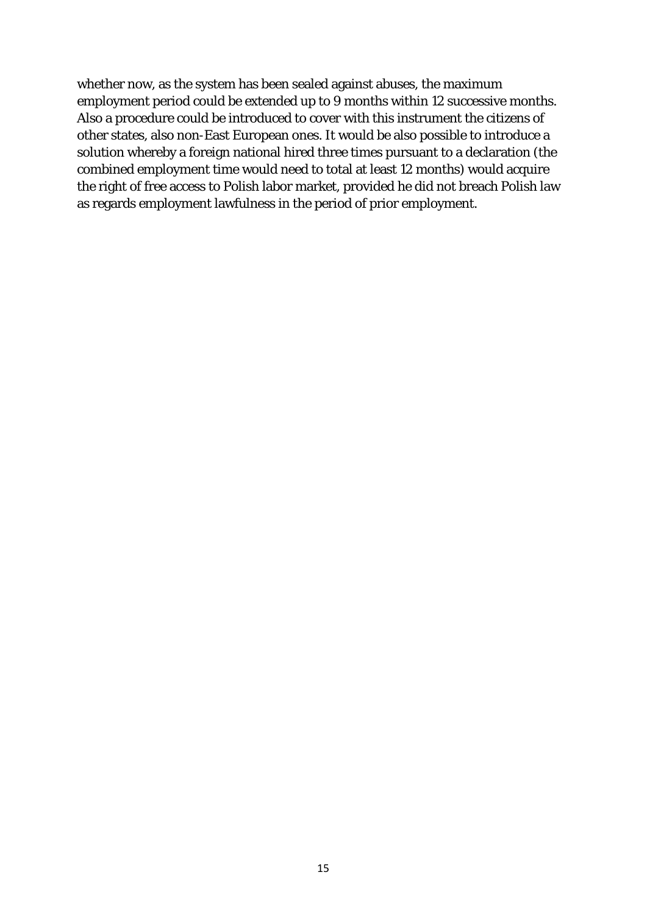whether now, as the system has been sealed against abuses, the maximum employment period could be extended up to 9 months within 12 successive months. Also a procedure could be introduced to cover with this instrument the citizens of other states, also non-East European ones. It would be also possible to introduce a solution whereby a foreign national hired three times pursuant to a declaration (the combined employment time would need to total at least 12 months) would acquire the right of free access to Polish labor market, provided he did not breach Polish law as regards employment lawfulness in the period of prior employment.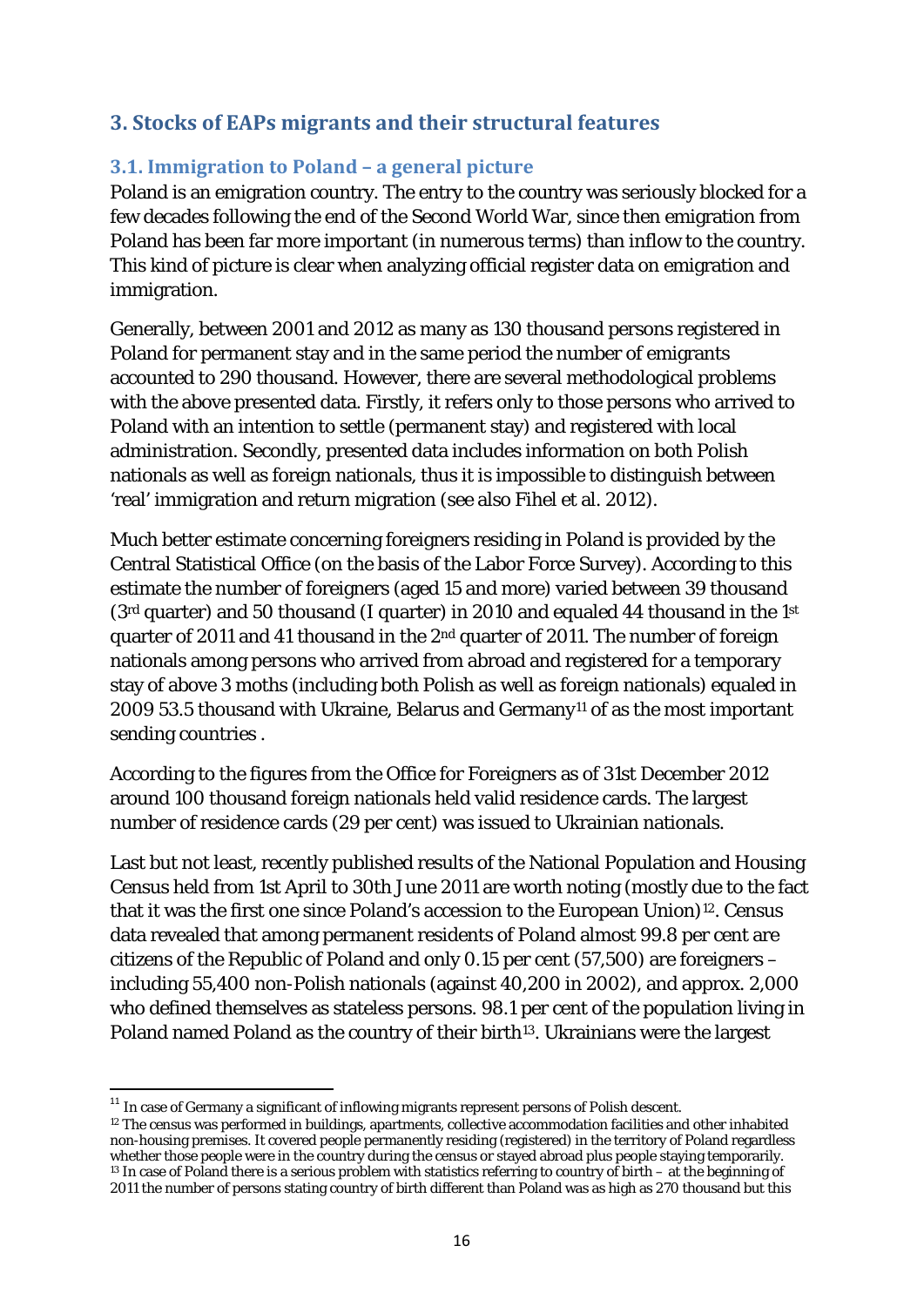## 3. Stocks of EAPs migrants and their structural features

### 3.1. Immigration to Poland – a general picture

Poland is an emigration country. The entry to the country was seriously blocked for a few decades following the end of the Second World War, since then emigration from Poland has been far more important (in numerous terms) than inflow to the country. This kind of picture is clear when analyzing official register data on emigration and immigration.

Generally, between 2001 and 2012 as many as 130 thousand persons registered in Poland for permanent stay and in the same period the number of emigrants accounted to 290 thousand. However, there are several methodological problems with the above presented data. Firstly, it refers only to those persons who arrived to Poland with an intention to settle (permanent stay) and registered with local administration. Secondly, presented data includes information on both Polish nationals as well as foreign nationals, thus it is impossible to distinguish between 'real' immigration and return migration (see also Fihel et al. 2012).

Much better estimate concerning foreigners residing in Poland is provided by the Central Statistical Office (on the basis of the Labor Force Survey). According to this estimate the number of foreigners (aged 15 and more) varied between 39 thousand (3rd quarter) and 50 thousand (I quarter) in 2010 and equaled 44 thousand in the 1st quarter of 2011 and 41 thousand in the 2nd quarter of 2011. The number of foreign nationals among persons who arrived from abroad and registered for a temporary stay of above 3 moths (including both Polish as well as foreign nationals) equaled in 2009 53.5 thousand with Ukraine, Belarus and Germany[11] of as the most important sending countries .

According to the figures from the Office for Foreigners as of 31st December 2012 around 100 thousand foreign nationals held valid residence cards. The largest number of residence cards (29 per cent) was issued to Ukrainian nationals.

Last but not least, recently published results of the National Population and Housing Census held from 1st April to 30th June 2011 are worth noting (mostly due to the fact that it was the first one since Poland's accession to the European Union)[12]. Census data revealed that among permanent residents of Poland almost 99.8 per cent are citizens of the Republic of Poland and only 0.15 per cent (57,500) are foreigners – including 55,400 non-Polish nationals (against 40,200 in 2002), and approx. 2,000 who defined themselves as stateless persons. 98.1 per cent of the population living in Poland named Poland as the country of their birth[13]. Ukrainians were the largest

---

[11] In case of Germany a significant of inflowing migrants represent persons of Polish descent.

[12] The census was performed in buildings, apartments, collective accommodation facilities and other inhabited non-housing premises. It covered people permanently residing (registered) in the territory of Poland regardless whether those people were in the country during the census or stayed abroad plus people staying temporarily.

[13] In case of Poland there is a serious problem with statistics referring to country of birth – at the beginning of 2011 the number of persons stating country of birth different than Poland was as high as 270 thousand but this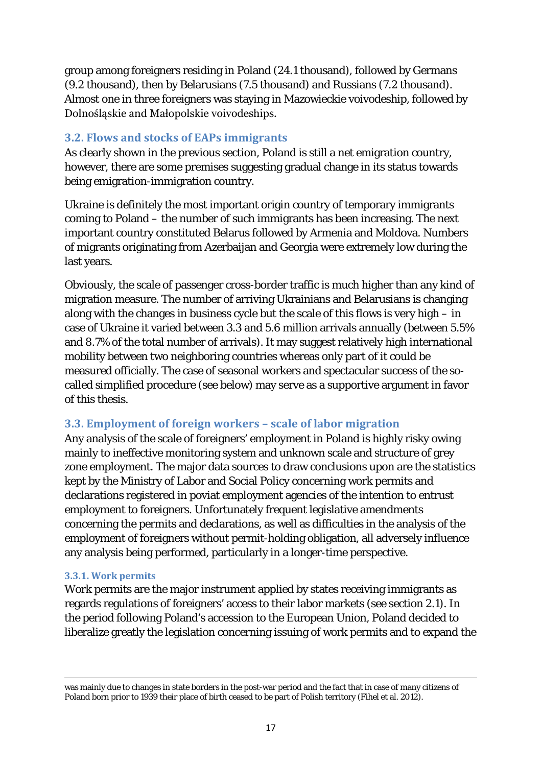group among foreigners residing in Poland (24.1 thousand), followed by Germans (9.2 thousand), then by Belarusians (7.5 thousand) and Russians (7.2 thousand). Almost one in three foreigners was staying in Mazowieckie voivodeship, followed by Dolnośląskie and Małopolskie voivodeships.

## 3.2. Flows and stocks of EAPs immigrants

As clearly shown in the previous section, Poland is still a net emigration country, however, there are some premises suggesting gradual change in its status towards being emigration-immigration country.

Ukraine is definitely the most important origin country of temporary immigrants coming to Poland – the number of such immigrants has been increasing. The next important country constituted Belarus followed by Armenia and Moldova. Numbers of migrants originating from Azerbaijan and Georgia were extremely low during the last years.

Obviously, the scale of passenger cross-border traffic is much higher than any kind of migration measure. The number of arriving Ukrainians and Belarusians is changing along with the changes in business cycle but the scale of this flows is very high – in case of Ukraine it varied between 3.3 and 5.6 million arrivals annually (between 5.5% and 8.7% of the total number of arrivals). It may suggest relatively high international mobility between two neighboring countries whereas only part of it could be measured officially. The case of seasonal workers and spectacular success of the so-called simplified procedure (see below) may serve as a supportive argument in favor of this thesis.

## 3.3. Employment of foreign workers – scale of labor migration

Any analysis of the scale of foreigners' employment in Poland is highly risky owing mainly to ineffective monitoring system and unknown scale and structure of grey zone employment. The major data sources to draw conclusions upon are the statistics kept by the Ministry of Labor and Social Policy concerning work permits and declarations registered in poviat employment agencies of the intention to entrust employment to foreigners. Unfortunately frequent legislative amendments concerning the permits and declarations, as well as difficulties in the analysis of the employment of foreigners without permit-holding obligation, all adversely influence any analysis being performed, particularly in a longer-time perspective.

### 3.3.1. Work permits

Work permits are the major instrument applied by states receiving immigrants as regards regulations of foreigners' access to their labor markets (see section 2.1). In the period following Poland's accession to the European Union, Poland decided to liberalize greatly the legislation concerning issuing of work permits and to expand the

---

was mainly due to changes in state borders in the post-war period and the fact that in case of many citizens of Poland born prior to 1939 their place of birth ceased to be part of Polish territory (Fihel et al. 2012).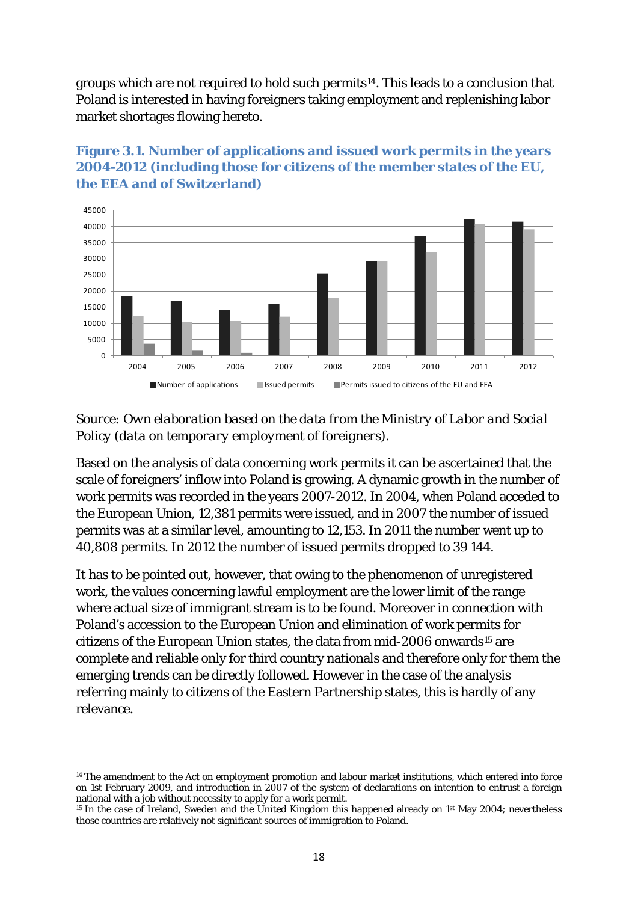groups which are not required to hold such permits[14]. This leads to a conclusion that Poland is interested in having foreigners taking employment and replenishing labor market shortages flowing hereto.

**Figure 3.1. Number of applications and issued work permits in the years 2004-2012 (including those for citizens of the member states of the EU, the EEA and of Switzerland)**

45000
40000
35000
30000
25000
20000
15000
10000
5000
0

2004 2005 2006 2007 2008 2009 2010 2011 2012

Number of applications
Issued permits
Permits issued to citizens of the EU and EEA

Source: *Own elaboration based on the data from the Ministry of Labor and Social Policy (data on temporary employment of foreigners).*

Based on the analysis of data concerning work permits it can be ascertained that the scale of foreigners' inflow into Poland is growing. A dynamic growth in the number of work permits was recorded in the years 2007-2012. In 2004, when Poland acceded to the European Union, 12,381 permits were issued, and in 2007 the number of issued permits was at a similar level, amounting to 12,153. In 2011 the number went up to 40,808 permits. In 2012 the number of issued permits dropped to 39 144.

It has to be pointed out, however, that owing to the phenomenon of unregistered work, the values concerning lawful employment are the lower limit of the range where actual size of immigrant stream is to be found. Moreover in connection with Poland's accession to the European Union and elimination of work permits for citizens of the European Union states, the data from mid-2006 onwards[15] are complete and reliable only for third country nationals and therefore only for them the emerging trends can be directly followed. However in the case of the analysis referring mainly to citizens of the Eastern Partnership states, this is hardly of any relevance.

---

[14] The amendment to the Act on employment promotion and labour market institutions, which entered into force on 1st February 2009, and introduction in 2007 of the system of declarations on intention to entrust a foreign national with a job without necessity to apply for a work permit.

[15] In the case of Ireland, Sweden and the United Kingdom this happened already on 1st May 2004; nevertheless those countries are relatively not significant sources of immigration to Poland.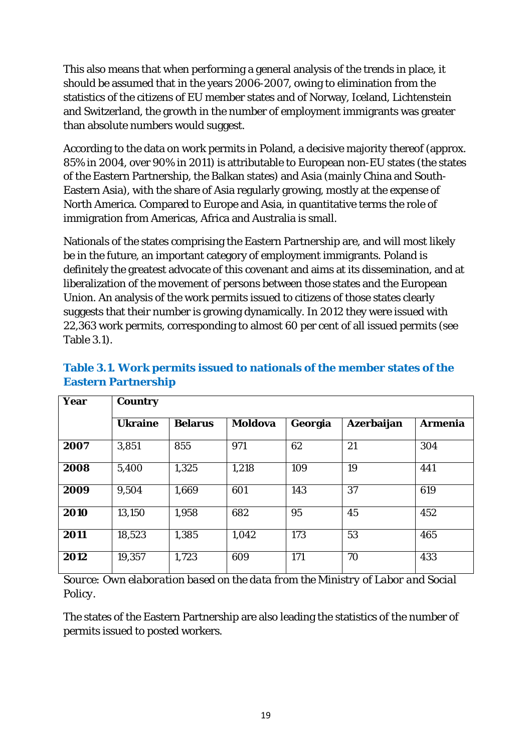This also means that when performing a general analysis of the trends in place, it should be assumed that in the years 2006-2007, owing to elimination from the statistics of the citizens of EU member states and of Norway, Iceland, Lichtenstein and Switzerland, the growth in the number of employment immigrants was greater than absolute numbers would suggest.

According to the data on work permits in Poland, a decisive majority thereof (approx. 85% in 2004, over 90% in 2011) is attributable to European non-EU states (the states of the Eastern Partnership, the Balkan states) and Asia (mainly China and South-Eastern Asia), with the share of Asia regularly growing, mostly at the expense of North America. Compared to Europe and Asia, in quantitative terms the role of immigration from Americas, Africa and Australia is small.

Nationals of the states comprising the Eastern Partnership are, and will most likely be in the future, an important category of employment immigrants. Poland is definitely the greatest advocate of this covenant and aims at its dissemination, and at liberalization of the movement of persons between those states and the European Union. An analysis of the work permits issued to citizens of those states clearly suggests that their number is growing dynamically. In 2012 they were issued with 22,363 work permits, corresponding to almost 60 per cent of all issued permits (see Table 3.1).

**Table 3.1. Work permits issued to nationals of the member states of the Eastern Partnership**

| **Year** | **Country** | | | | | |
|---|---|---|---|---|---|---|
| | **Ukraine** | **Belarus** | **Moldova** | **Georgia** | **Azerbaijan** | **Armenia** |
| **2007** | 3,851 | 855 | 971 | 62 | 21 | 304 |
| **2008** | 5,400 | 1,325 | 1,218 | 109 | 19 | 441 |
| **2009** | 9,504 | 1,669 | 601 | 143 | 37 | 619 |
| **2010** | 13,150 | 1,958 | 682 | 95 | 45 | 452 |
| **2011** | 18,523 | 1,385 | 1,042 | 173 | 53 | 465 |
| **2012** | 19,357 | 1,723 | 609 | 171 | 70 | 433 |

*Source: Own elaboration based on the data from the Ministry of Labor and Social Policy.*

The states of the Eastern Partnership are also leading the statistics of the number of permits issued to posted workers.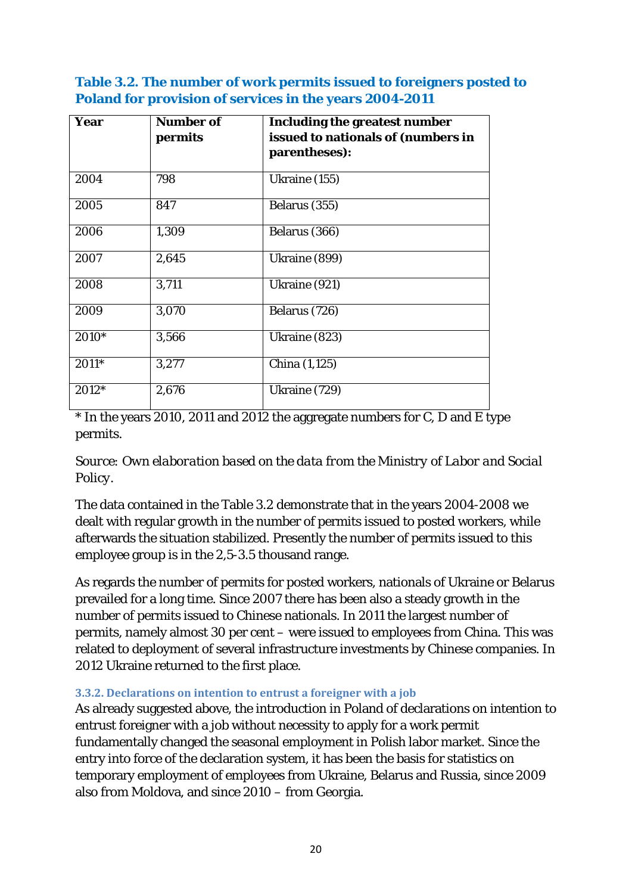**Table 3.2. The number of work permits issued to foreigners posted to Poland for provision of services in the years 2004-2011**

| Year | Number of permits | Including the greatest number issued to nationals of (numbers in parentheses): |
|---|---|---|
| 2004 | 798 | Ukraine (155) |
| 2005 | 847 | Belarus (355) |
| 2006 | 1,309 | Belarus (366) |
| 2007 | 2,645 | Ukraine (899) |
| 2008 | 3,711 | Ukraine (921) |
| 2009 | 3,070 | Belarus (726) |
| 2010* | 3,566 | Ukraine (823) |
| 2011* | 3,277 | China (1,125) |
| 2012* | 2,676 | Ukraine (729) |

* In the years 2010, 2011 and 2012 the aggregate numbers for C, D and E type permits.

*Source: Own elaboration based on the data from the Ministry of Labor and Social Policy.*

The data contained in the Table 3.2 demonstrate that in the years 2004-2008 we dealt with regular growth in the number of permits issued to posted workers, while afterwards the situation stabilized. Presently the number of permits issued to this employee group is in the 2,5-3.5 thousand range.

As regards the number of permits for posted workers, nationals of Ukraine or Belarus prevailed for a long time. Since 2007 there has been also a steady growth in the number of permits issued to Chinese nationals. In 2011 the largest number of permits, namely almost 30 per cent – were issued to employees from China. This was related to deployment of several infrastructure investments by Chinese companies. In 2012 Ukraine returned to the first place.

### 3.3.2. Declarations on intention to entrust a foreigner with a job

As already suggested above, the introduction in Poland of declarations on intention to entrust foreigner with a job without necessity to apply for a work permit fundamentally changed the seasonal employment in Polish labor market. Since the entry into force of the declaration system, it has been the basis for statistics on temporary employment of employees from Ukraine, Belarus and Russia, since 2009 also from Moldova, and since 2010 – from Georgia.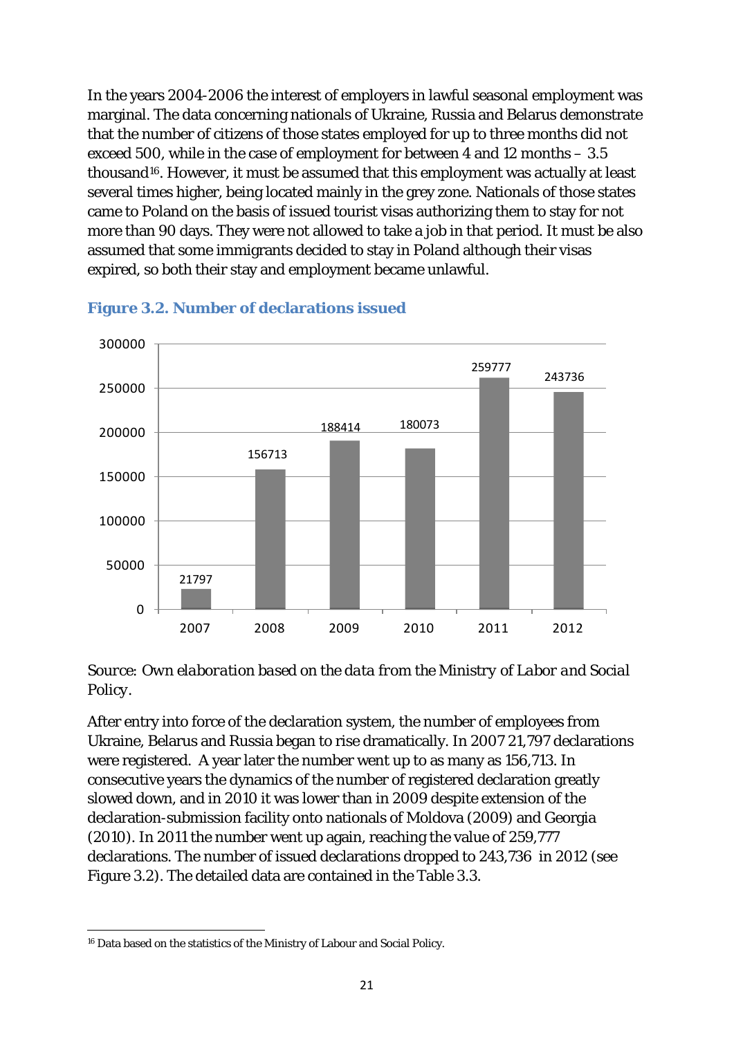In the years 2004-2006 the interest of employers in lawful seasonal employment was marginal. The data concerning nationals of Ukraine, Russia and Belarus demonstrate that the number of citizens of those states employed for up to three months did not exceed 500, while in the case of employment for between 4 and 12 months – 3.5 thousand[16]. However, it must be assumed that this employment was actually at least several times higher, being located mainly in the grey zone. Nationals of those states came to Poland on the basis of issued tourist visas authorizing them to stay for not more than 90 days. They were not allowed to take a job in that period. It must be also assumed that some immigrants decided to stay in Poland although their visas expired, so both their stay and employment became unlawful.

**Figure 3.2. Number of declarations issued**

| Year | Number of declarations |
|---|---|
| 2007 | 21797 |
| 2008 | 156713 |
| 2009 | 188414 |
| 2010 | 180073 |
| 2011 | 259777 |
| 2012 | 243736 |

*Source: Own elaboration based on the data from the Ministry of Labor and Social Policy.*

After entry into force of the declaration system, the number of employees from Ukraine, Belarus and Russia began to rise dramatically. In 2007 21,797 declarations were registered. A year later the number went up to as many as 156,713. In consecutive years the dynamics of the number of registered declaration greatly slowed down, and in 2010 it was lower than in 2009 despite extension of the declaration-submission facility onto nationals of Moldova (2009) and Georgia (2010). In 2011 the number went up again, reaching the value of 259,777 declarations. The number of issued declarations dropped to 243,736 in 2012 (see Figure 3.2). The detailed data are contained in the Table 3.3.

[16] Data based on the statistics of the Ministry of Labour and Social Policy.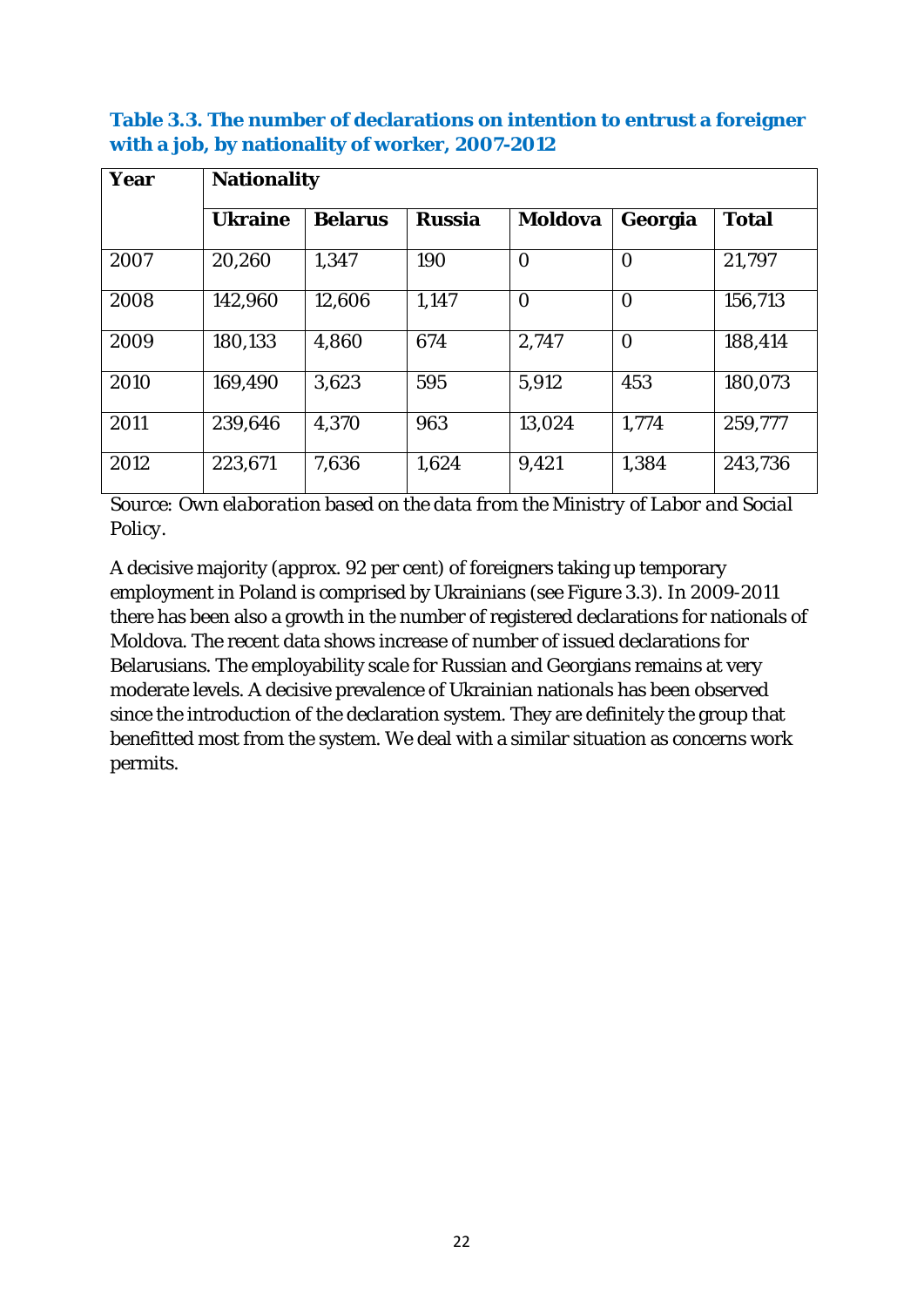**Table 3.3. The number of declarations on intention to entrust a foreigner with a job, by nationality of worker, 2007-2012**

| Year | Nationality | | | | | |
|---|---|---|---|---|---|---|
| | **Ukraine** | **Belarus** | **Russia** | **Moldova** | **Georgia** | **Total** |
| 2007 | 20,260 | 1,347 | 190 | 0 | 0 | 21,797 |
| 2008 | 142,960 | 12,606 | 1,147 | 0 | 0 | 156,713 |
| 2009 | 180,133 | 4,860 | 674 | 2,747 | 0 | 188,414 |
| 2010 | 169,490 | 3,623 | 595 | 5,912 | 453 | 180,073 |
| 2011 | 239,646 | 4,370 | 963 | 13,024 | 1,774 | 259,777 |
| 2012 | 223,671 | 7,636 | 1,624 | 9,421 | 1,384 | 243,736 |

*Source: Own elaboration based on the data from the Ministry of Labor and Social Policy.*

A decisive majority (approx. 92 per cent) of foreigners taking up temporary employment in Poland is comprised by Ukrainians (see Figure 3.3). In 2009-2011 there has been also a growth in the number of registered declarations for nationals of Moldova. The recent data shows increase of number of issued declarations for Belarusians. The employability scale for Russian and Georgians remains at very moderate levels. A decisive prevalence of Ukrainian nationals has been observed since the introduction of the declaration system. They are definitely the group that benefitted most from the system. We deal with a similar situation as concerns work permits.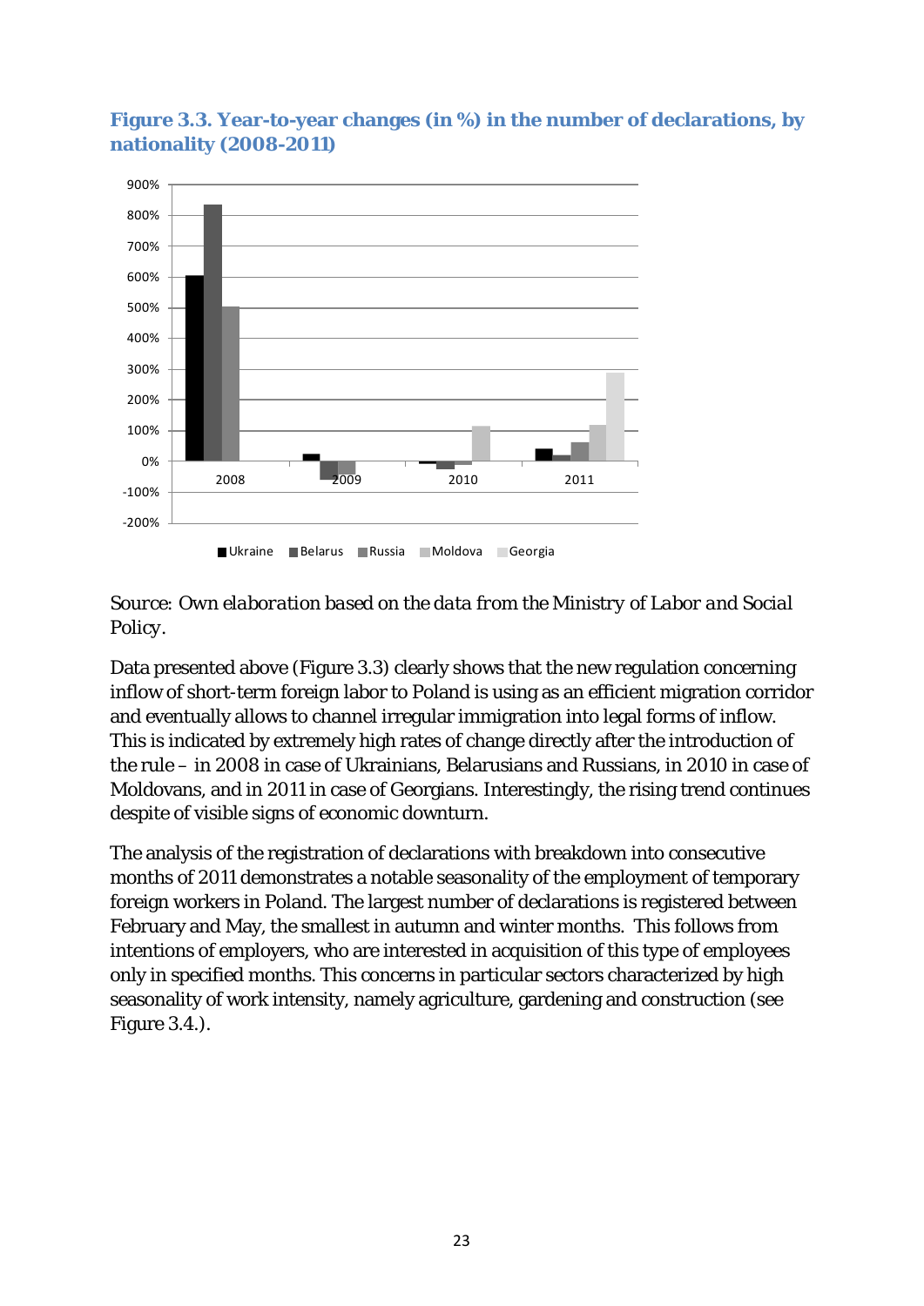**Figure 3.3. Year-to-year changes (in %) in the number of declarations, by nationality (2008-2011)**

900%
800%
700%
600%
500%
400%
300%
200%
100%
0%
-100%
-200%

2008
2009
2010
2011

Ukraine
Belarus
Russia
Moldova
Georgia

*Source: Own elaboration based on the data from the Ministry of Labor and Social Policy.*

Data presented above (Figure 3.3) clearly shows that the new regulation concerning inflow of short-term foreign labor to Poland is using as an efficient migration corridor and eventually allows to channel irregular immigration into legal forms of inflow. This is indicated by extremely high rates of change directly after the introduction of the rule – in 2008 in case of Ukrainians, Belarusians and Russians, in 2010 in case of Moldovans, and in 2011 in case of Georgians. Interestingly, the rising trend continues despite of visible signs of economic downturn.

The analysis of the registration of declarations with breakdown into consecutive months of 2011 demonstrates a notable seasonality of the employment of temporary foreign workers in Poland. The largest number of declarations is registered between February and May, the smallest in autumn and winter months. This follows from intentions of employers, who are interested in acquisition of this type of employees only in specified months. This concerns in particular sectors characterized by high seasonality of work intensity, namely agriculture, gardening and construction (see Figure 3.4.).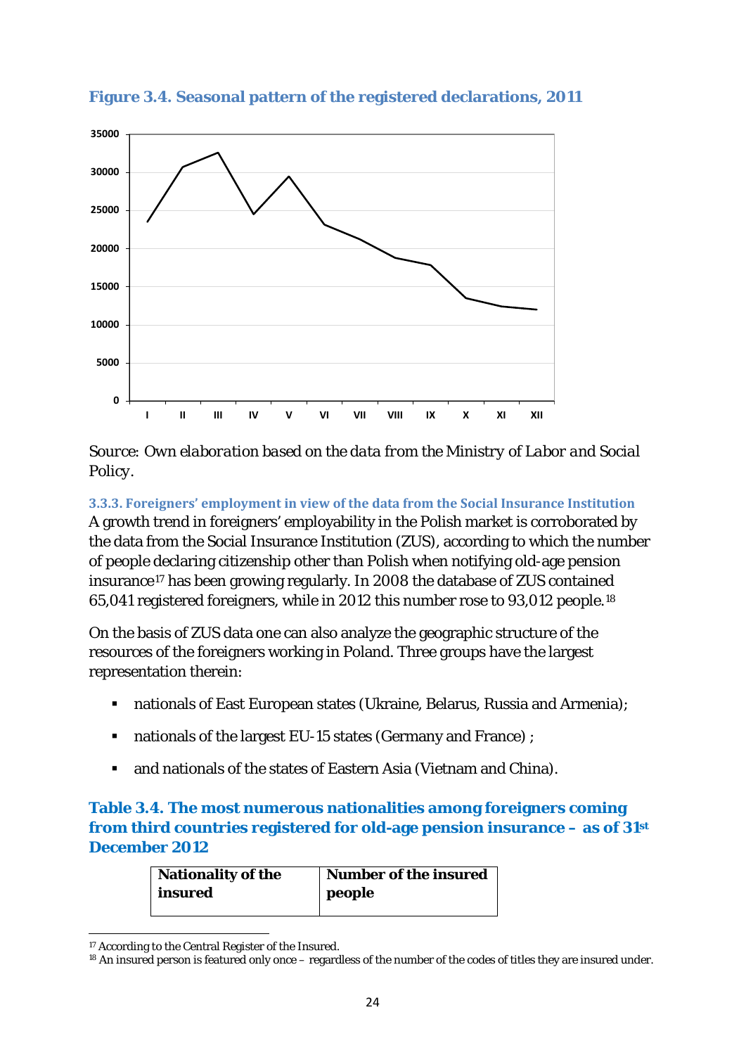**Figure 3.4. Seasonal pattern of the registered declarations, 2011**

35000
30000
25000
20000
15000
10000
5000
0

I II III IV V VI VII VIII IX X XI XII

*Source: Own elaboration based on the data from the Ministry of Labor and Social Policy.*

### 3.3.3. Foreigners' employment in view of the data from the Social Insurance Institution

A growth trend in foreigners' employability in the Polish market is corroborated by the data from the Social Insurance Institution (ZUS), according to which the number of people declaring citizenship other than Polish when notifying old-age pension insurance[17] has been growing regularly. In 2008 the database of ZUS contained 65,041 registered foreigners, while in 2012 this number rose to 93,012 people.[18]

On the basis of ZUS data one can also analyze the geographic structure of the resources of the foreigners working in Poland. Three groups have the largest representation therein:

- nationals of East European states (Ukraine, Belarus, Russia and Armenia);
- nationals of the largest EU-15 states (Germany and France) ;
- and nationals of the states of Eastern Asia (Vietnam and China).

**Table 3.4. The most numerous nationalities among foreigners coming from third countries registered for old-age pension insurance – as of 31st December 2012**

| Nationality of the insured | Number of the insured people |
|---|---|

[17] According to the Central Register of the Insured.

[18] An insured person is featured only once – regardless of the number of the codes of titles they are insured under.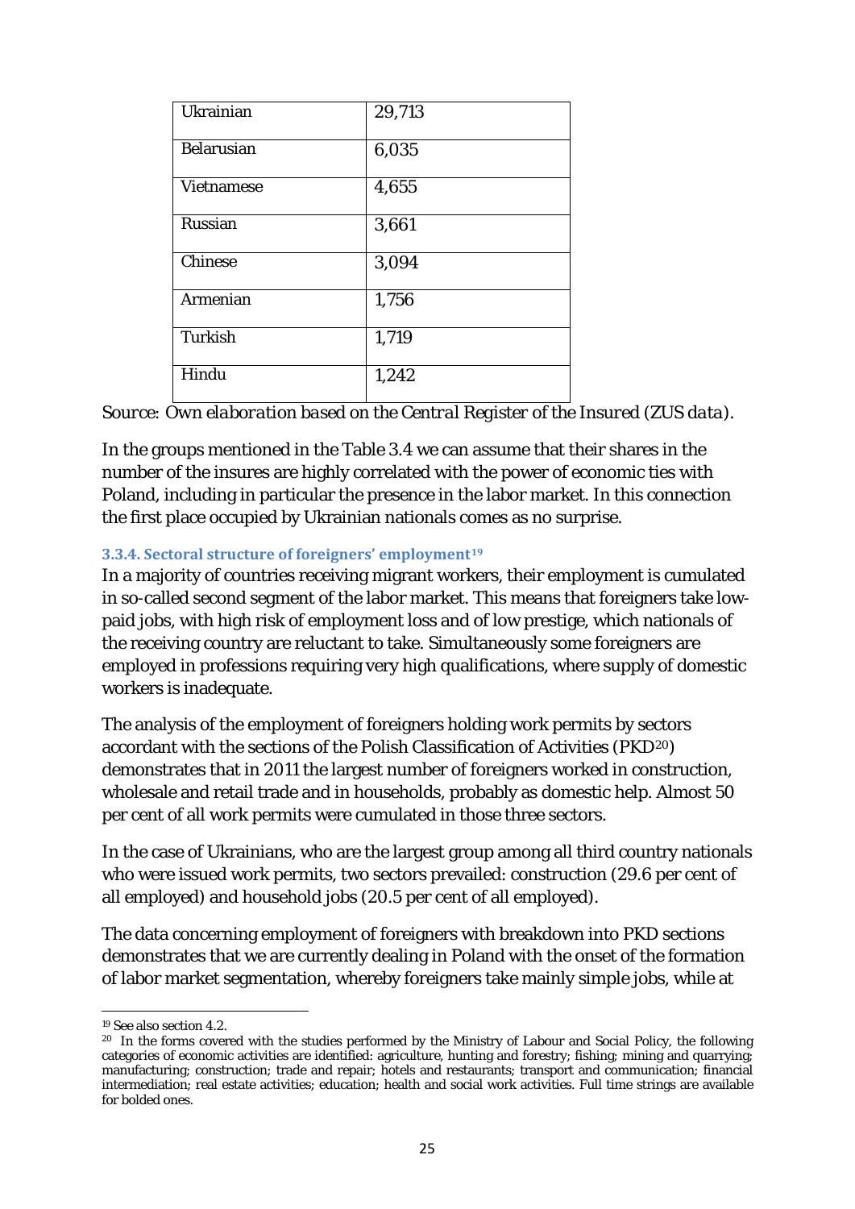| | |
|---|---|
| Ukrainian | 29,713 |
| Belarusian | 6,035 |
| Vietnamese | 4,655 |
| Russian | 3,661 |
| Chinese | 3,094 |
| Armenian | 1,756 |
| Turkish | 1,719 |
| Hindu | 1,242 |

*Source: Own elaboration based on the Central Register of the Insured (ZUS data).*

In the groups mentioned in the Table 3.4 we can assume that their shares in the number of the insures are highly correlated with the power of economic ties with Poland, including in particular the presence in the labor market. In this connection the first place occupied by Ukrainian nationals comes as no surprise.

#### 3.3.4. Sectoral structure of foreigners' employment[19]

In a majority of countries receiving migrant workers, their employment is cumulated in so-called second segment of the labor market. This means that foreigners take low-paid jobs, with high risk of employment loss and of low prestige, which nationals of the receiving country are reluctant to take. Simultaneously some foreigners are employed in professions requiring very high qualifications, where supply of domestic workers is inadequate.

The analysis of the employment of foreigners holding work permits by sectors accordant with the sections of the Polish Classification of Activities (PKD[20]) demonstrates that in 2011 the largest number of foreigners worked in construction, wholesale and retail trade and in households, probably as domestic help. Almost 50 per cent of all work permits were cumulated in those three sectors.

In the case of Ukrainians, who are the largest group among all third country nationals who were issued work permits, two sectors prevailed: construction (29.6 per cent of all employed) and household jobs (20.5 per cent of all employed).

The data concerning employment of foreigners with breakdown into PKD sections demonstrates that we are currently dealing in Poland with the onset of the formation of labor market segmentation, whereby foreigners take mainly simple jobs, while at

[19] See also section 4.2.

[20] In the forms covered with the studies performed by the Ministry of Labour and Social Policy, the following categories of economic activities are identified: agriculture, hunting and forestry; fishing; mining and quarrying; manufacturing; construction; trade and repair; hotels and restaurants; transport and communication; financial intermediation; real estate activities; education; health and social work activities. Full time strings are available for bolded ones.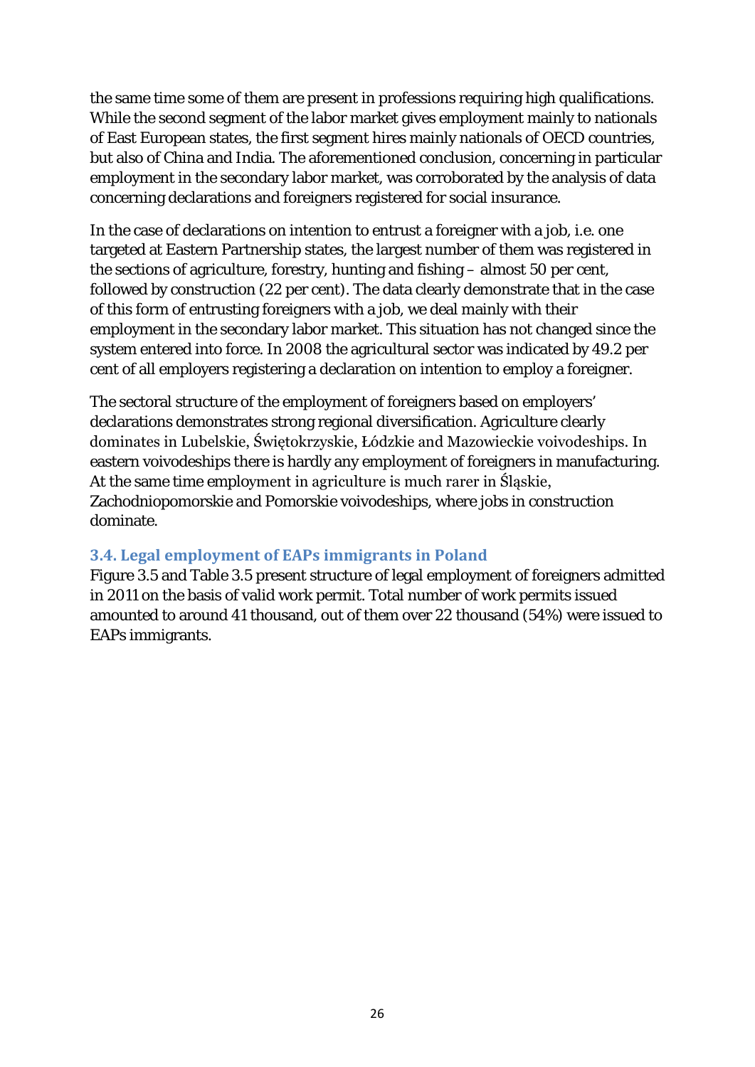the same time some of them are present in professions requiring high qualifications. While the second segment of the labor market gives employment mainly to nationals of East European states, the first segment hires mainly nationals of OECD countries, but also of China and India. The aforementioned conclusion, concerning in particular employment in the secondary labor market, was corroborated by the analysis of data concerning declarations and foreigners registered for social insurance.

In the case of declarations on intention to entrust a foreigner with a job, i.e. one targeted at Eastern Partnership states, the largest number of them was registered in the sections of agriculture, forestry, hunting and fishing – almost 50 per cent, followed by construction (22 per cent). The data clearly demonstrate that in the case of this form of entrusting foreigners with a job, we deal mainly with their employment in the secondary labor market. This situation has not changed since the system entered into force. In 2008 the agricultural sector was indicated by 49.2 per cent of all employers registering a declaration on intention to employ a foreigner.

The sectoral structure of the employment of foreigners based on employers' declarations demonstrates strong regional diversification. Agriculture clearly dominates in Lubelskie, Świętokrzyskie, Łódzkie and Mazowieckie voivodeships. In eastern voivodeships there is hardly any employment of foreigners in manufacturing. At the same time employment in agriculture is much rarer in Śląskie, Zachodniopomorskie and Pomorskie voivodeships, where jobs in construction dominate.

### 3.4. Legal employment of EAPs immigrants in Poland

Figure 3.5 and Table 3.5 present structure of legal employment of foreigners admitted in 2011 on the basis of valid work permit. Total number of work permits issued amounted to around 41 thousand, out of them over 22 thousand (54%) were issued to EAPs immigrants.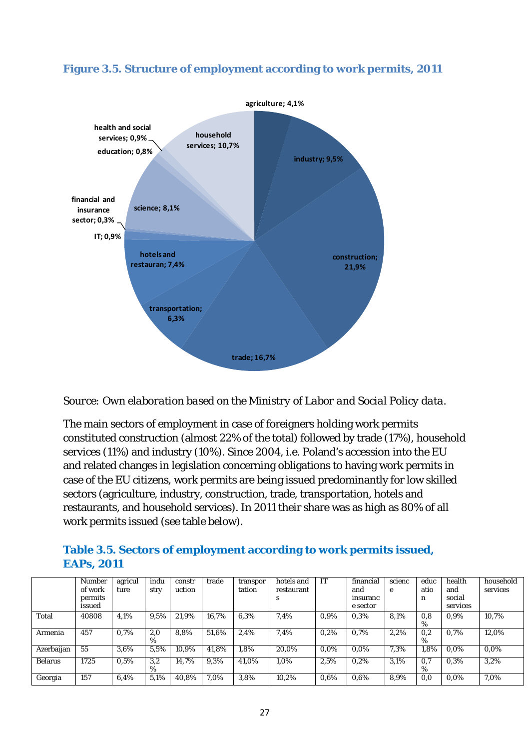### Figure 3.5. Structure of employment according to work permits, 2011

agriculture; 4,1%
industry; 9,5%
construction; 21,9%
trade; 16,7%
transportation; 6,3%
hotels and restauran; 7,4%
IT; 0,9%
financial and insurance sector; 0,3%
science; 8,1%
education; 0,8%
health and social services; 0,9%
household services; 10,7%

*Source: Own elaboration based on the Ministry of Labor and Social Policy data.*

The main sectors of employment in case of foreigners holding work permits constituted construction (almost 22% of the total) followed by trade (17%), household services (11%) and industry (10%). Since 2004, i.e. Poland's accession into the EU and related changes in legislation concerning obligations to having work permits in case of the EU citizens, work permits are being issued predominantly for low skilled sectors (agriculture, industry, construction, trade, transportation, hotels and restaurants, and household services). In 2011 their share was as high as 80% of all work permits issued (see table below).

### Table 3.5. Sectors of employment according to work permits issued, EAPs, 2011

| | Number of work permits issued | agriculture | industry | construction | trade | transportation | hotels and restaurants | IT | financial and insurance sector | science | education | health and social services | household services |
|---|---|---|---|---|---|---|---|---|---|---|---|---|---|
| Total | 40808 | 4,1% | 9,5% | 21,9% | 16,7% | 6,3% | 7,4% | 0,9% | 0,3% | 8,1% | 0,8% | 0,9% | 10,7% |
| Armenia | 457 | 0,7% | 2,0% | 8,8% | 51,6% | 2,4% | 7,4% | 0,2% | 0,7% | 2,2% | 0,2% | 0,7% | 12,0% |
| Azerbaijan | 55 | 3,6% | 5,5% | 10,9% | 41,8% | 1,8% | 20,0% | 0,0% | 0,0% | 7,3% | 1,8% | 0,0% | 0,0% |
| Belarus | 1725 | 0,5% | 3,2% | 14,7% | 9,3% | 41,0% | 1,0% | 2,5% | 0,2% | 3,1% | 0,7% | 0,3% | 3,2% |
| Georgia | 157 | 6,4% | 5,1% | 40,8% | 7,0% | 3,8% | 10,2% | 0,6% | 0,6% | 8,9% | 0,0 | 0,0% | 7,0% |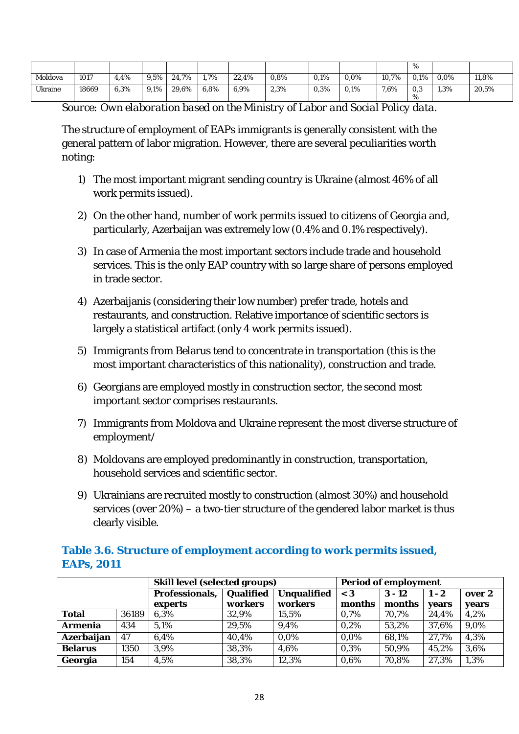| | | | | | | | | | | | | | |
|---|---|---|---|---|---|---|---|---|---|---|---|---|---|
| | | | | | | | | | | | % | | |
| Moldova | 1017 | 4,4% | 9,5% | 24,7% | 1,7% | 22,4% | 0,8% | 0,1% | 0,0% | 10,7% | 0,1% | 0,0% | 11,8% |
| Ukraine | 18669 | 6,3% | 9,1% | 29,6% | 6,8% | 6,9% | 2,3% | 0,3% | 0,1% | 7,6% | 0,3 % | 1,3% | 20,5% |

*Source: Own elaboration based on the Ministry of Labor and Social Policy data.*

The structure of employment of EAPs immigrants is generally consistent with the general pattern of labor migration. However, there are several peculiarities worth noting:

1) The most important migrant sending country is Ukraine (almost 46% of all work permits issued).
2) On the other hand, number of work permits issued to citizens of Georgia and, particularly, Azerbaijan was extremely low (0.4% and 0.1% respectively).
3) In case of Armenia the most important sectors include trade and household services. This is the only EAP country with so large share of persons employed in trade sector.
4) Azerbaijanis (considering their low number) prefer trade, hotels and restaurants, and construction. Relative importance of scientific sectors is largely a statistical artifact (only 4 work permits issued).
5) Immigrants from Belarus tend to concentrate in transportation (this is the most important characteristics of this nationality), construction and trade.
6) Georgians are employed mostly in construction sector, the second most important sector comprises restaurants.
7) Immigrants from Moldova and Ukraine represent the most diverse structure of employment/
8) Moldovans are employed predominantly in construction, transportation, household services and scientific sector.
9) Ukrainians are recruited mostly to construction (almost 30%) and household services (over 20%) – a two-tier structure of the gendered labor market is thus clearly visible.

### Table 3.6. Structure of employment according to work permits issued, EAPs, 2011

| | | Skill level (selected groups) | | | Period of employment | | | |
|---|---|---|---|---|---|---|---|---|
| | | Professionals, experts | Qualified workers | Unqualified workers | < 3 months | 3 - 12 months | 1 - 2 years | over 2 years |
| **Total** | 36189 | 6,3% | 32,9% | 15,5% | 0,7% | 70,7% | 24,4% | 4,2% |
| **Armenia** | 434 | 5,1% | 29,5% | 9,4% | 0,2% | 53,2% | 37,6% | 9,0% |
| **Azerbaijan** | 47 | 6,4% | 40,4% | 0,0% | 0,0% | 68,1% | 27,7% | 4,3% |
| **Belarus** | 1350 | 3,9% | 38,3% | 4,6% | 0,3% | 50,9% | 45,2% | 3,6% |
| **Georgia** | 154 | 4,5% | 38,3% | 12,3% | 0,6% | 70,8% | 27,3% | 1,3% |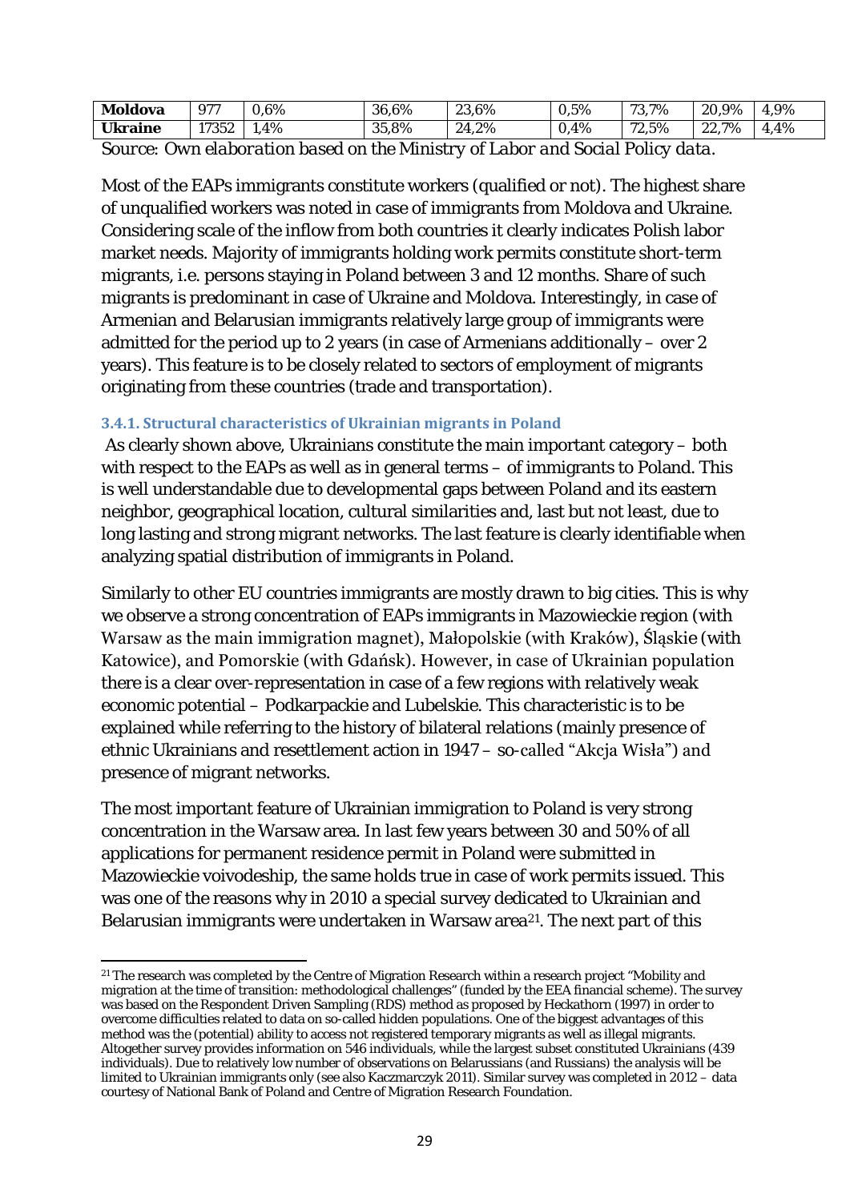| | | | | | | | | |
|---|---|---|---|---|---|---|---|---|
| **Moldova** | 977 | 0,6% | 36,6% | 23,6% | 0,5% | 73,7% | 20,9% | 4,9% |
| **Ukraine** | 17352 | 1,4% | 35,8% | 24,2% | 0,4% | 72,5% | 22,7% | 4,4% |

*Source: Own elaboration based on the Ministry of Labor and Social Policy data.*

Most of the EAPs immigrants constitute workers (qualified or not). The highest share of unqualified workers was noted in case of immigrants from Moldova and Ukraine. Considering scale of the inflow from both countries it clearly indicates Polish labor market needs. Majority of immigrants holding work permits constitute short-term migrants, i.e. persons staying in Poland between 3 and 12 months. Share of such migrants is predominant in case of Ukraine and Moldova. Interestingly, in case of Armenian and Belarusian immigrants relatively large group of immigrants were admitted for the period up to 2 years (in case of Armenians additionally – over 2 years). This feature is to be closely related to sectors of employment of migrants originating from these countries (trade and transportation).

### 3.4.1. Structural characteristics of Ukrainian migrants in Poland

As clearly shown above, Ukrainians constitute the main important category – both with respect to the EAPs as well as in general terms – of immigrants to Poland. This is well understandable due to developmental gaps between Poland and its eastern neighbor, geographical location, cultural similarities and, last but not least, due to long lasting and strong migrant networks. The last feature is clearly identifiable when analyzing spatial distribution of immigrants in Poland.

Similarly to other EU countries immigrants are mostly drawn to big cities. This is why we observe a strong concentration of EAPs immigrants in Mazowieckie region (with Warsaw as the main immigration magnet), Małopolskie (with Kraków), Śląskie (with Katowice), and Pomorskie (with Gdańsk). However, in case of Ukrainian population there is a clear over-representation in case of a few regions with relatively weak economic potential – Podkarpackie and Lubelskie. This characteristic is to be explained while referring to the history of bilateral relations (mainly presence of ethnic Ukrainians and resettlement action in 1947 – so-called "Akcja Wisła") and presence of migrant networks.

The most important feature of Ukrainian immigration to Poland is very strong concentration in the Warsaw area. In last few years between 30 and 50% of all applications for permanent residence permit in Poland were submitted in Mazowieckie voivodeship, the same holds true in case of work permits issued. This was one of the reasons why in 2010 a special survey dedicated to Ukrainian and Belarusian immigrants were undertaken in Warsaw area[21]. The next part of this

[21] The research was completed by the Centre of Migration Research within a research project "Mobility and migration at the time of transition: methodological challenges" (funded by the EEA financial scheme). The survey was based on the Respondent Driven Sampling (RDS) method as proposed by Heckathorn (1997) in order to overcome difficulties related to data on so-called hidden populations. One of the biggest advantages of this method was the (potential) ability to access not registered temporary migrants as well as illegal migrants. Altogether survey provides information on 546 individuals, while the largest subset constituted Ukrainians (439 individuals). Due to relatively low number of observations on Belarussians (and Russians) the analysis will be limited to Ukrainian immigrants only (see also Kaczmarczyk 2011). Similar survey was completed in 2012 – data courtesy of National Bank of Poland and Centre of Migration Research Foundation.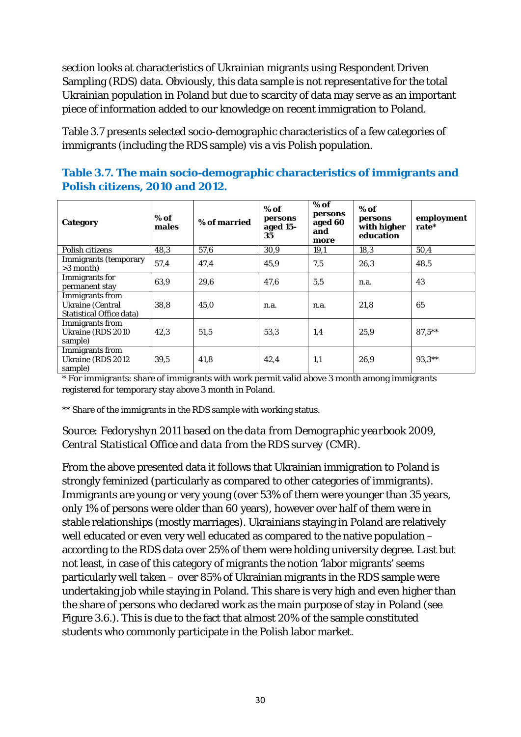section looks at characteristics of Ukrainian migrants using Respondent Driven Sampling (RDS) data. Obviously, this data sample is not representative for the total Ukrainian population in Poland but due to scarcity of data may serve as an important piece of information added to our knowledge on recent immigration to Poland.

Table 3.7 presents selected socio-demographic characteristics of a few categories of immigrants (including the RDS sample) vis a vis Polish population.

### Table 3.7. The main socio-demographic characteristics of immigrants and Polish citizens, 2010 and 2012.

| Category | % of males | % of married | % of persons aged 15-35 | % of persons aged 60 and more | % of persons with higher education | employment rate* |
|---|---|---|---|---|---|---|
| Polish citizens | 48,3 | 57,6 | 30,9 | 19,1 | 18,3 | 50,4 |
| Immigrants (temporary >3 month) | 57,4 | 47,4 | 45,9 | 7,5 | 26,3 | 48,5 |
| Immigrants for permanent stay | 63,9 | 29,6 | 47,6 | 5,5 | n.a. | 43 |
| Immigrants from Ukraine (Central Statistical Office data) | 38,8 | 45,0 | n.a. | n.a. | 21,8 | 65 |
| Immigrants from Ukraine (RDS 2010 sample) | 42,3 | 51,5 | 53,3 | 1,4 | 25,9 | 87,5** |
| Immigrants from Ukraine (RDS 2012 sample) | 39,5 | 41,8 | 42,4 | 1,1 | 26,9 | 93,3** |

* For immigrants: share of immigrants with work permit valid above 3 month among immigrants registered for temporary stay above 3 month in Poland.

** Share of the immigrants in the RDS sample with working status.

*Source: Fedoryshyn 2011 based on the data from Demographic yearbook 2009, Central Statistical Office and data from the RDS survey (CMR).*

From the above presented data it follows that Ukrainian immigration to Poland is strongly feminized (particularly as compared to other categories of immigrants). Immigrants are young or very young (over 53% of them were younger than 35 years, only 1% of persons were older than 60 years), however over half of them were in stable relationships (mostly marriages). Ukrainians staying in Poland are relatively well educated or even very well educated as compared to the native population – according to the RDS data over 25% of them were holding university degree. Last but not least, in case of this category of migrants the notion 'labor migrants' seems particularly well taken – over 85% of Ukrainian migrants in the RDS sample were undertaking job while staying in Poland. This share is very high and even higher than the share of persons who declared work as the main purpose of stay in Poland (see Figure 3.6.). This is due to the fact that almost 20% of the sample constituted students who commonly participate in the Polish labor market.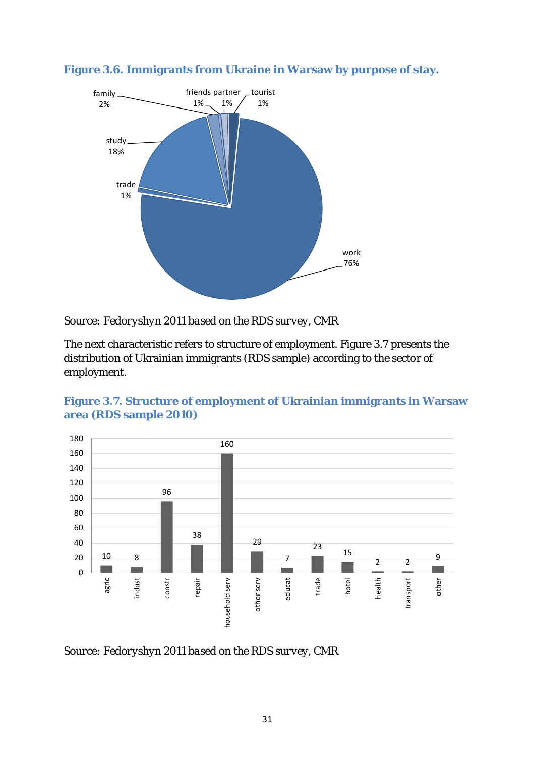**Figure 3.6. Immigrants from Ukraine in Warsaw by purpose of stay.**

family 2%
friends partner 1%
1%
tourist 1%
study 18%
trade 1%
work 76%

Source: Fedoryshyn 2011 based on the RDS survey, CMR

The next characteristic refers to structure of employment. Figure 3.7 presents the distribution of Ukrainian immigrants (RDS sample) according to the sector of employment.

**Figure 3.7. Structure of employment of Ukrainian immigrants in Warsaw area (RDS sample 2010)**

180
160
140
120
100
80
60
40
20
0

10 agric
8 indust
96 constr
38 repair
160 household serv
29 other serv
7 educat
23 trade
15 hotel
2 health
2 transport
9 other

Source: Fedoryshyn 2011 based on the RDS survey, CMR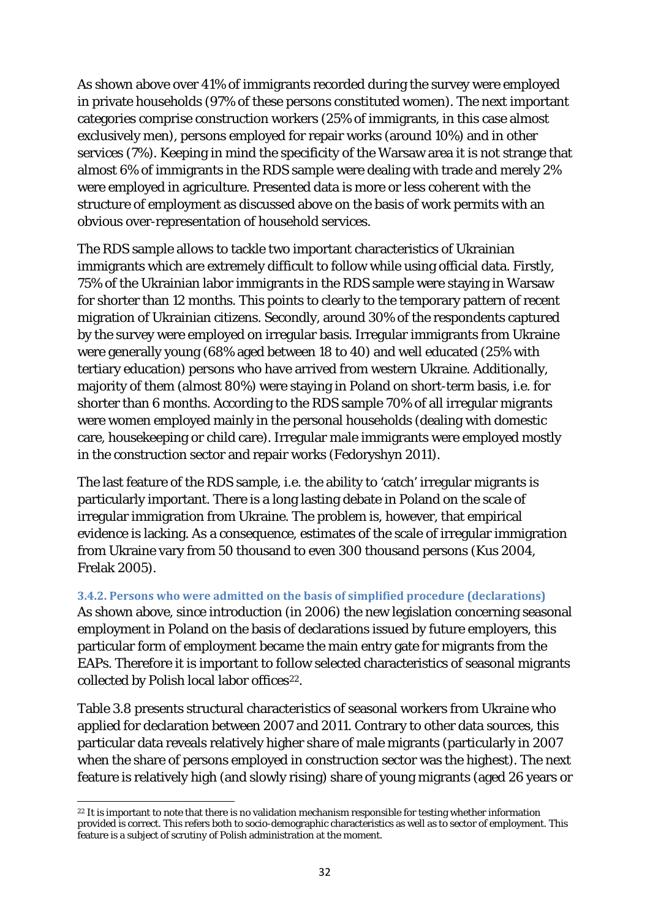As shown above over 41% of immigrants recorded during the survey were employed in private households (97% of these persons constituted women). The next important categories comprise construction workers (25% of immigrants, in this case almost exclusively men), persons employed for repair works (around 10%) and in other services (7%). Keeping in mind the specificity of the Warsaw area it is not strange that almost 6% of immigrants in the RDS sample were dealing with trade and merely 2% were employed in agriculture. Presented data is more or less coherent with the structure of employment as discussed above on the basis of work permits with an obvious over-representation of household services.

The RDS sample allows to tackle two important characteristics of Ukrainian immigrants which are extremely difficult to follow while using official data. Firstly, 75% of the Ukrainian labor immigrants in the RDS sample were staying in Warsaw for shorter than 12 months. This points to clearly to the temporary pattern of recent migration of Ukrainian citizens. Secondly, around 30% of the respondents captured by the survey were employed on irregular basis. Irregular immigrants from Ukraine were generally young (68% aged between 18 to 40) and well educated (25% with tertiary education) persons who have arrived from western Ukraine. Additionally, majority of them (almost 80%) were staying in Poland on short-term basis, i.e. for shorter than 6 months. According to the RDS sample 70% of all irregular migrants were women employed mainly in the personal households (dealing with domestic care, housekeeping or child care). Irregular male immigrants were employed mostly in the construction sector and repair works (Fedoryshyn 2011).

The last feature of the RDS sample, i.e. the ability to 'catch' irregular migrants is particularly important. There is a long lasting debate in Poland on the scale of irregular immigration from Ukraine. The problem is, however, that empirical evidence is lacking. As a consequence, estimates of the scale of irregular immigration from Ukraine vary from 50 thousand to even 300 thousand persons (Kus 2004, Frelak 2005).

### 3.4.2. Persons who were admitted on the basis of simplified procedure (declarations)

As shown above, since introduction (in 2006) the new legislation concerning seasonal employment in Poland on the basis of declarations issued by future employers, this particular form of employment became the main entry gate for migrants from the EAPs. Therefore it is important to follow selected characteristics of seasonal migrants collected by Polish local labor offices[22].

Table 3.8 presents structural characteristics of seasonal workers from Ukraine who applied for declaration between 2007 and 2011. Contrary to other data sources, this particular data reveals relatively higher share of male migrants (particularly in 2007 when the share of persons employed in construction sector was the highest). The next feature is relatively high (and slowly rising) share of young migrants (aged 26 years or

[22] It is important to note that there is no validation mechanism responsible for testing whether information provided is correct. This refers both to socio-demographic characteristics as well as to sector of employment. This feature is a subject of scrutiny of Polish administration at the moment.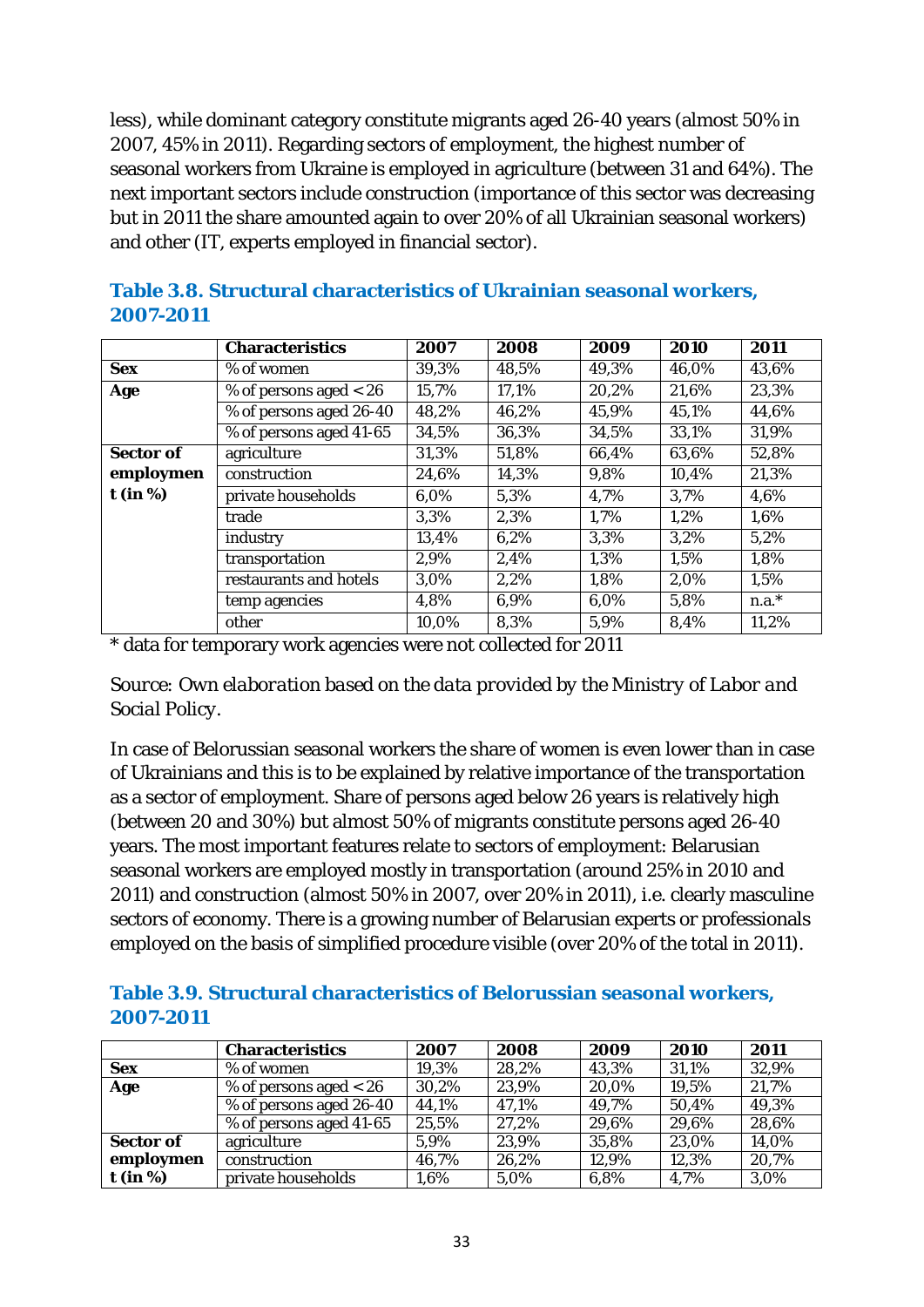less), while dominant category constitute migrants aged 26-40 years (almost 50% in 2007, 45% in 2011). Regarding sectors of employment, the highest number of seasonal workers from Ukraine is employed in agriculture (between 31 and 64%). The next important sectors include construction (importance of this sector was decreasing but in 2011 the share amounted again to over 20% of all Ukrainian seasonal workers) and other (IT, experts employed in financial sector).

### Table 3.8. Structural characteristics of Ukrainian seasonal workers, 2007-2011

| | Characteristics | 2007 | 2008 | 2009 | 2010 | 2011 |
|---|---|---|---|---|---|---|
| **Sex** | % of women | 39,3% | 48,5% | 49,3% | 46,0% | 43,6% |
| **Age** | % of persons aged < 26 | 15,7% | 17,1% | 20,2% | 21,6% | 23,3% |
| | % of persons aged 26-40 | 48,2% | 46,2% | 45,9% | 45,1% | 44,6% |
| | % of persons aged 41-65 | 34,5% | 36,3% | 34,5% | 33,1% | 31,9% |
| **Sector of employment (in %)** | agriculture | 31,3% | 51,8% | 66,4% | 63,6% | 52,8% |
| | construction | 24,6% | 14,3% | 9,8% | 10,4% | 21,3% |
| | private households | 6,0% | 5,3% | 4,7% | 3,7% | 4,6% |
| | trade | 3,3% | 2,3% | 1,7% | 1,2% | 1,6% |
| | industry | 13,4% | 6,2% | 3,3% | 3,2% | 5,2% |
| | transportation | 2,9% | 2,4% | 1,3% | 1,5% | 1,8% |
| | restaurants and hotels | 3,0% | 2,2% | 1,8% | 2,0% | 1,5% |
| | temp agencies | 4,8% | 6,9% | 6,0% | 5,8% | n.a.* |
| | other | 10,0% | 8,3% | 5,9% | 8,4% | 11,2% |

* data for temporary work agencies were not collected for 2011

*Source: Own elaboration based on the data provided by the Ministry of Labor and Social Policy.*

In case of Belorussian seasonal workers the share of women is even lower than in case of Ukrainians and this is to be explained by relative importance of the transportation as a sector of employment. Share of persons aged below 26 years is relatively high (between 20 and 30%) but almost 50% of migrants constitute persons aged 26-40 years. The most important features relate to sectors of employment: Belarusian seasonal workers are employed mostly in transportation (around 25% in 2010 and 2011) and construction (almost 50% in 2007, over 20% in 2011), i.e. clearly masculine sectors of economy. There is a growing number of Belarusian experts or professionals employed on the basis of simplified procedure visible (over 20% of the total in 2011).

### Table 3.9. Structural characteristics of Belorussian seasonal workers, 2007-2011

| | Characteristics | 2007 | 2008 | 2009 | 2010 | 2011 |
|---|---|---|---|---|---|---|
| **Sex** | % of women | 19,3% | 28,2% | 43,3% | 31,1% | 32,9% |
| **Age** | % of persons aged < 26 | 30,2% | 23,9% | 20,0% | 19,5% | 21,7% |
| | % of persons aged 26-40 | 44,1% | 47,1% | 49,7% | 50,4% | 49,3% |
| | % of persons aged 41-65 | 25,5% | 27,2% | 29,6% | 29,6% | 28,6% |
| **Sector of employment (in %)** | agriculture | 5,9% | 23,9% | 35,8% | 23,0% | 14,0% |
| | construction | 46,7% | 26,2% | 12,9% | 12,3% | 20,7% |
| | private households | 1,6% | 5,0% | 6,8% | 4,7% | 3,0% |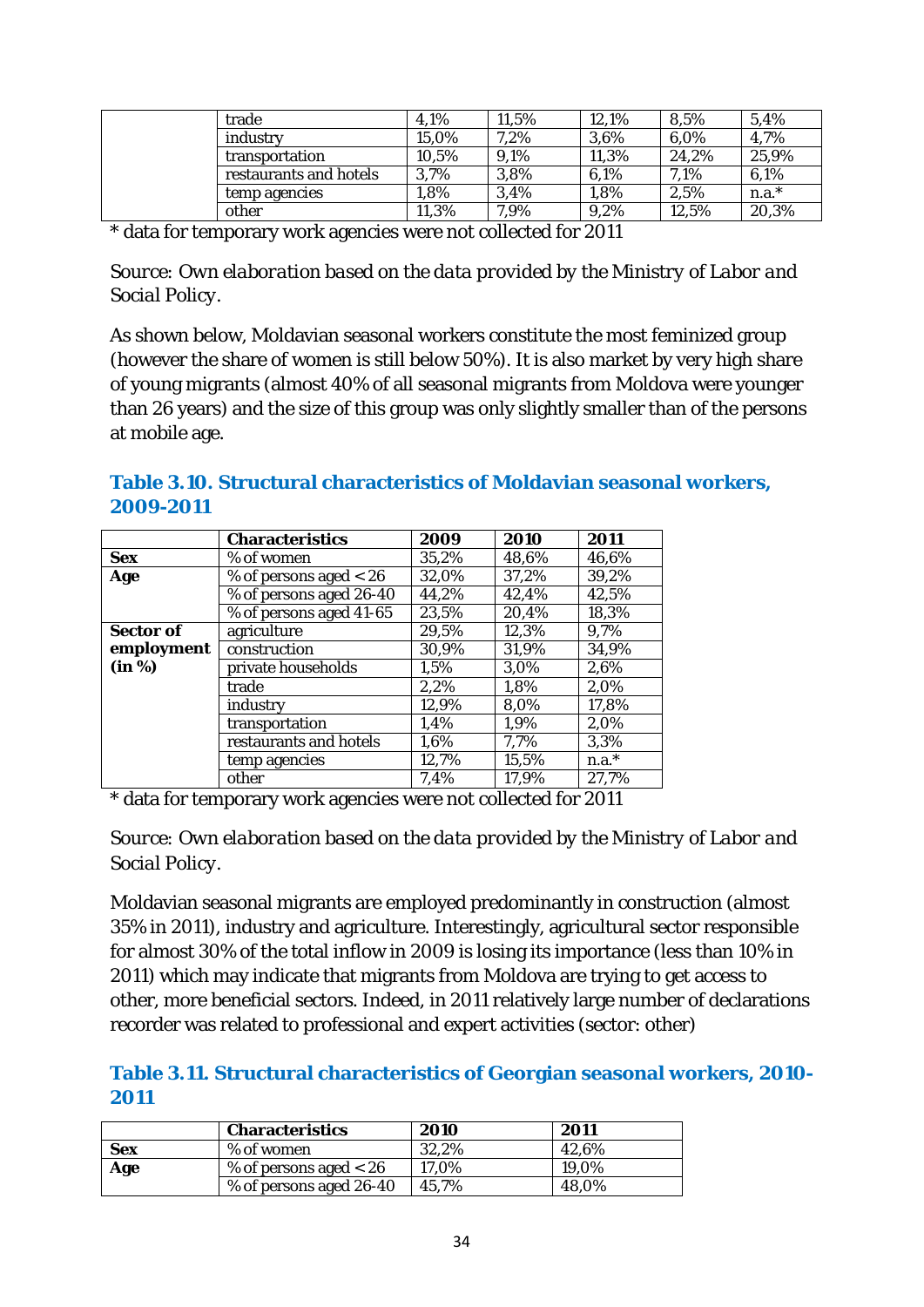| | | | | | | |
|---|---|---|---|---|---|---|
| | trade | 4,1% | 11,5% | 12,1% | 8,5% | 5,4% |
| | industry | 15,0% | 7,2% | 3,6% | 6,0% | 4,7% |
| | transportation | 10,5% | 9,1% | 11,3% | 24,2% | 25,9% |
| | restaurants and hotels | 3,7% | 3,8% | 6,1% | 7,1% | 6,1% |
| | temp agencies | 1,8% | 3,4% | 1,8% | 2,5% | n.a.* |
| | other | 11,3% | 7,9% | 9,2% | 12,5% | 20,3% |

* data for temporary work agencies were not collected for 2011

Source: *Own elaboration based on the data provided by the Ministry of Labor and Social Policy.*

As shown below, Moldavian seasonal workers constitute the most feminized group (however the share of women is still below 50%). It is also market by very high share of young migrants (almost 40% of all seasonal migrants from Moldova were younger than 26 years) and the size of this group was only slightly smaller than of the persons at mobile age.

### Table 3.10. Structural characteristics of Moldavian seasonal workers, 2009-2011

| | Characteristics | 2009 | 2010 | 2011 |
|---|---|---|---|---|
| **Sex** | % of women | 35,2% | 48,6% | 46,6% |
| **Age** | % of persons aged < 26 | 32,0% | 37,2% | 39,2% |
| | % of persons aged 26-40 | 44,2% | 42,4% | 42,5% |
| | % of persons aged 41-65 | 23,5% | 20,4% | 18,3% |
| **Sector of employment (in %)** | agriculture | 29,5% | 12,3% | 9,7% |
| | construction | 30,9% | 31,9% | 34,9% |
| | private households | 1,5% | 3,0% | 2,6% |
| | trade | 2,2% | 1,8% | 2,0% |
| | industry | 12,9% | 8,0% | 17,8% |
| | transportation | 1,4% | 1,9% | 2,0% |
| | restaurants and hotels | 1,6% | 7,7% | 3,3% |
| | temp agencies | 12,7% | 15,5% | n.a.* |
| | other | 7,4% | 17,9% | 27,7% |

* data for temporary work agencies were not collected for 2011

Source: *Own elaboration based on the data provided by the Ministry of Labor and Social Policy.*

Moldavian seasonal migrants are employed predominantly in construction (almost 35% in 2011), industry and agriculture. Interestingly, agricultural sector responsible for almost 30% of the total inflow in 2009 is losing its importance (less than 10% in 2011) which may indicate that migrants from Moldova are trying to get access to other, more beneficial sectors. Indeed, in 2011 relatively large number of declarations recorder was related to professional and expert activities (sector: other)

### Table 3.11. Structural characteristics of Georgian seasonal workers, 2010-2011

| | Characteristics | 2010 | 2011 |
|---|---|---|---|
| **Sex** | % of women | 32,2% | 42,6% |
| **Age** | % of persons aged < 26 | 17,0% | 19,0% |
| | % of persons aged 26-40 | 45,7% | 48,0% |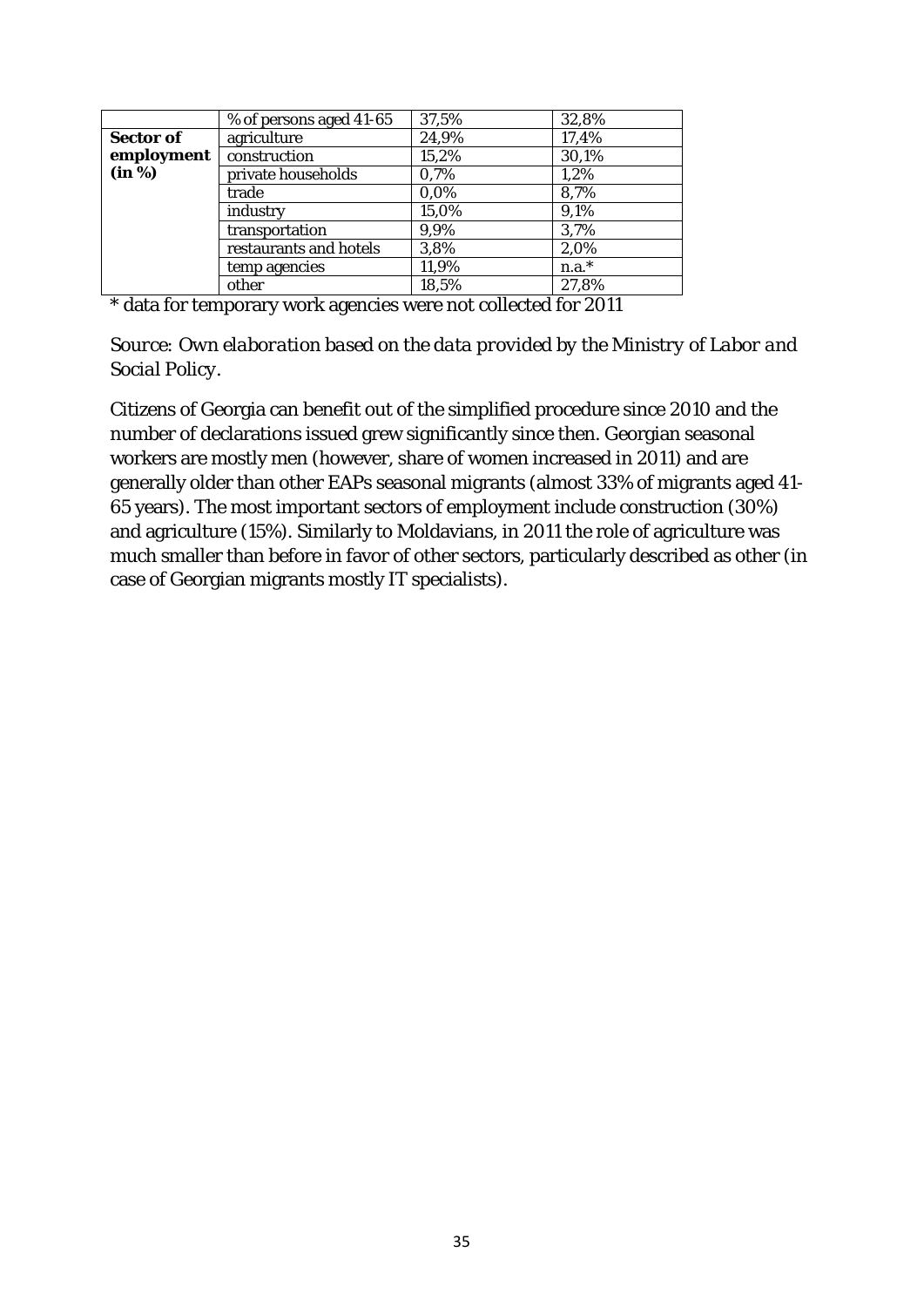| | | | |
|---|---|---|---|
| | % of persons aged 41-65 | 37,5% | 32,8% |
| **Sector of employment (in %)** | agriculture | 24,9% | 17,4% |
| | construction | 15,2% | 30,1% |
| | private households | 0,7% | 1,2% |
| | trade | 0,0% | 8,7% |
| | industry | 15,0% | 9,1% |
| | transportation | 9,9% | 3,7% |
| | restaurants and hotels | 3,8% | 2,0% |
| | temp agencies | 11,9% | n.a.* |
| | other | 18,5% | 27,8% |

* data for temporary work agencies were not collected for 2011

Source: *Own elaboration based on the data provided by the Ministry of Labor and Social Policy.*

Citizens of Georgia can benefit out of the simplified procedure since 2010 and the number of declarations issued grew significantly since then. Georgian seasonal workers are mostly men (however, share of women increased in 2011) and are generally older than other EAPs seasonal migrants (almost 33% of migrants aged 41-65 years). The most important sectors of employment include construction (30%) and agriculture (15%). Similarly to Moldavians, in 2011 the role of agriculture was much smaller than before in favor of other sectors, particularly described as other (in case of Georgian migrants mostly IT specialists).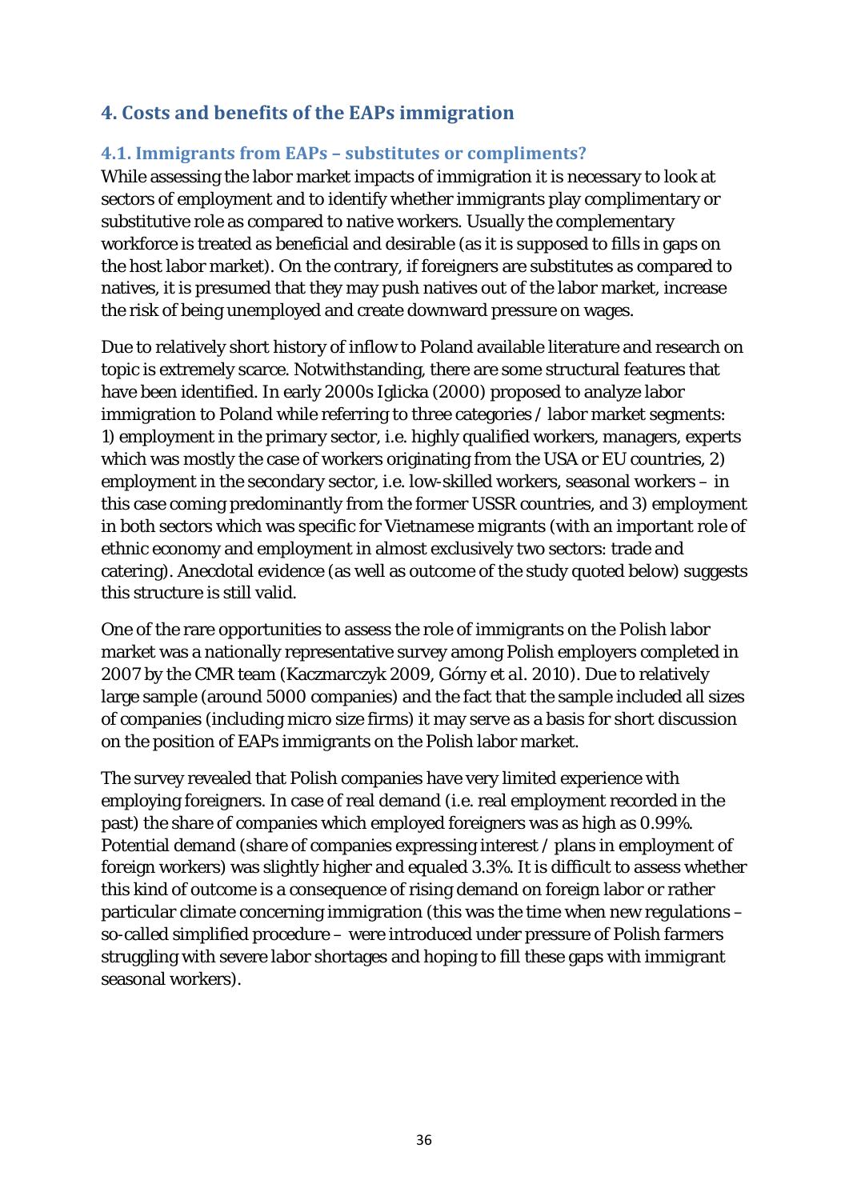## 4. Costs and benefits of the EAPs immigration

### 4.1. Immigrants from EAPs – substitutes or compliments?

While assessing the labor market impacts of immigration it is necessary to look at sectors of employment and to identify whether immigrants play complimentary or substitutive role as compared to native workers. Usually the complementary workforce is treated as beneficial and desirable (as it is supposed to fills in gaps on the host labor market). On the contrary, if foreigners are substitutes as compared to natives, it is presumed that they may push natives out of the labor market, increase the risk of being unemployed and create downward pressure on wages.

Due to relatively short history of inflow to Poland available literature and research on topic is extremely scarce. Notwithstanding, there are some structural features that have been identified. In early 2000s Iglicka (2000) proposed to analyze labor immigration to Poland while referring to three categories / labor market segments: 1) employment in the primary sector, i.e. highly qualified workers, managers, experts which was mostly the case of workers originating from the USA or EU countries, 2) employment in the secondary sector, i.e. low-skilled workers, seasonal workers – in this case coming predominantly from the former USSR countries, and 3) employment in both sectors which was specific for Vietnamese migrants (with an important role of ethnic economy and employment in almost exclusively two sectors: trade and catering). Anecdotal evidence (as well as outcome of the study quoted below) suggests this structure is still valid.

One of the rare opportunities to assess the role of immigrants on the Polish labor market was a nationally representative survey among Polish employers completed in 2007 by the CMR team (Kaczmarczyk 2009, Górny et al. 2010). Due to relatively large sample (around 5000 companies) and the fact that the sample included all sizes of companies (including micro size firms) it may serve as a basis for short discussion on the position of EAPs immigrants on the Polish labor market.

The survey revealed that Polish companies have very limited experience with employing foreigners. In case of real demand (i.e. real employment recorded in the past) the share of companies which employed foreigners was as high as 0.99%. Potential demand (share of companies expressing interest / plans in employment of foreign workers) was slightly higher and equaled 3.3%. It is difficult to assess whether this kind of outcome is a consequence of rising demand on foreign labor or rather particular climate concerning immigration (this was the time when new regulations – so-called simplified procedure – were introduced under pressure of Polish farmers struggling with severe labor shortages and hoping to fill these gaps with immigrant seasonal workers).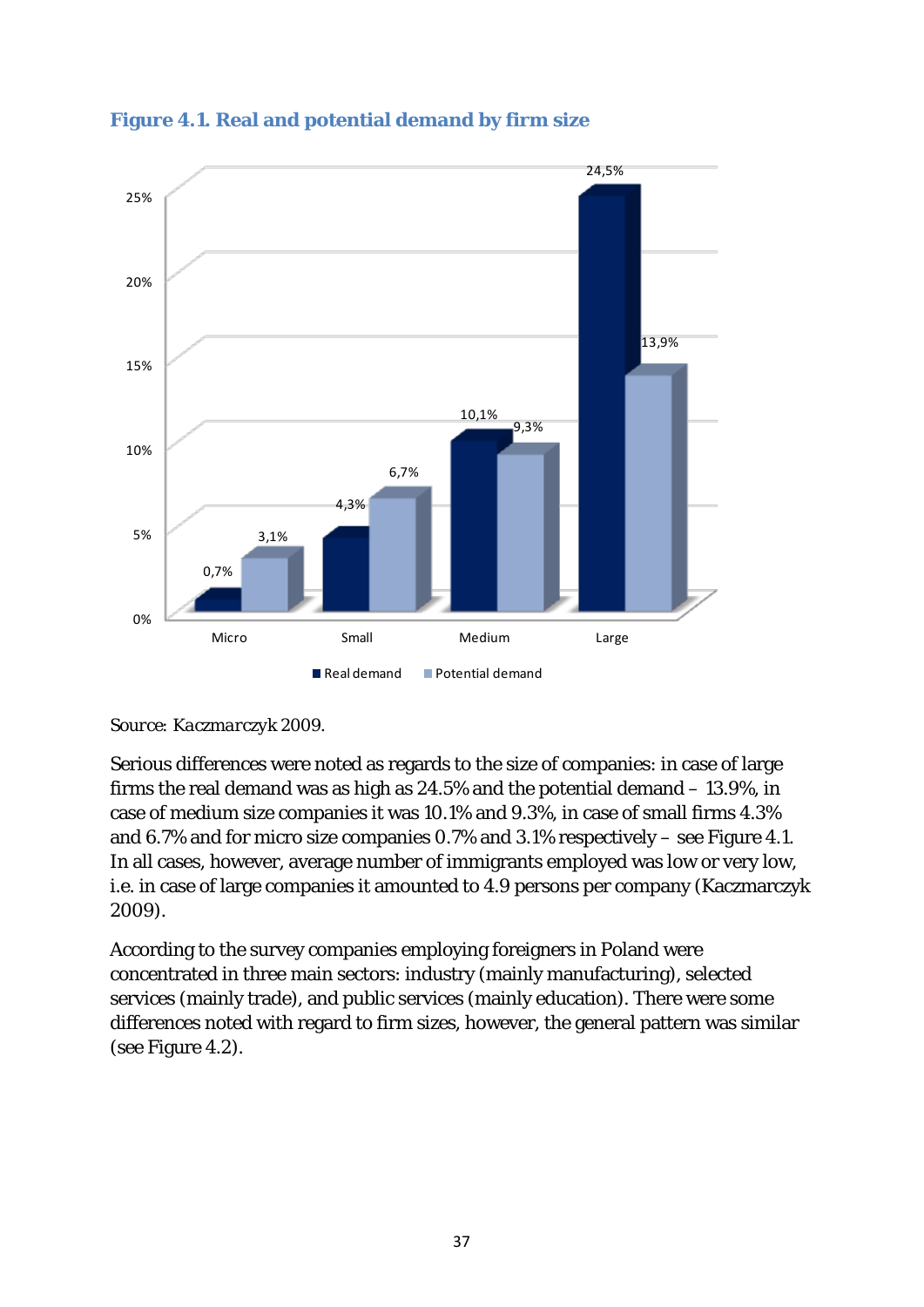**Figure 4.1. Real and potential demand by firm size**

25%
20%
15%
10%
5%
0%

0,7%
3,1%
4,3%
6,7%
10,1%
9,3%
24,5%
13,9%

Micro
Small
Medium
Large

Real demand
Potential demand

Source: *Kaczmarczyk 2009.*

Serious differences were noted as regards to the size of companies: in case of large firms the real demand was as high as 24.5% and the potential demand – 13.9%, in case of medium size companies it was 10.1% and 9.3%, in case of small firms 4.3% and 6.7% and for micro size companies 0.7% and 3.1% respectively – see Figure 4.1. In all cases, however, average number of immigrants employed was low or very low, i.e. in case of large companies it amounted to 4.9 persons per company (Kaczmarczyk 2009).

According to the survey companies employing foreigners in Poland were concentrated in three main sectors: industry (mainly manufacturing), selected services (mainly trade), and public services (mainly education). There were some differences noted with regard to firm sizes, however, the general pattern was similar (see Figure 4.2).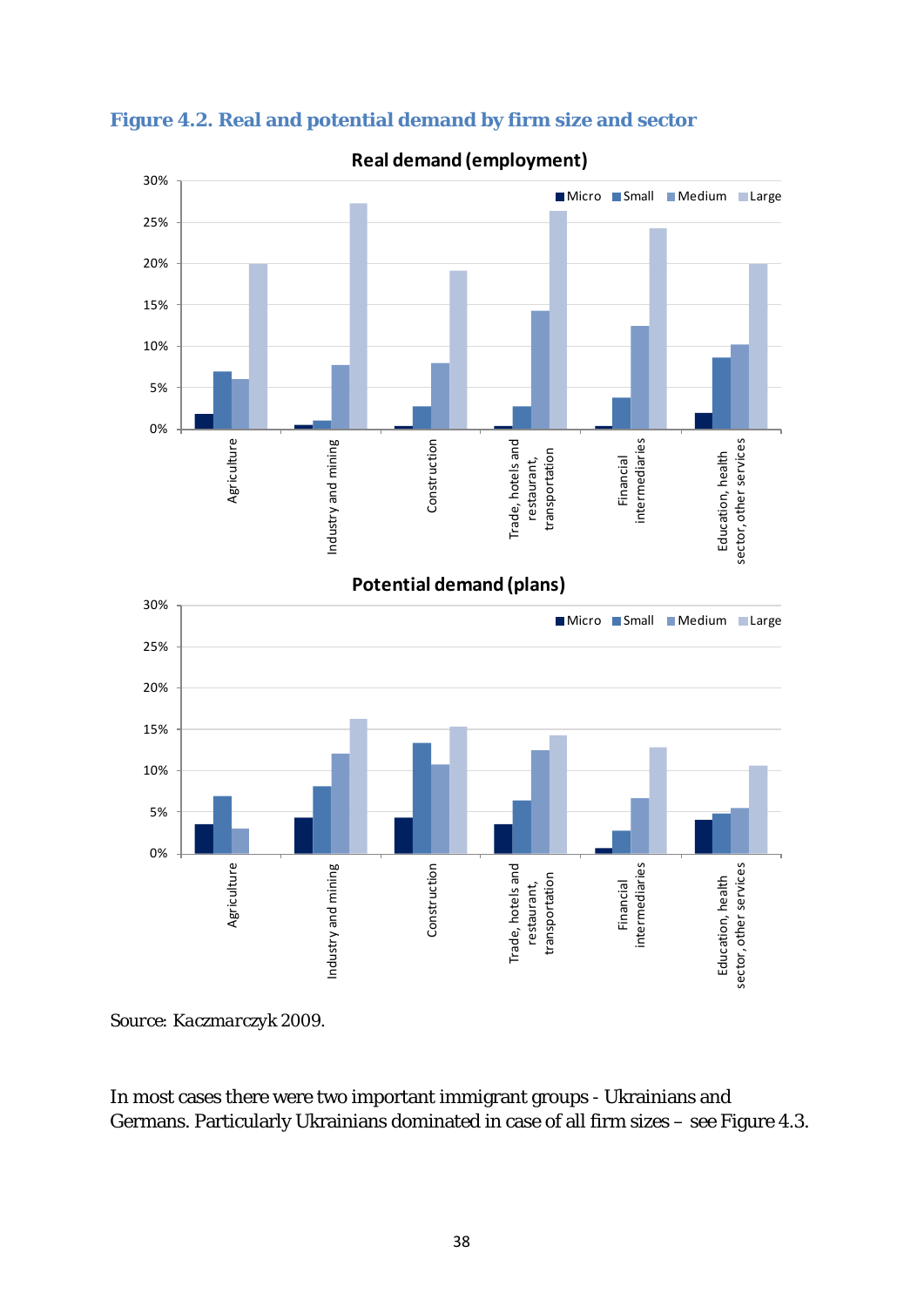**Figure 4.2. Real and potential demand by firm size and sector**

Real demand (employment)

30%
25%
20%
15%
10%
5%
0%

Micro
Small
Medium
Large

Agriculture
Industry and mining
Construction
Trade, hotels and restaurant, transportation
Financial intermediaries
Education, health sector, other services

Potential demand (plans)

30%
25%
20%
15%
10%
5%
0%

Micro
Small
Medium
Large

Agriculture
Industry and mining
Construction
Trade, hotels and restaurant, transportation
Financial intermediaries
Education, health sector, other services

Source: *Kaczmarczyk 2009.*

In most cases there were two important immigrant groups - Ukrainians and Germans. Particularly Ukrainians dominated in case of all firm sizes – see Figure 4.3.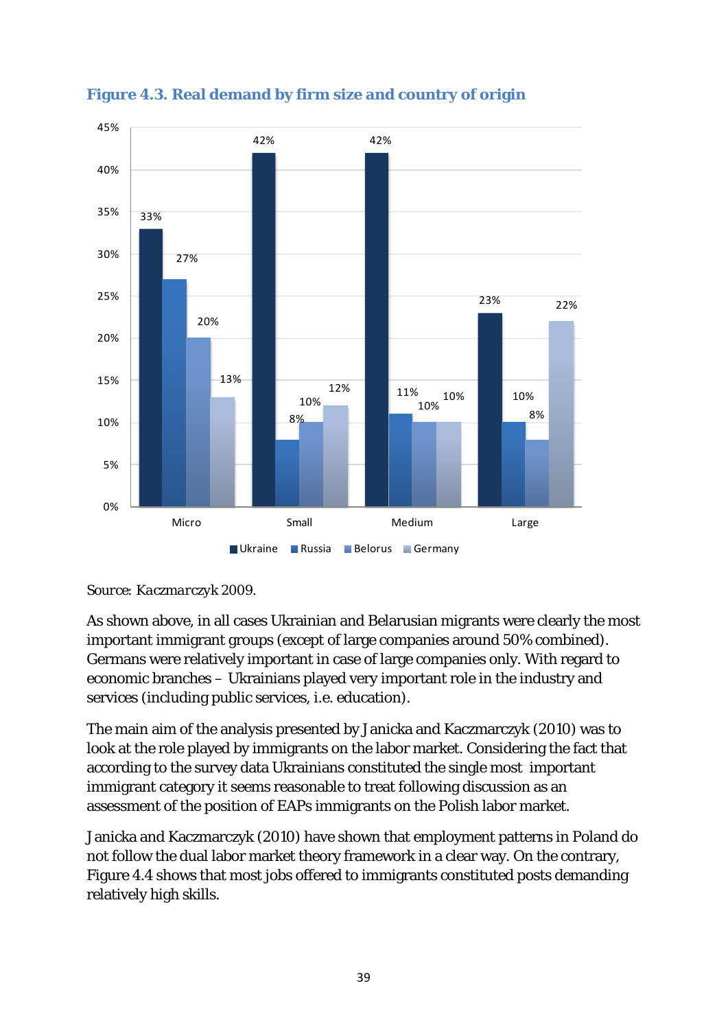### Figure 4.3. Real demand by firm size and country of origin

45%
40%
35%
30%
25%
20%
15%
10%
5%
0%

33%
27%
20%
13%
42%
8%
10%
12%
42%
11%
10%
10%
23%
10%
8%
22%

Micro
Small
Medium
Large

Ukraine
Russia
Belorus
Germany

Source: *Kaczmarczyk 2009.*

As shown above, in all cases Ukrainian and Belarusian migrants were clearly the most important immigrant groups (except of large companies around 50% combined). Germans were relatively important in case of large companies only. With regard to economic branches – Ukrainians played very important role in the industry and services (including public services, i.e. education).

The main aim of the analysis presented by Janicka and Kaczmarczyk (2010) was to look at the role played by immigrants on the labor market. Considering the fact that according to the survey data Ukrainians constituted the single most important immigrant category it seems reasonable to treat following discussion as an assessment of the position of EAPs immigrants on the Polish labor market.

Janicka and Kaczmarczyk (2010) have shown that employment patterns in Poland do not follow the dual labor market theory framework in a clear way. On the contrary, Figure 4.4 shows that most jobs offered to immigrants constituted posts demanding relatively high skills.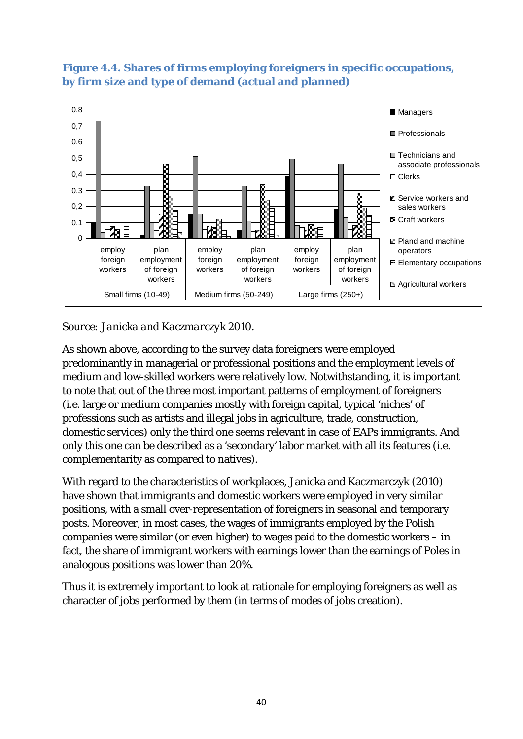**Figure 4.4. Shares of firms employing foreigners in specific occupations, by firm size and type of demand (actual and planned)**

0,8
0,7
0,6
0,5
0,4
0,3
0,2
0,1
0

employ foreign workers
plan employment of foreign workers
employ foreign workers
plan employment of foreign workers
employ foreign workers
plan employment of foreign workers

Small firms (10-49)
Medium firms (50-249)
Large firms (250+)

Managers
Professionals
Technicians and associate professionals
Clerks
Service workers and sales workers
Craft workers
Pland and machine operators
Elementary occupations
Agricultural workers

*Source: Janicka and Kaczmarczyk 2010.*

As shown above, according to the survey data foreigners were employed predominantly in managerial or professional positions and the employment levels of medium and low-skilled workers were relatively low. Notwithstanding, it is important to note that out of the three most important patterns of employment of foreigners (i.e. large or medium companies mostly with foreign capital, typical 'niches' of professions such as artists and illegal jobs in agriculture, trade, construction, domestic services) only the third one seems relevant in case of EAPs immigrants. And only this one can be described as a 'secondary' labor market with all its features (i.e. complementarity as compared to natives).

With regard to the characteristics of workplaces, Janicka and Kaczmarczyk (2010) have shown that immigrants and domestic workers were employed in very similar positions, with a small over-representation of foreigners in seasonal and temporary posts. Moreover, in most cases, the wages of immigrants employed by the Polish companies were similar (or even higher) to wages paid to the domestic workers – in fact, the share of immigrant workers with earnings lower than the earnings of Poles in analogous positions was lower than 20%.

Thus it is extremely important to look at rationale for employing foreigners as well as character of jobs performed by them (in terms of modes of jobs creation).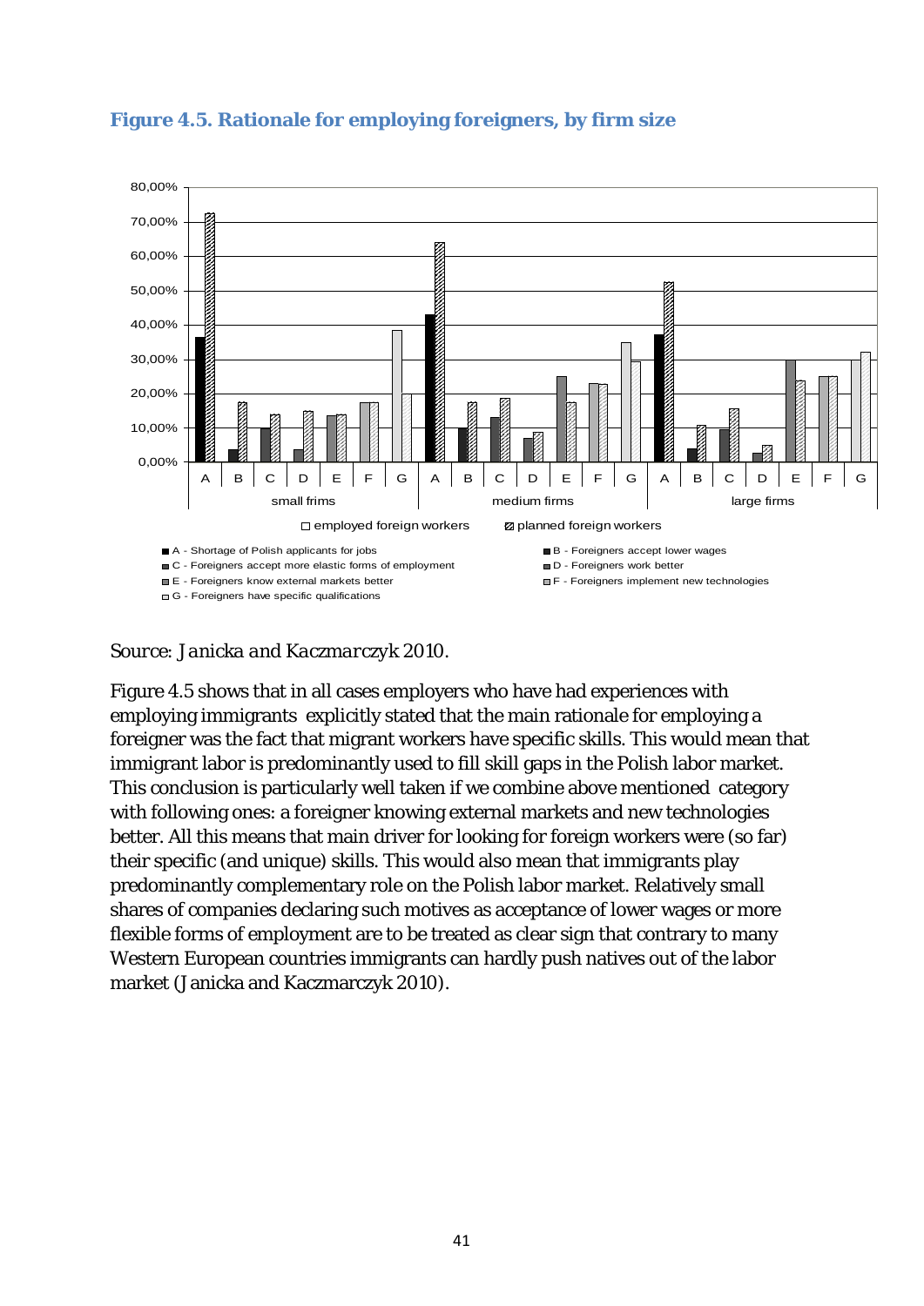**Figure 4.5. Rationale for employing foreigners, by firm size**

80,00%
70,00%
60,00%
50,00%
40,00%
30,00%
20,00%
10,00%
0,00%

A B C D E F G A B C D E F G A B C D E F G

small frims
medium firms
large firms

□ employed foreign workers
▨ planned foreign workers

■ A - Shortage of Polish applicants for jobs
■ B - Foreigners accept lower wages
■ C - Foreigners accept more elastic forms of employment
■ D - Foreigners work better
■ E - Foreigners know external markets better
□ F - Foreigners implement new technologies
□ G - Foreigners have specific qualifications

Source: *Janicka and Kaczmarczyk* 2010.

Figure 4.5 shows that in all cases employers who have had experiences with employing immigrants explicitly stated that the main rationale for employing a foreigner was the fact that migrant workers have specific skills. This would mean that immigrant labor is predominantly used to fill skill gaps in the Polish labor market. This conclusion is particularly well taken if we combine above mentioned category with following ones: a foreigner knowing external markets and new technologies better. All this means that main driver for looking for foreign workers were (so far) their specific (and unique) skills. This would also mean that immigrants play predominantly complementary role on the Polish labor market. Relatively small shares of companies declaring such motives as acceptance of lower wages or more flexible forms of employment are to be treated as clear sign that contrary to many Western European countries immigrants can hardly push natives out of the labor market (Janicka and Kaczmarczyk 2010).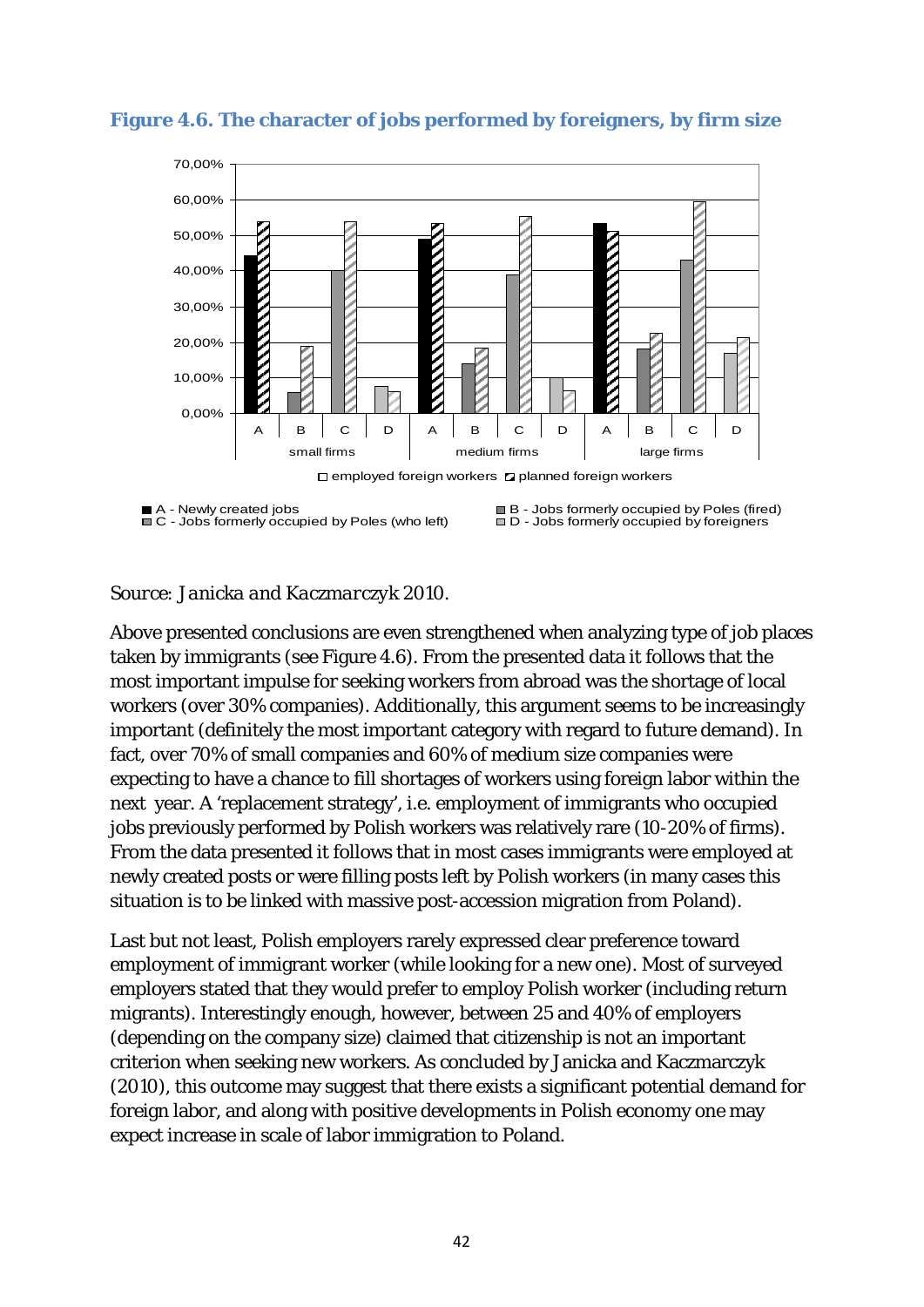**Figure 4.6. The character of jobs performed by foreigners, by firm size**

70,00%
60,00%
50,00%
40,00%
30,00%
20,00%
10,00%
0,00%

A B C D A B C D A B C D

small firms medium firms large firms

employed foreign workers planned foreign workers

A - Newly created jobs
B - Jobs formerly occupied by Poles (fired)
C - Jobs formerly occupied by Poles (who left)
D - Jobs formerly occupied by foreigners

Source: *Janicka and Kaczmarczyk 2010.*

Above presented conclusions are even strengthened when analyzing type of job places taken by immigrants (see Figure 4.6). From the presented data it follows that the most important impulse for seeking workers from abroad was the shortage of local workers (over 30% companies). Additionally, this argument seems to be increasingly important (definitely the most important category with regard to future demand). In fact, over 70% of small companies and 60% of medium size companies were expecting to have a chance to fill shortages of workers using foreign labor within the next year. A 'replacement strategy', i.e. employment of immigrants who occupied jobs previously performed by Polish workers was relatively rare (10-20% of firms). From the data presented it follows that in most cases immigrants were employed at newly created posts or were filling posts left by Polish workers (in many cases this situation is to be linked with massive post-accession migration from Poland).

Last but not least, Polish employers rarely expressed clear preference toward employment of immigrant worker (while looking for a new one). Most of surveyed employers stated that they would prefer to employ Polish worker (including return migrants). Interestingly enough, however, between 25 and 40% of employers (depending on the company size) claimed that citizenship is not an important criterion when seeking new workers. As concluded by Janicka and Kaczmarczyk (2010), this outcome may suggest that there exists a significant potential demand for foreign labor, and along with positive developments in Polish economy one may expect increase in scale of labor immigration to Poland.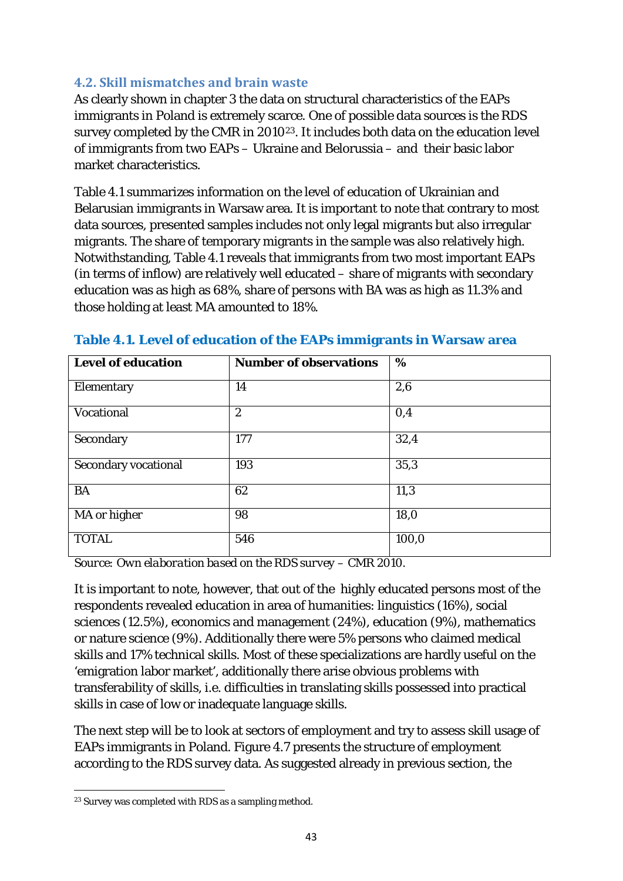### 4.2. Skill mismatches and brain waste

As clearly shown in chapter 3 the data on structural characteristics of the EAPs immigrants in Poland is extremely scarce. One of possible data sources is the RDS survey completed by the CMR in 2010[23]. It includes both data on the education level of immigrants from two EAPs – Ukraine and Belorussia – and their basic labor market characteristics.

Table 4.1 summarizes information on the level of education of Ukrainian and Belarusian immigrants in Warsaw area. It is important to note that contrary to most data sources, presented samples includes not only legal migrants but also irregular migrants. The share of temporary migrants in the sample was also relatively high. Notwithstanding, Table 4.1 reveals that immigrants from two most important EAPs (in terms of inflow) are relatively well educated – share of migrants with secondary education was as high as 68%, share of persons with BA was as high as 11.3% and those holding at least MA amounted to 18%.

**Table 4.1. Level of education of the EAPs immigrants in Warsaw area**

| Level of education | Number of observations | % |
|---|---|---|
| Elementary | 14 | 2,6 |
| Vocational | 2 | 0,4 |
| Secondary | 177 | 32,4 |
| Secondary vocational | 193 | 35,3 |
| BA | 62 | 11,3 |
| MA or higher | 98 | 18,0 |
| TOTAL | 546 | 100,0 |

*Source: Own elaboration based on the RDS survey – CMR 2010.*

It is important to note, however, that out of the highly educated persons most of the respondents revealed education in area of humanities: linguistics (16%), social sciences (12.5%), economics and management (24%), education (9%), mathematics or nature science (9%). Additionally there were 5% persons who claimed medical skills and 17% technical skills. Most of these specializations are hardly useful on the 'emigration labor market', additionally there arise obvious problems with transferability of skills, i.e. difficulties in translating skills possessed into practical skills in case of low or inadequate language skills.

The next step will be to look at sectors of employment and try to assess skill usage of EAPs immigrants in Poland. Figure 4.7 presents the structure of employment according to the RDS survey data. As suggested already in previous section, the

[23] Survey was completed with RDS as a sampling method.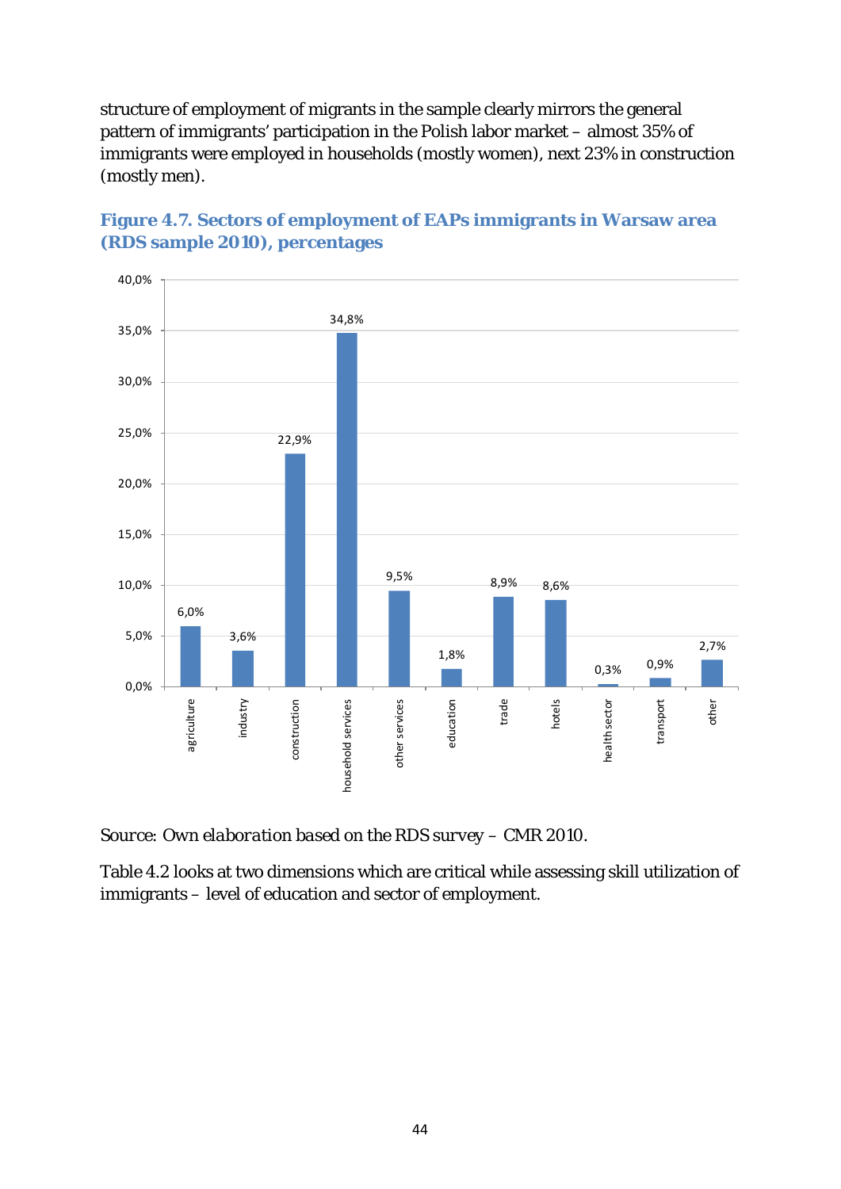structure of employment of migrants in the sample clearly mirrors the general pattern of immigrants' participation in the Polish labor market – almost 35% of immigrants were employed in households (mostly women), next 23% in construction (mostly men).

**Figure 4.7. Sectors of employment of EAPs immigrants in Warsaw area (RDS sample 2010), percentages**

40,0%
35,0%
30,0%
25,0%
20,0%
15,0%
10,0%
5,0%
0,0%

6,0%
3,6%
22,9%
34,8%
9,5%
1,8%
8,9%
8,6%
0,3%
0,9%
2,7%

agriculture
industry
construction
household services
other services
education
trade
hotels
health sector
transport
other

*Source: Own elaboration based on the RDS survey – CMR 2010.*

Table 4.2 looks at two dimensions which are critical while assessing skill utilization of immigrants – level of education and sector of employment.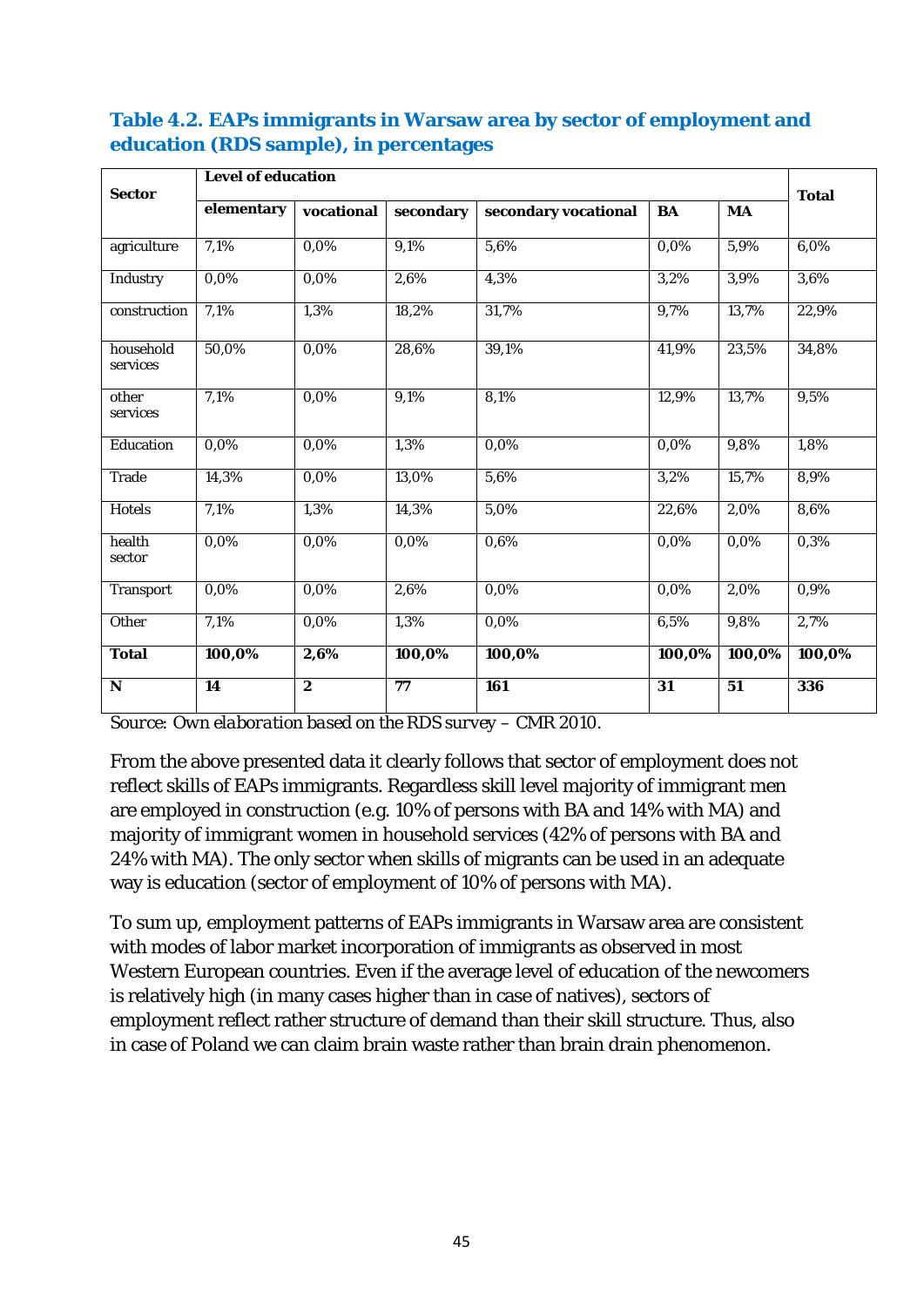### Table 4.2. EAPs immigrants in Warsaw area by sector of employment and education (RDS sample), in percentages

| Sector | Level of education | | | | | | Total |
|---|---|---|---|---|---|---|---|
| | elementary | vocational | secondary | secondary vocational | BA | MA | |
| agriculture | 7,1% | 0,0% | 9,1% | 5,6% | 0,0% | 5,9% | 6,0% |
| Industry | 0,0% | 0,0% | 2,6% | 4,3% | 3,2% | 3,9% | 3,6% |
| construction | 7,1% | 1,3% | 18,2% | 31,7% | 9,7% | 13,7% | 22,9% |
| household services | 50,0% | 0,0% | 28,6% | 39,1% | 41,9% | 23,5% | 34,8% |
| other services | 7,1% | 0,0% | 9,1% | 8,1% | 12,9% | 13,7% | 9,5% |
| Education | 0,0% | 0,0% | 1,3% | 0,0% | 0,0% | 9,8% | 1,8% |
| Trade | 14,3% | 0,0% | 13,0% | 5,6% | 3,2% | 15,7% | 8,9% |
| Hotels | 7,1% | 1,3% | 14,3% | 5,0% | 22,6% | 2,0% | 8,6% |
| health sector | 0,0% | 0,0% | 0,0% | 0,6% | 0,0% | 0,0% | 0,3% |
| Transport | 0,0% | 0,0% | 2,6% | 0,0% | 0,0% | 2,0% | 0,9% |
| Other | 7,1% | 0,0% | 1,3% | 0,0% | 6,5% | 9,8% | 2,7% |
| **Total** | **100,0%** | **2,6%** | **100,0%** | **100,0%** | **100,0%** | **100,0%** | **100,0%** |
| **N** | **14** | **2** | **77** | **161** | **31** | **51** | **336** |

Source: *Own elaboration based on the RDS survey – CMR 2010.*

From the above presented data it clearly follows that sector of employment does not reflect skills of EAPs immigrants. Regardless skill level majority of immigrant men are employed in construction (e.g. 10% of persons with BA and 14% with MA) and majority of immigrant women in household services (42% of persons with BA and 24% with MA). The only sector when skills of migrants can be used in an adequate way is education (sector of employment of 10% of persons with MA).

To sum up, employment patterns of EAPs immigrants in Warsaw area are consistent with modes of labor market incorporation of immigrants as observed in most Western European countries. Even if the average level of education of the newcomers is relatively high (in many cases higher than in case of natives), sectors of employment reflect rather structure of demand than their skill structure. Thus, also in case of Poland we can claim brain waste rather than brain drain phenomenon.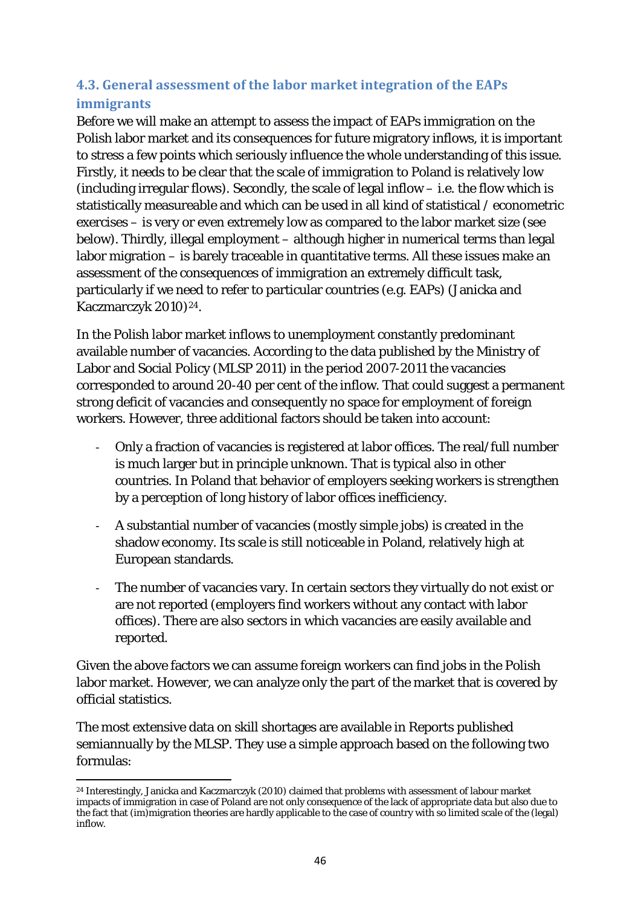### 4.3. General assessment of the labor market integration of the EAPs immigrants

Before we will make an attempt to assess the impact of EAPs immigration on the Polish labor market and its consequences for future migratory inflows, it is important to stress a few points which seriously influence the whole understanding of this issue. Firstly, it needs to be clear that the scale of immigration to Poland is relatively low (including irregular flows). Secondly, the scale of legal inflow – i.e. the flow which is statistically measureable and which can be used in all kind of statistical / econometric exercises – is very or even extremely low as compared to the labor market size (see below). Thirdly, illegal employment – although higher in numerical terms than legal labor migration – is barely traceable in quantitative terms. All these issues make an assessment of the consequences of immigration an extremely difficult task, particularly if we need to refer to particular countries (e.g. EAPs) (Janicka and Kaczmarczyk 2010)[24].

In the Polish labor market inflows to unemployment constantly predominant available number of vacancies. According to the data published by the Ministry of Labor and Social Policy (MLSP 2011) in the period 2007-2011 the vacancies corresponded to around 20-40 per cent of the inflow. That could suggest a permanent strong deficit of vacancies and consequently no space for employment of foreign workers. However, three additional factors should be taken into account:

- Only a fraction of vacancies is registered at labor offices. The real/full number is much larger but in principle unknown. That is typical also in other countries. In Poland that behavior of employers seeking workers is strengthen by a perception of long history of labor offices inefficiency.
- A substantial number of vacancies (mostly simple jobs) is created in the shadow economy. Its scale is still noticeable in Poland, relatively high at European standards.
- The number of vacancies vary. In certain sectors they virtually do not exist or are not reported (employers find workers without any contact with labor offices). There are also sectors in which vacancies are easily available and reported.

Given the above factors we can assume foreign workers can find jobs in the Polish labor market. However, we can analyze only the part of the market that is covered by official statistics.

The most extensive data on skill shortages are available in Reports published semiannually by the MLSP. They use a simple approach based on the following two formulas:

[24] Interestingly, Janicka and Kaczmarczyk (2010) claimed that problems with assessment of labour market impacts of immigration in case of Poland are not only consequence of the lack of appropriate data but also due to the fact that (im)migration theories are hardly applicable to the case of country with so limited scale of the (legal) inflow.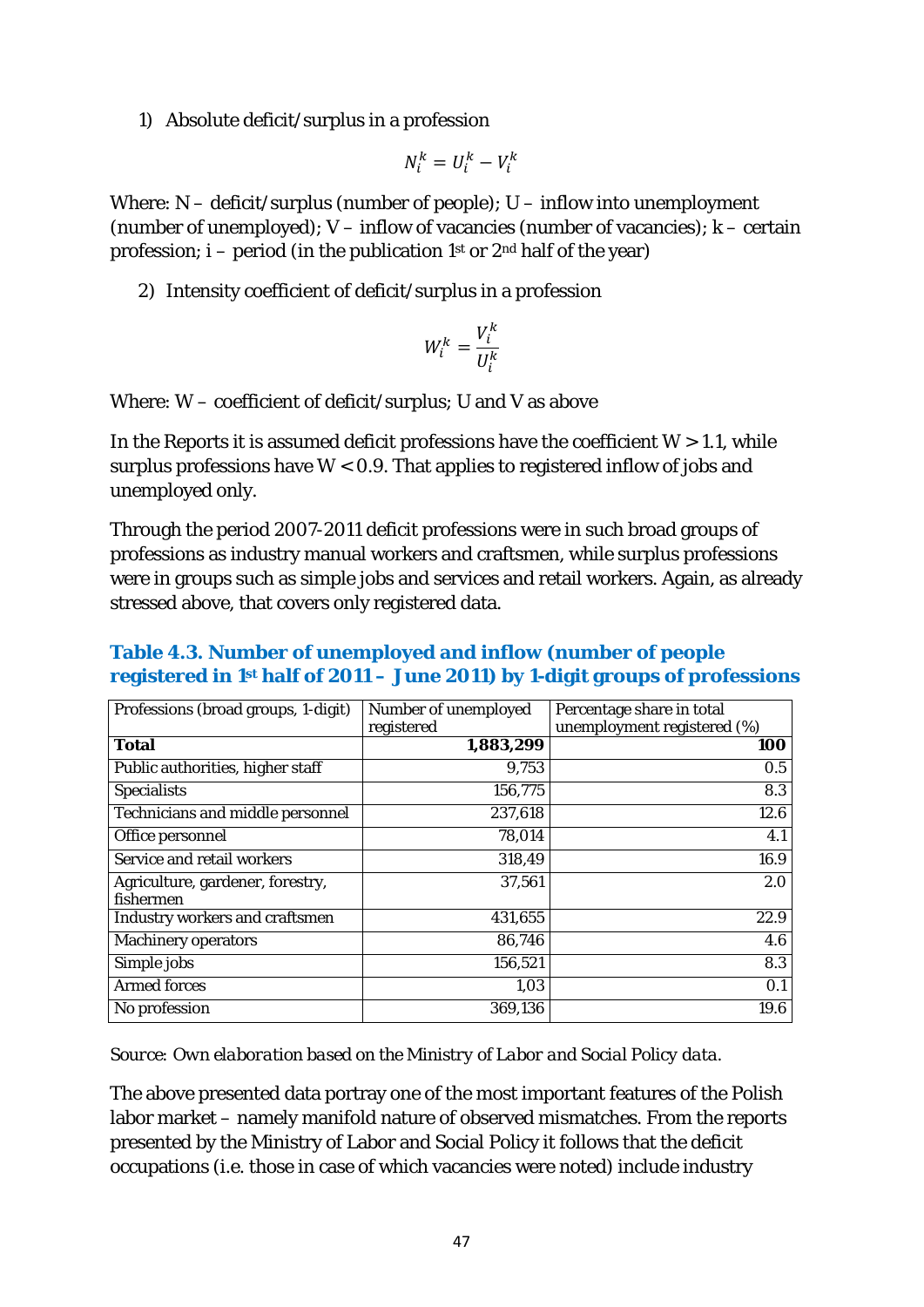1) Absolute deficit/surplus in a profession

$$N_i^k = U_i^k - V_i^k$$

Where: N – deficit/surplus (number of people); U – inflow into unemployment (number of unemployed); V – inflow of vacancies (number of vacancies); k – certain profession; i – period (in the publication 1st or 2nd half of the year)

2) Intensity coefficient of deficit/surplus in a profession

$$W_i^k = \frac{V_i^k}{U_i^k}$$

Where: W – coefficient of deficit/surplus; U and V as above

In the Reports it is assumed deficit professions have the coefficient W > 1.1, while surplus professions have W < 0.9. That applies to registered inflow of jobs and unemployed only.

Through the period 2007-2011 deficit professions were in such broad groups of professions as industry manual workers and craftsmen, while surplus professions were in groups such as simple jobs and services and retail workers. Again, as already stressed above, that covers only registered data.

### Table 4.3. Number of unemployed and inflow (number of people registered in 1st half of 2011 – June 2011) by 1-digit groups of professions

| Professions (broad groups, 1-digit) | Number of unemployed registered | Percentage share in total unemployment registered (%) |
|---|---|---|
| **Total** | **1,883,299** | **100** |
| Public authorities, higher staff | 9,753 | 0.5 |
| Specialists | 156,775 | 8.3 |
| Technicians and middle personnel | 237,618 | 12.6 |
| Office personnel | 78,014 | 4.1 |
| Service and retail workers | 318,49 | 16.9 |
| Agriculture, gardener, forestry, fishermen | 37,561 | 2.0 |
| Industry workers and craftsmen | 431,655 | 22.9 |
| Machinery operators | 86,746 | 4.6 |
| Simple jobs | 156,521 | 8.3 |
| Armed forces | 1,03 | 0.1 |
| No profession | 369,136 | 19.6 |

*Source: Own elaboration based on the Ministry of Labor and Social Policy data.*

The above presented data portray one of the most important features of the Polish labor market – namely manifold nature of observed mismatches. From the reports presented by the Ministry of Labor and Social Policy it follows that the deficit occupations (i.e. those in case of which vacancies were noted) include industry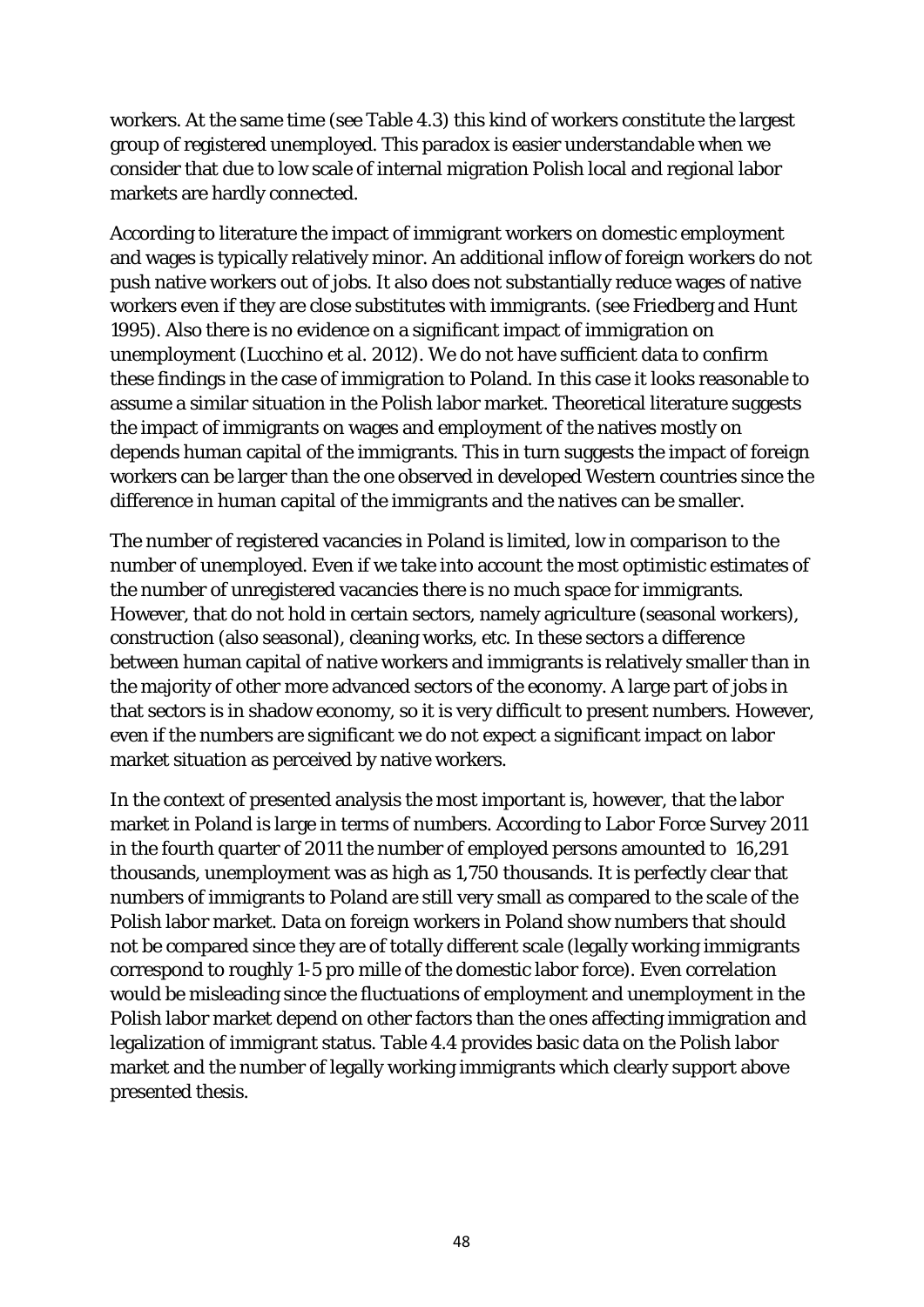workers. At the same time (see Table 4.3) this kind of workers constitute the largest group of registered unemployed. This paradox is easier understandable when we consider that due to low scale of internal migration Polish local and regional labor markets are hardly connected.

According to literature the impact of immigrant workers on domestic employment and wages is typically relatively minor. An additional inflow of foreign workers do not push native workers out of jobs. It also does not substantially reduce wages of native workers even if they are close substitutes with immigrants. (see Friedberg and Hunt 1995). Also there is no evidence on a significant impact of immigration on unemployment (Lucchino et al. 2012). We do not have sufficient data to confirm these findings in the case of immigration to Poland. In this case it looks reasonable to assume a similar situation in the Polish labor market. Theoretical literature suggests the impact of immigrants on wages and employment of the natives mostly on depends human capital of the immigrants. This in turn suggests the impact of foreign workers can be larger than the one observed in developed Western countries since the difference in human capital of the immigrants and the natives can be smaller.

The number of registered vacancies in Poland is limited, low in comparison to the number of unemployed. Even if we take into account the most optimistic estimates of the number of unregistered vacancies there is no much space for immigrants. However, that do not hold in certain sectors, namely agriculture (seasonal workers), construction (also seasonal), cleaning works, etc. In these sectors a difference between human capital of native workers and immigrants is relatively smaller than in the majority of other more advanced sectors of the economy. A large part of jobs in that sectors is in shadow economy, so it is very difficult to present numbers. However, even if the numbers are significant we do not expect a significant impact on labor market situation as perceived by native workers.

In the context of presented analysis the most important is, however, that the labor market in Poland is large in terms of numbers. According to Labor Force Survey 2011 in the fourth quarter of 2011 the number of employed persons amounted to 16,291 thousands, unemployment was as high as 1,750 thousands. It is perfectly clear that numbers of immigrants to Poland are still very small as compared to the scale of the Polish labor market. Data on foreign workers in Poland show numbers that should not be compared since they are of totally different scale (legally working immigrants correspond to roughly 1-5 pro mille of the domestic labor force). Even correlation would be misleading since the fluctuations of employment and unemployment in the Polish labor market depend on other factors than the ones affecting immigration and legalization of immigrant status. Table 4.4 provides basic data on the Polish labor market and the number of legally working immigrants which clearly support above presented thesis.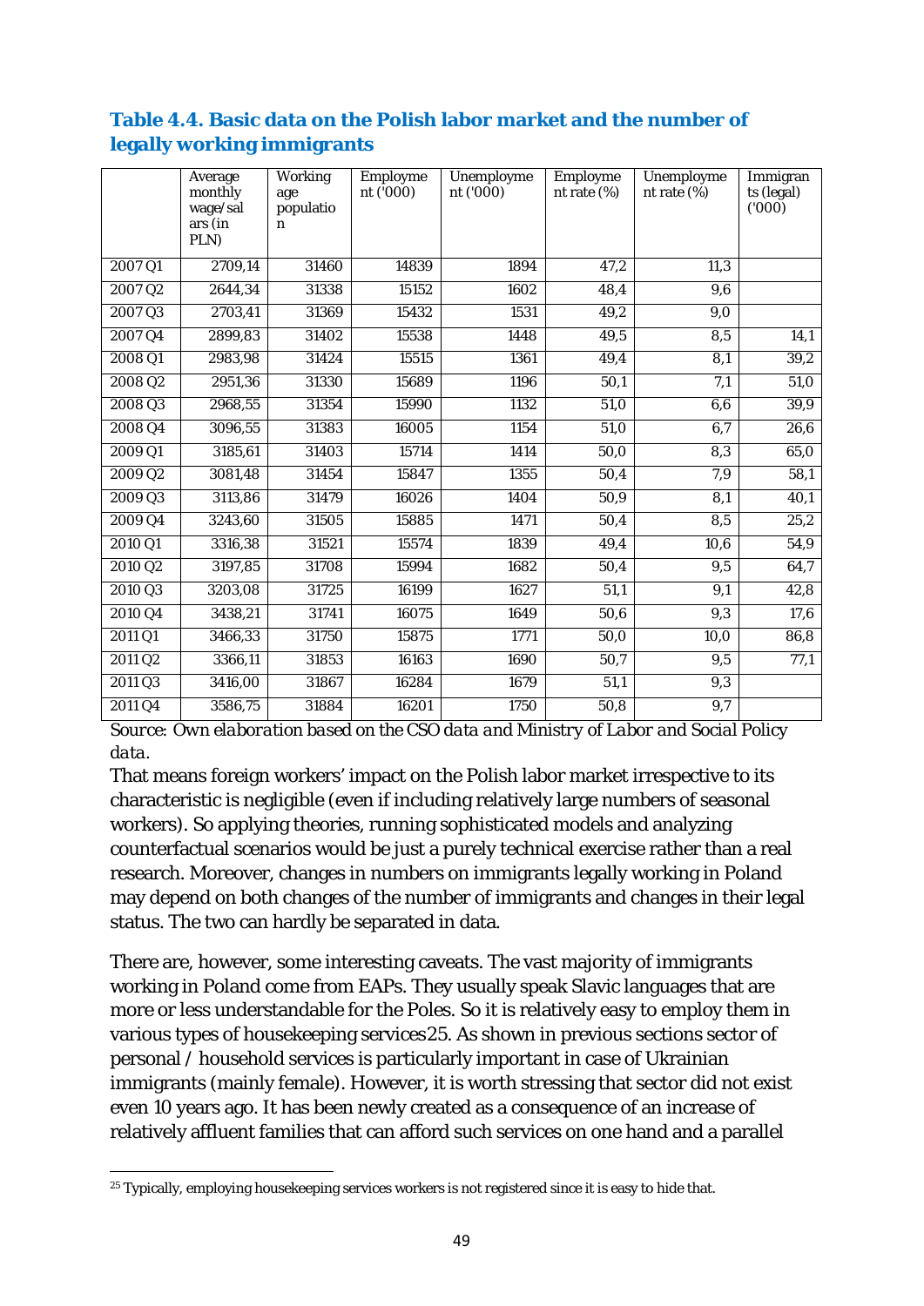**Table 4.4. Basic data on the Polish labor market and the number of legally working immigrants**

| | Average monthly wage/salars (in PLN) | Working age population | Employment ('000) | Unemployment ('000) | Employment rate (%) | Unemployment rate (%) | Immigrants (legal) ('000) |
|---|---|---|---|---|---|---|---|
| 2007 Q1 | 2709,14 | 31460 | 14839 | 1894 | 47,2 | 11,3 | |
| 2007 Q2 | 2644,34 | 31338 | 15152 | 1602 | 48,4 | 9,6 | |
| 2007 Q3 | 2703,41 | 31369 | 15432 | 1531 | 49,2 | 9,0 | |
| 2007 Q4 | 2899,83 | 31402 | 15538 | 1448 | 49,5 | 8,5 | 14,1 |
| 2008 Q1 | 2983,98 | 31424 | 15515 | 1361 | 49,4 | 8,1 | 39,2 |
| 2008 Q2 | 2951,36 | 31330 | 15689 | 1196 | 50,1 | 7,1 | 51,0 |
| 2008 Q3 | 2968,55 | 31354 | 15990 | 1132 | 51,0 | 6,6 | 39,9 |
| 2008 Q4 | 3096,55 | 31383 | 16005 | 1154 | 51,0 | 6,7 | 26,6 |
| 2009 Q1 | 3185,61 | 31403 | 15714 | 1414 | 50,0 | 8,3 | 65,0 |
| 2009 Q2 | 3081,48 | 31454 | 15847 | 1355 | 50,4 | 7,9 | 58,1 |
| 2009 Q3 | 3113,86 | 31479 | 16026 | 1404 | 50,9 | 8,1 | 40,1 |
| 2009 Q4 | 3243,60 | 31505 | 15885 | 1471 | 50,4 | 8,5 | 25,2 |
| 2010 Q1 | 3316,38 | 31521 | 15574 | 1839 | 49,4 | 10,6 | 54,9 |
| 2010 Q2 | 3197,85 | 31708 | 15994 | 1682 | 50,4 | 9,5 | 64,7 |
| 2010 Q3 | 3203,08 | 31725 | 16199 | 1627 | 51,1 | 9,1 | 42,8 |
| 2010 Q4 | 3438,21 | 31741 | 16075 | 1649 | 50,6 | 9,3 | 17,6 |
| 2011 Q1 | 3466,33 | 31750 | 15875 | 1771 | 50,0 | 10,0 | 86,8 |
| 2011 Q2 | 3366,11 | 31853 | 16163 | 1690 | 50,7 | 9,5 | 77,1 |
| 2011 Q3 | 3416,00 | 31867 | 16284 | 1679 | 51,1 | 9,3 | |
| 2011 Q4 | 3586,75 | 31884 | 16201 | 1750 | 50,8 | 9,7 | |

*Source: Own elaboration based on the CSO data and Ministry of Labor and Social Policy data.*

That means foreign workers' impact on the Polish labor market irrespective to its characteristic is negligible (even if including relatively large numbers of seasonal workers). So applying theories, running sophisticated models and analyzing counterfactual scenarios would be just a purely technical exercise rather than a real research. Moreover, changes in numbers on immigrants legally working in Poland may depend on both changes of the number of immigrants and changes in their legal status. The two can hardly be separated in data.

There are, however, some interesting caveats. The vast majority of immigrants working in Poland come from EAPs. They usually speak Slavic languages that are more or less understandable for the Poles. So it is relatively easy to employ them in various types of housekeeping services[25]. As shown in previous sections sector of personal / household services is particularly important in case of Ukrainian immigrants (mainly female). However, it is worth stressing that sector did not exist even 10 years ago. It has been newly created as a consequence of an increase of relatively affluent families that can afford such services on one hand and a parallel

[25] Typically, employing housekeeping services workers is not registered since it is easy to hide that.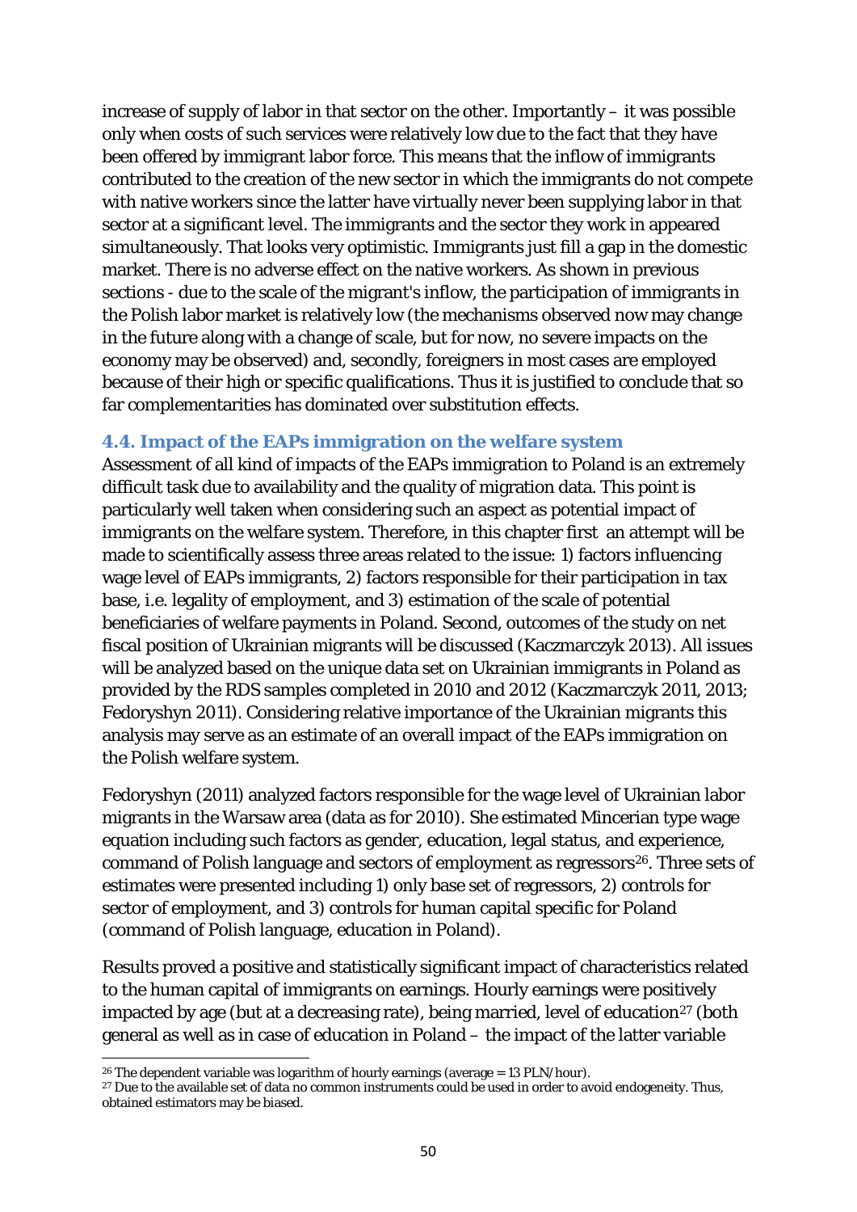increase of supply of labor in that sector on the other. Importantly – it was possible only when costs of such services were relatively low due to the fact that they have been offered by immigrant labor force. This means that the inflow of immigrants contributed to the creation of the new sector in which the immigrants do not compete with native workers since the latter have virtually never been supplying labor in that sector at a significant level. The immigrants and the sector they work in appeared simultaneously. That looks very optimistic. Immigrants just fill a gap in the domestic market. There is no adverse effect on the native workers. As shown in previous sections - due to the scale of the migrant's inflow, the participation of immigrants in the Polish labor market is relatively low (the mechanisms observed now may change in the future along with a change of scale, but for now, no severe impacts on the economy may be observed) and, secondly, foreigners in most cases are employed because of their high or specific qualifications. Thus it is justified to conclude that so far complementarities has dominated over substitution effects.

### 4.4. Impact of the EAPs immigration on the welfare system

Assessment of all kind of impacts of the EAPs immigration to Poland is an extremely difficult task due to availability and the quality of migration data. This point is particularly well taken when considering such an aspect as potential impact of immigrants on the welfare system. Therefore, in this chapter first an attempt will be made to scientifically assess three areas related to the issue: 1) factors influencing wage level of EAPs immigrants, 2) factors responsible for their participation in tax base, i.e. legality of employment, and 3) estimation of the scale of potential beneficiaries of welfare payments in Poland. Second, outcomes of the study on net fiscal position of Ukrainian migrants will be discussed (Kaczmarczyk 2013). All issues will be analyzed based on the unique data set on Ukrainian immigrants in Poland as provided by the RDS samples completed in 2010 and 2012 (Kaczmarczyk 2011, 2013; Fedoryshyn 2011). Considering relative importance of the Ukrainian migrants this analysis may serve as an estimate of an overall impact of the EAPs immigration on the Polish welfare system.

Fedoryshyn (2011) analyzed factors responsible for the wage level of Ukrainian labor migrants in the Warsaw area (data as for 2010). She estimated Mincerian type wage equation including such factors as gender, education, legal status, and experience, command of Polish language and sectors of employment as regressors[26]. Three sets of estimates were presented including 1) only base set of regressors, 2) controls for sector of employment, and 3) controls for human capital specific for Poland (command of Polish language, education in Poland).

Results proved a positive and statistically significant impact of characteristics related to the human capital of immigrants on earnings. Hourly earnings were positively impacted by age (but at a decreasing rate), being married, level of education[27] (both general as well as in case of education in Poland – the impact of the latter variable

[26] The dependent variable was logarithm of hourly earnings (average = 13 PLN/hour).

[27] Due to the available set of data no common instruments could be used in order to avoid endogeneity. Thus, obtained estimators may be biased.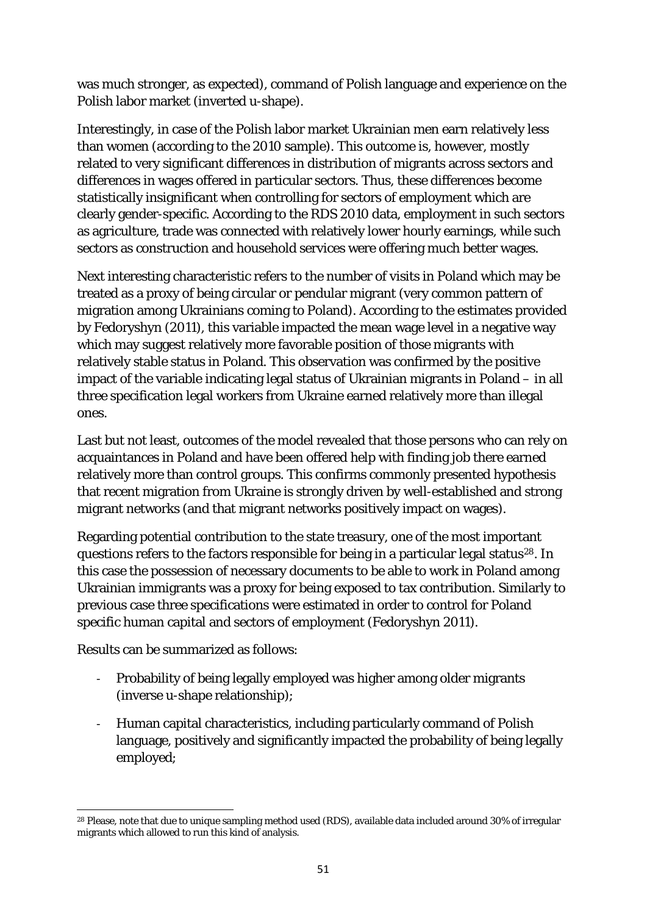was much stronger, as expected), command of Polish language and experience on the Polish labor market (inverted u-shape).

Interestingly, in case of the Polish labor market Ukrainian men earn relatively less than women (according to the 2010 sample). This outcome is, however, mostly related to very significant differences in distribution of migrants across sectors and differences in wages offered in particular sectors. Thus, these differences become statistically insignificant when controlling for sectors of employment which are clearly gender-specific. According to the RDS 2010 data, employment in such sectors as agriculture, trade was connected with relatively lower hourly earnings, while such sectors as construction and household services were offering much better wages.

Next interesting characteristic refers to the number of visits in Poland which may be treated as a proxy of being circular or pendular migrant (very common pattern of migration among Ukrainians coming to Poland). According to the estimates provided by Fedoryshyn (2011), this variable impacted the mean wage level in a negative way which may suggest relatively more favorable position of those migrants with relatively stable status in Poland. This observation was confirmed by the positive impact of the variable indicating legal status of Ukrainian migrants in Poland – in all three specification legal workers from Ukraine earned relatively more than illegal ones.

Last but not least, outcomes of the model revealed that those persons who can rely on acquaintances in Poland and have been offered help with finding job there earned relatively more than control groups. This confirms commonly presented hypothesis that recent migration from Ukraine is strongly driven by well-established and strong migrant networks (and that migrant networks positively impact on wages).

Regarding potential contribution to the state treasury, one of the most important questions refers to the factors responsible for being in a particular legal status[28]. In this case the possession of necessary documents to be able to work in Poland among Ukrainian immigrants was a proxy for being exposed to tax contribution. Similarly to previous case three specifications were estimated in order to control for Poland specific human capital and sectors of employment (Fedoryshyn 2011).

Results can be summarized as follows:

- Probability of being legally employed was higher among older migrants (inverse u-shape relationship);
- Human capital characteristics, including particularly command of Polish language, positively and significantly impacted the probability of being legally employed;

[28] Please, note that due to unique sampling method used (RDS), available data included around 30% of irregular migrants which allowed to run this kind of analysis.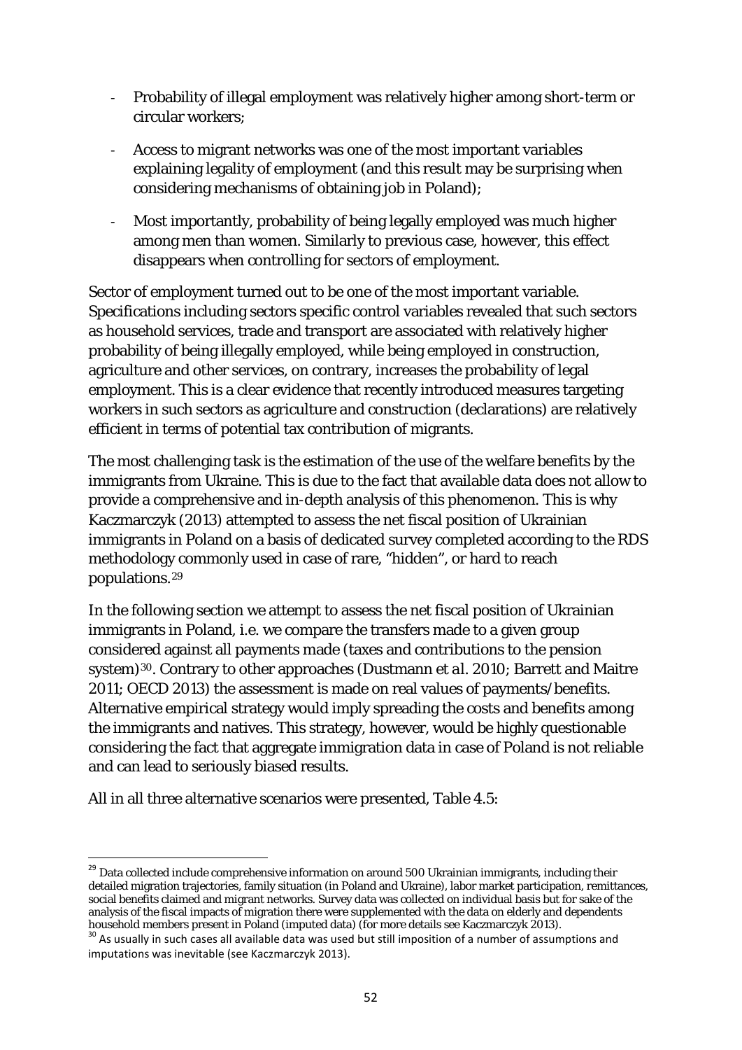- Probability of illegal employment was relatively higher among short-term or circular workers;
- Access to migrant networks was one of the most important variables explaining legality of employment (and this result may be surprising when considering mechanisms of obtaining job in Poland);
- Most importantly, probability of being legally employed was much higher among men than women. Similarly to previous case, however, this effect disappears when controlling for sectors of employment.

Sector of employment turned out to be one of the most important variable. Specifications including sectors specific control variables revealed that such sectors as household services, trade and transport are associated with relatively higher probability of being illegally employed, while being employed in construction, agriculture and other services, on contrary, increases the probability of legal employment. This is a clear evidence that recently introduced measures targeting workers in such sectors as agriculture and construction (declarations) are relatively efficient in terms of potential tax contribution of migrants.

The most challenging task is the estimation of the use of the welfare benefits by the immigrants from Ukraine. This is due to the fact that available data does not allow to provide a comprehensive and in-depth analysis of this phenomenon. This is why Kaczmarczyk (2013) attempted to assess the net fiscal position of Ukrainian immigrants in Poland on a basis of dedicated survey completed according to the RDS methodology commonly used in case of rare, "hidden", or hard to reach populations.[29]

In the following section we attempt to assess the net fiscal position of Ukrainian immigrants in Poland, i.e. we compare the transfers made to a given group considered against all payments made (taxes and contributions to the pension system)[30]. Contrary to other approaches (Dustmann *et al.* 2010; Barrett and Maitre 2011; OECD 2013) the assessment is made on real values of payments/benefits. Alternative empirical strategy would imply spreading the costs and benefits among the immigrants and natives. This strategy, however, would be highly questionable considering the fact that aggregate immigration data in case of Poland is not reliable and can lead to seriously biased results.

All in all three alternative scenarios were presented, Table 4.5:

[29] Data collected include comprehensive information on around 500 Ukrainian immigrants, including their detailed migration trajectories, family situation (in Poland and Ukraine), labor market participation, remittances, social benefits claimed and migrant networks. Survey data was collected on individual basis but for sake of the analysis of the fiscal impacts of migration there were supplemented with the data on elderly and dependents household members present in Poland (imputed data) (for more details see Kaczmarczyk 2013).

[30] As usually in such cases all available data was used but still imposition of a number of assumptions and imputations was inevitable (see Kaczmarczyk 2013).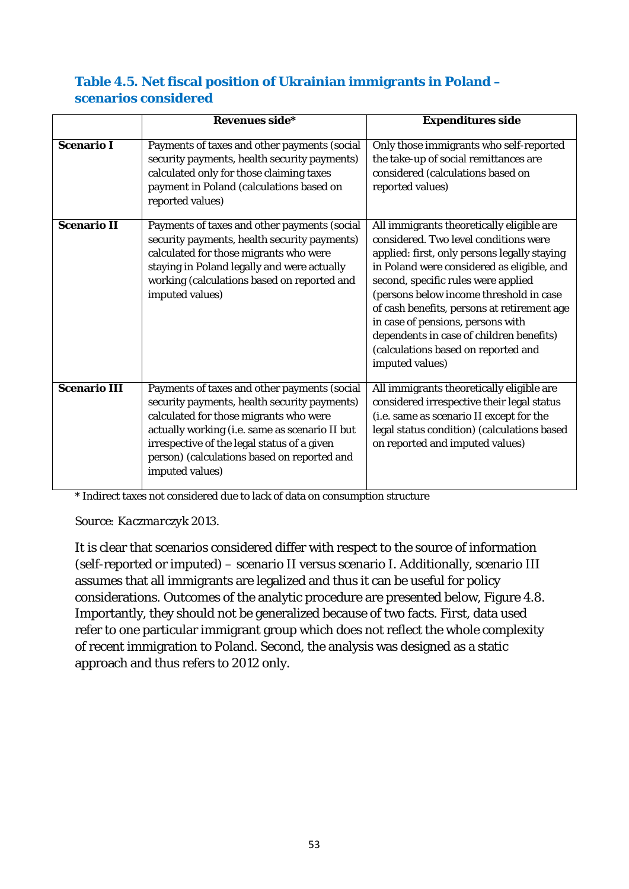**Table 4.5. Net fiscal position of Ukrainian immigrants in Poland – scenarios considered**

| | Revenues side* | Expenditures side |
|---|---|---|
| **Scenario I** | Payments of taxes and other payments (social security payments, health security payments) calculated only for those claiming taxes payment in Poland (calculations based on reported values) | Only those immigrants who self-reported the take-up of social remittances are considered (calculations based on reported values) |
| **Scenario II** | Payments of taxes and other payments (social security payments, health security payments) calculated for those migrants who were staying in Poland legally and were actually working (calculations based on reported and imputed values) | All immigrants theoretically eligible are considered. Two level conditions were applied: first, only persons legally staying in Poland were considered as eligible, and second, specific rules were applied (persons below income threshold in case of cash benefits, persons at retirement age in case of pensions, persons with dependents in case of children benefits) (calculations based on reported and imputed values) |
| **Scenario III** | Payments of taxes and other payments (social security payments, health security payments) calculated for those migrants who were actually working (i.e. same as scenario II but irrespective of the legal status of a given person) (calculations based on reported and imputed values) | All immigrants theoretically eligible are considered irrespective their legal status (i.e. same as scenario II except for the legal status condition) (calculations based on reported and imputed values) |

* Indirect taxes not considered due to lack of data on consumption structure

Source: *Kaczmarczyk* 2013.

It is clear that scenarios considered differ with respect to the source of information (self-reported or imputed) – scenario II versus scenario I. Additionally, scenario III assumes that all immigrants are legalized and thus it can be useful for policy considerations. Outcomes of the analytic procedure are presented below, Figure 4.8. Importantly, they should not be generalized because of two facts. First, data used refer to one particular immigrant group which does not reflect the whole complexity of recent immigration to Poland. Second, the analysis was designed as a static approach and thus refers to 2012 only.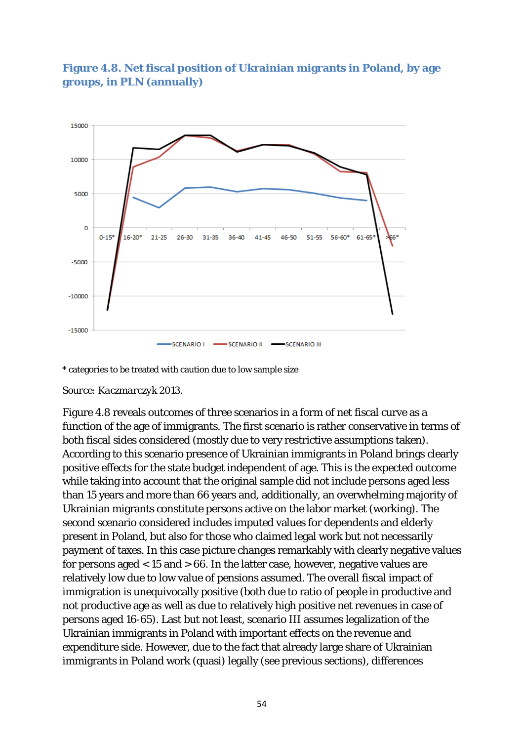**Figure 4.8. Net fiscal position of Ukrainian migrants in Poland, by age groups, in PLN (annually)**

\* categories to be treated with caution due to low sample size

Source: *Kaczmarczyk* 2013.

Figure 4.8 reveals outcomes of three scenarios in a form of net fiscal curve as a function of the age of immigrants. The first scenario is rather conservative in terms of both fiscal sides considered (mostly due to very restrictive assumptions taken). According to this scenario presence of Ukrainian immigrants in Poland brings clearly positive effects for the state budget independent of age. This is the expected outcome while taking into account that the original sample did not include persons aged less than 15 years and more than 66 years and, additionally, an overwhelming majority of Ukrainian migrants constitute persons active on the labor market (working). The second scenario considered includes imputed values for dependents and elderly present in Poland, but also for those who claimed legal work but not necessarily payment of taxes. In this case picture changes remarkably with clearly negative values for persons aged < 15 and > 66. In the latter case, however, negative values are relatively low due to low value of pensions assumed. The overall fiscal impact of immigration is unequivocally positive (both due to ratio of people in productive and not productive age as well as due to relatively high positive net revenues in case of persons aged 16-65). Last but not least, scenario III assumes legalization of the Ukrainian immigrants in Poland with important effects on the revenue and expenditure side. However, due to the fact that already large share of Ukrainian immigrants in Poland work (quasi) legally (see previous sections), differences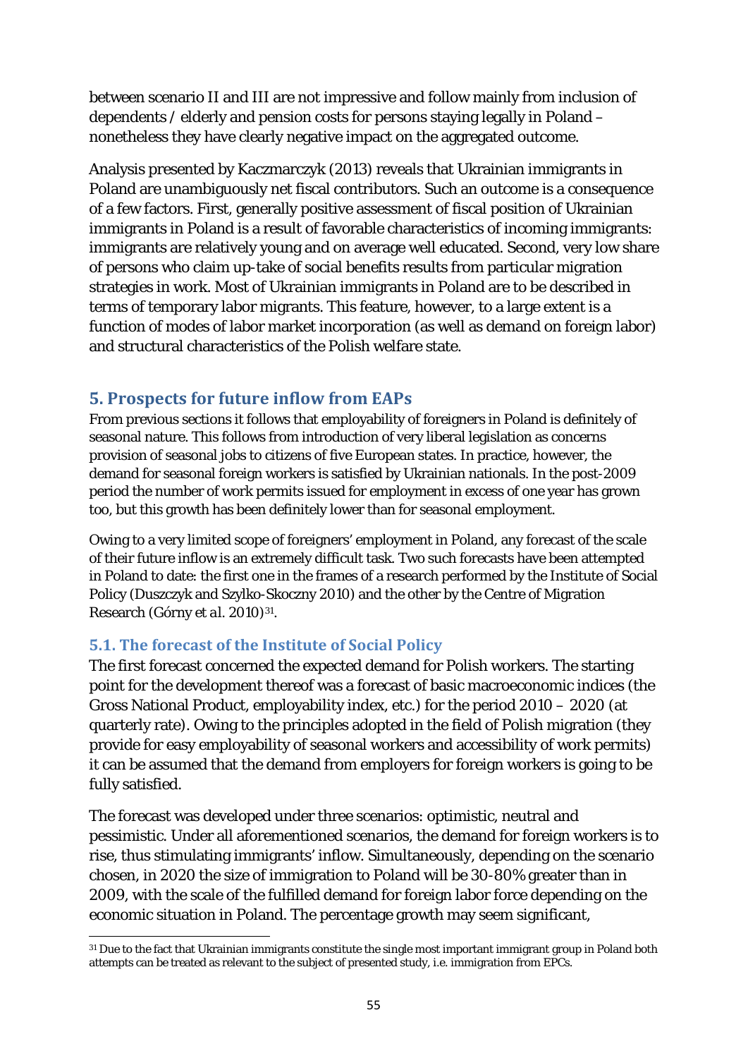between scenario II and III are not impressive and follow mainly from inclusion of dependents / elderly and pension costs for persons staying legally in Poland – nonetheless they have clearly negative impact on the aggregated outcome.

Analysis presented by Kaczmarczyk (2013) reveals that Ukrainian immigrants in Poland are unambiguously net fiscal contributors. Such an outcome is a consequence of a few factors. First, generally positive assessment of fiscal position of Ukrainian immigrants in Poland is a result of favorable characteristics of incoming immigrants: immigrants are relatively young and on average well educated. Second, very low share of persons who claim up-take of social benefits results from particular migration strategies in work. Most of Ukrainian immigrants in Poland are to be described in terms of temporary labor migrants. This feature, however, to a large extent is a function of modes of labor market incorporation (as well as demand on foreign labor) and structural characteristics of the Polish welfare state.

## 5. Prospects for future inflow from EAPs

From previous sections it follows that employability of foreigners in Poland is definitely of seasonal nature. This follows from introduction of very liberal legislation as concerns provision of seasonal jobs to citizens of five European states. In practice, however, the demand for seasonal foreign workers is satisfied by Ukrainian nationals. In the post-2009 period the number of work permits issued for employment in excess of one year has grown too, but this growth has been definitely lower than for seasonal employment.

Owing to a very limited scope of foreigners' employment in Poland, any forecast of the scale of their future inflow is an extremely difficult task. Two such forecasts have been attempted in Poland to date: the first one in the frames of a research performed by the Institute of Social Policy (Duszczyk and Szylko-Skoczny 2010) and the other by the Centre of Migration Research (Górny *et al.* 2010)[31].

### 5.1. The forecast of the Institute of Social Policy

The first forecast concerned the expected demand for Polish workers. The starting point for the development thereof was a forecast of basic macroeconomic indices (the Gross National Product, employability index, etc.) for the period 2010 – 2020 (at quarterly rate). Owing to the principles adopted in the field of Polish migration (they provide for easy employability of seasonal workers and accessibility of work permits) it can be assumed that the demand from employers for foreign workers is going to be fully satisfied.

The forecast was developed under three scenarios: optimistic, neutral and pessimistic. Under all aforementioned scenarios, the demand for foreign workers is to rise, thus stimulating immigrants' inflow. Simultaneously, depending on the scenario chosen, in 2020 the size of immigration to Poland will be 30-80% greater than in 2009, with the scale of the fulfilled demand for foreign labor force depending on the economic situation in Poland. The percentage growth may seem significant,

[31] Due to the fact that Ukrainian immigrants constitute the single most important immigrant group in Poland both attempts can be treated as relevant to the subject of presented study, i.e. immigration from EPCs.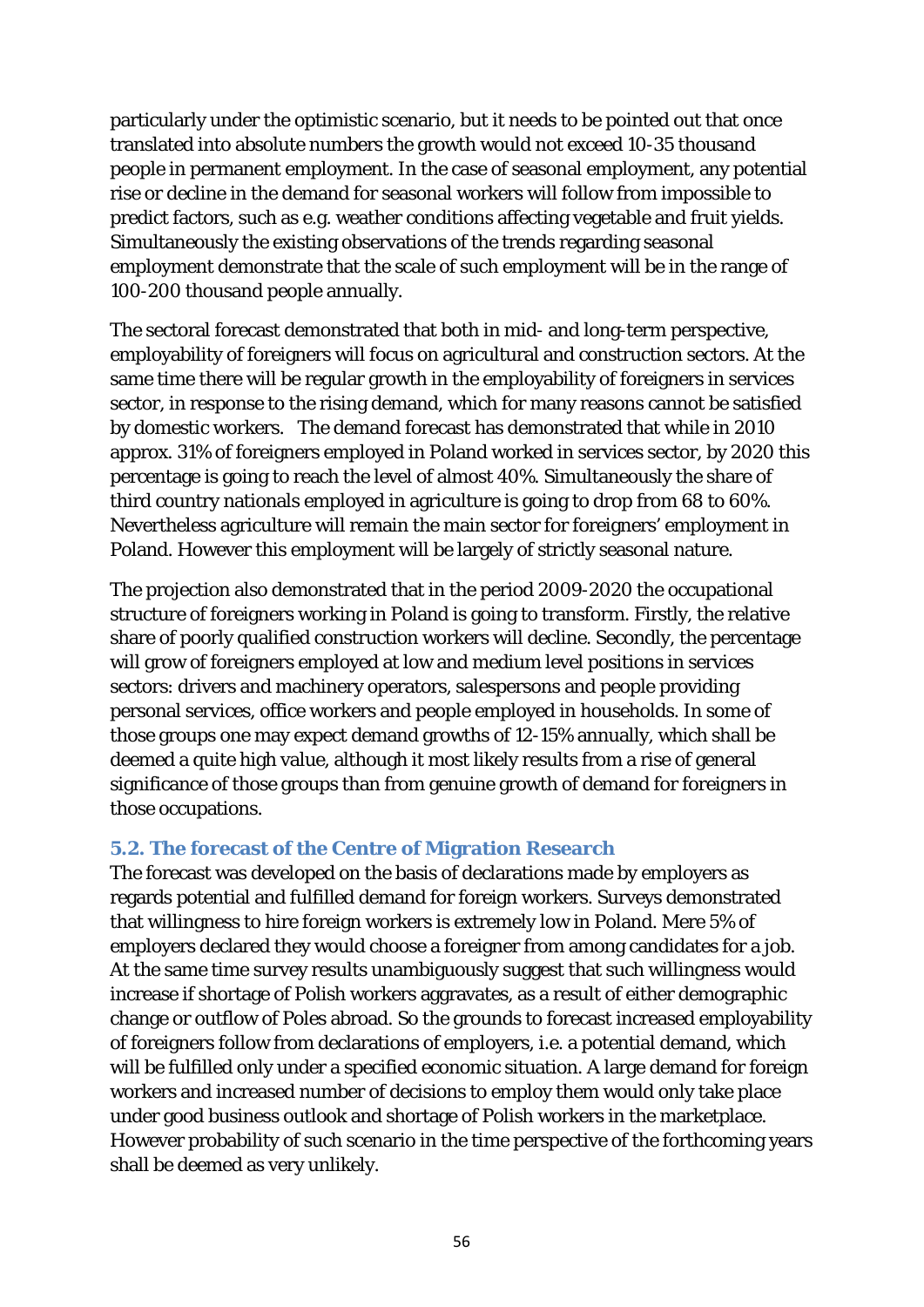particularly under the optimistic scenario, but it needs to be pointed out that once translated into absolute numbers the growth would not exceed 10-35 thousand people in permanent employment. In the case of seasonal employment, any potential rise or decline in the demand for seasonal workers will follow from impossible to predict factors, such as e.g. weather conditions affecting vegetable and fruit yields. Simultaneously the existing observations of the trends regarding seasonal employment demonstrate that the scale of such employment will be in the range of 100-200 thousand people annually.

The sectoral forecast demonstrated that both in mid- and long-term perspective, employability of foreigners will focus on agricultural and construction sectors. At the same time there will be regular growth in the employability of foreigners in services sector, in response to the rising demand, which for many reasons cannot be satisfied by domestic workers.   The demand forecast has demonstrated that while in 2010 approx. 31% of foreigners employed in Poland worked in services sector, by 2020 this percentage is going to reach the level of almost 40%. Simultaneously the share of third country nationals employed in agriculture is going to drop from 68 to 60%. Nevertheless agriculture will remain the main sector for foreigners' employment in Poland. However this employment will be largely of strictly seasonal nature.

The projection also demonstrated that in the period 2009-2020 the occupational structure of foreigners working in Poland is going to transform. Firstly, the relative share of poorly qualified construction workers will decline. Secondly, the percentage will grow of foreigners employed at low and medium level positions in services sectors: drivers and machinery operators, salespersons and people providing personal services, office workers and people employed in households. In some of those groups one may expect demand growths of 12-15% annually, which shall be deemed a quite high value, although it most likely results from a rise of general significance of those groups than from genuine growth of demand for foreigners in those occupations.

### 5.2. The forecast of the Centre of Migration Research

The forecast was developed on the basis of declarations made by employers as regards potential and fulfilled demand for foreign workers. Surveys demonstrated that willingness to hire foreign workers is extremely low in Poland. Mere 5% of employers declared they would choose a foreigner from among candidates for a job. At the same time survey results unambiguously suggest that such willingness would increase if shortage of Polish workers aggravates, as a result of either demographic change or outflow of Poles abroad. So the grounds to forecast increased employability of foreigners follow from declarations of employers, i.e. a potential demand, which will be fulfilled only under a specified economic situation. A large demand for foreign workers and increased number of decisions to employ them would only take place under good business outlook and shortage of Polish workers in the marketplace. However probability of such scenario in the time perspective of the forthcoming years shall be deemed as very unlikely.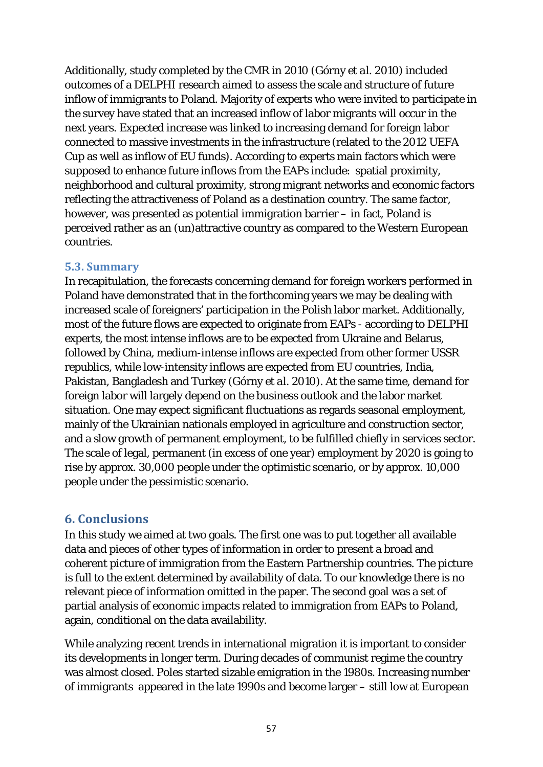Additionally, study completed by the CMR in 2010 (Górny *et al.* 2010) included outcomes of a DELPHI research aimed to assess the scale and structure of future inflow of immigrants to Poland. Majority of experts who were invited to participate in the survey have stated that an increased inflow of labor migrants will occur in the next years. Expected increase was linked to increasing demand for foreign labor connected to massive investments in the infrastructure (related to the 2012 UEFA Cup as well as inflow of EU funds). According to experts main factors which were supposed to enhance future inflows from the EAPs include: spatial proximity, neighborhood and cultural proximity, strong migrant networks and economic factors reflecting the attractiveness of Poland as a destination country. The same factor, however, was presented as potential immigration barrier – in fact, Poland is perceived rather as an (un)attractive country as compared to the Western European countries.

### 5.3. Summary

In recapitulation, the forecasts concerning demand for foreign workers performed in Poland have demonstrated that in the forthcoming years we may be dealing with increased scale of foreigners' participation in the Polish labor market. Additionally, most of the future flows are expected to originate from EAPs - according to DELPHI experts, the most intense inflows are to be expected from Ukraine and Belarus, followed by China, medium-intense inflows are expected from other former USSR republics, while low-intensity inflows are expected from EU countries, India, Pakistan, Bangladesh and Turkey (Górny *et al.* 2010). At the same time, demand for foreign labor will largely depend on the business outlook and the labor market situation. One may expect significant fluctuations as regards seasonal employment, mainly of the Ukrainian nationals employed in agriculture and construction sector, and a slow growth of permanent employment, to be fulfilled chiefly in services sector. The scale of legal, permanent (in excess of one year) employment by 2020 is going to rise by approx. 30,000 people under the optimistic scenario, or by approx. 10,000 people under the pessimistic scenario.

## 6. Conclusions

In this study we aimed at two goals. The first one was to put together all available data and pieces of other types of information in order to present a broad and coherent picture of immigration from the Eastern Partnership countries. The picture is full to the extent determined by availability of data. To our knowledge there is no relevant piece of information omitted in the paper. The second goal was a set of partial analysis of economic impacts related to immigration from EAPs to Poland, again, conditional on the data availability.

While analyzing recent trends in international migration it is important to consider its developments in longer term. During decades of communist regime the country was almost closed. Poles started sizable emigration in the 1980s. Increasing number of immigrants appeared in the late 1990s and become larger – still low at European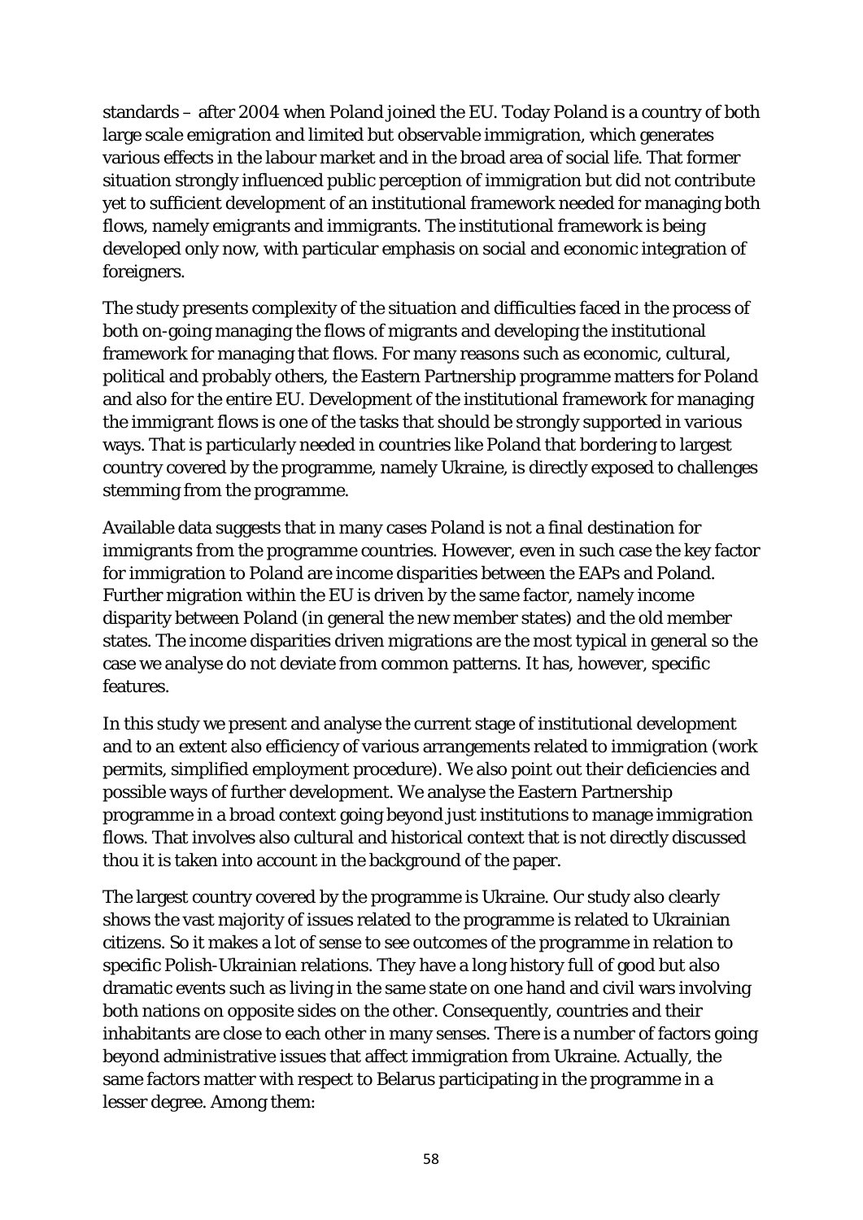standards – after 2004 when Poland joined the EU. Today Poland is a country of both large scale emigration and limited but observable immigration, which generates various effects in the labour market and in the broad area of social life. That former situation strongly influenced public perception of immigration but did not contribute yet to sufficient development of an institutional framework needed for managing both flows, namely emigrants and immigrants. The institutional framework is being developed only now, with particular emphasis on social and economic integration of foreigners.

The study presents complexity of the situation and difficulties faced in the process of both on-going managing the flows of migrants and developing the institutional framework for managing that flows. For many reasons such as economic, cultural, political and probably others, the Eastern Partnership programme matters for Poland and also for the entire EU. Development of the institutional framework for managing the immigrant flows is one of the tasks that should be strongly supported in various ways. That is particularly needed in countries like Poland that bordering to largest country covered by the programme, namely Ukraine, is directly exposed to challenges stemming from the programme.

Available data suggests that in many cases Poland is not a final destination for immigrants from the programme countries. However, even in such case the key factor for immigration to Poland are income disparities between the EAPs and Poland. Further migration within the EU is driven by the same factor, namely income disparity between Poland (in general the new member states) and the old member states. The income disparities driven migrations are the most typical in general so the case we analyse do not deviate from common patterns. It has, however, specific features.

In this study we present and analyse the current stage of institutional development and to an extent also efficiency of various arrangements related to immigration (work permits, simplified employment procedure). We also point out their deficiencies and possible ways of further development. We analyse the Eastern Partnership programme in a broad context going beyond just institutions to manage immigration flows. That involves also cultural and historical context that is not directly discussed thou it is taken into account in the background of the paper.

The largest country covered by the programme is Ukraine. Our study also clearly shows the vast majority of issues related to the programme is related to Ukrainian citizens. So it makes a lot of sense to see outcomes of the programme in relation to specific Polish-Ukrainian relations. They have a long history full of good but also dramatic events such as living in the same state on one hand and civil wars involving both nations on opposite sides on the other. Consequently, countries and their inhabitants are close to each other in many senses. There is a number of factors going beyond administrative issues that affect immigration from Ukraine. Actually, the same factors matter with respect to Belarus participating in the programme in a lesser degree. Among them: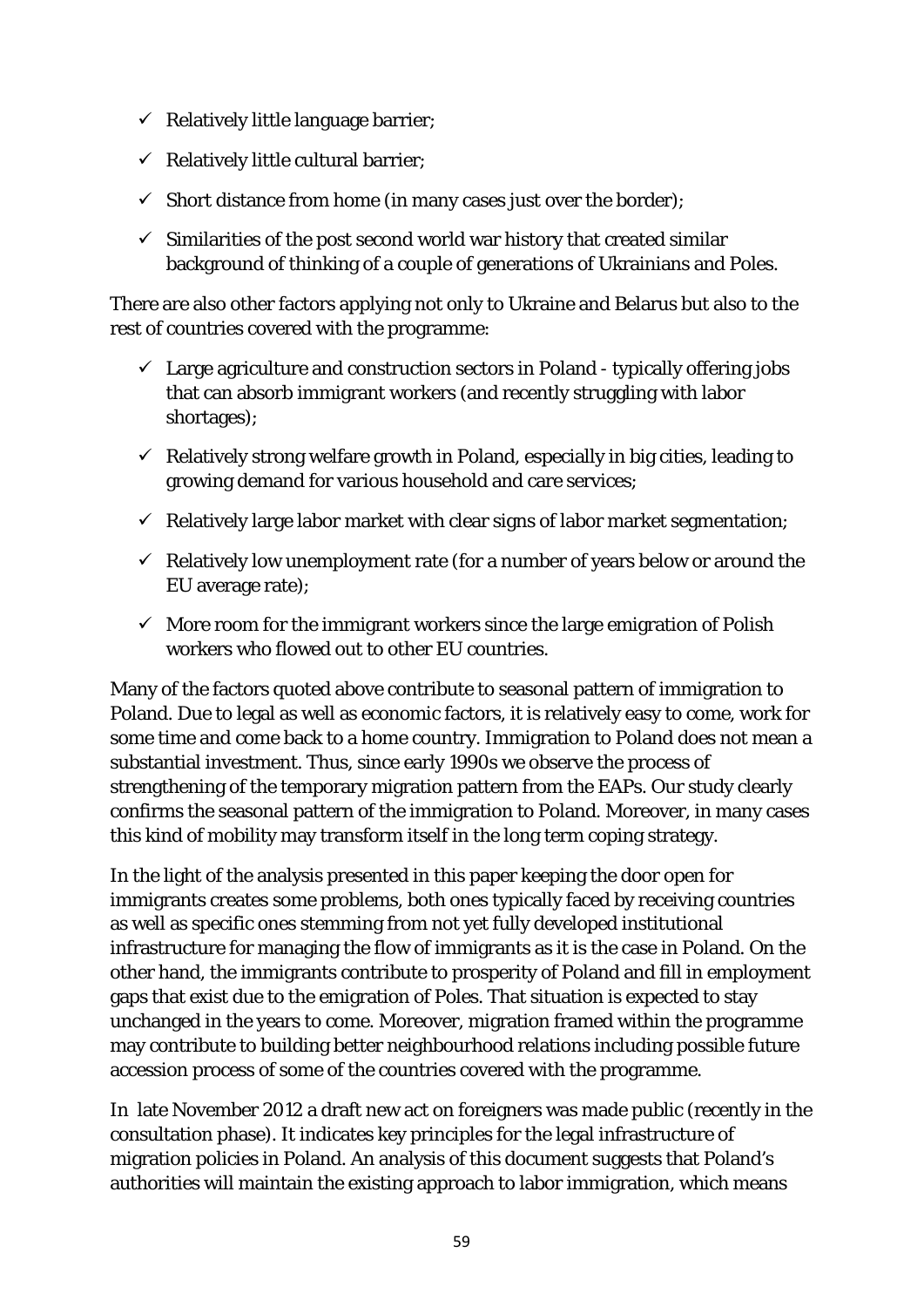- ✓ Relatively little language barrier;
- ✓ Relatively little cultural barrier;
- ✓ Short distance from home (in many cases just over the border);
- ✓ Similarities of the post second world war history that created similar background of thinking of a couple of generations of Ukrainians and Poles.

There are also other factors applying not only to Ukraine and Belarus but also to the rest of countries covered with the programme:

- ✓ Large agriculture and construction sectors in Poland - typically offering jobs that can absorb immigrant workers (and recently struggling with labor shortages);
- ✓ Relatively strong welfare growth in Poland, especially in big cities, leading to growing demand for various household and care services;
- ✓ Relatively large labor market with clear signs of labor market segmentation;
- ✓ Relatively low unemployment rate (for a number of years below or around the EU average rate);
- ✓ More room for the immigrant workers since the large emigration of Polish workers who flowed out to other EU countries.

Many of the factors quoted above contribute to seasonal pattern of immigration to Poland. Due to legal as well as economic factors, it is relatively easy to come, work for some time and come back to a home country. Immigration to Poland does not mean a substantial investment. Thus, since early 1990s we observe the process of strengthening of the temporary migration pattern from the EAPs. Our study clearly confirms the seasonal pattern of the immigration to Poland. Moreover, in many cases this kind of mobility may transform itself in the long term coping strategy.

In the light of the analysis presented in this paper keeping the door open for immigrants creates some problems, both ones typically faced by receiving countries as well as specific ones stemming from not yet fully developed institutional infrastructure for managing the flow of immigrants as it is the case in Poland. On the other hand, the immigrants contribute to prosperity of Poland and fill in employment gaps that exist due to the emigration of Poles. That situation is expected to stay unchanged in the years to come. Moreover, migration framed within the programme may contribute to building better neighbourhood relations including possible future accession process of some of the countries covered with the programme.

In late November 2012 a draft new act on foreigners was made public (recently in the consultation phase). It indicates key principles for the legal infrastructure of migration policies in Poland. An analysis of this document suggests that Poland's authorities will maintain the existing approach to labor immigration, which means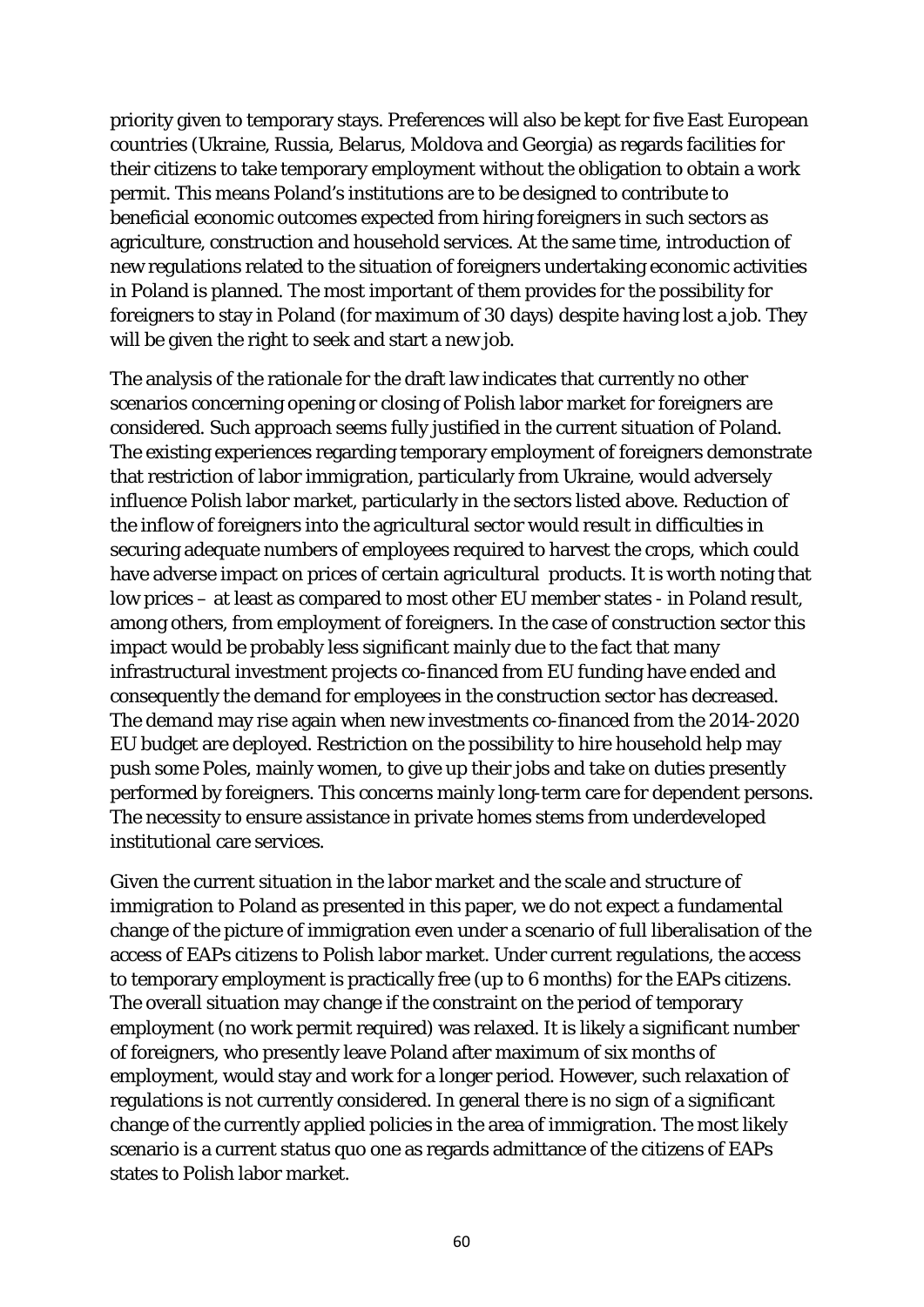priority given to temporary stays. Preferences will also be kept for five East European countries (Ukraine, Russia, Belarus, Moldova and Georgia) as regards facilities for their citizens to take temporary employment without the obligation to obtain a work permit. This means Poland's institutions are to be designed to contribute to beneficial economic outcomes expected from hiring foreigners in such sectors as agriculture, construction and household services. At the same time, introduction of new regulations related to the situation of foreigners undertaking economic activities in Poland is planned. The most important of them provides for the possibility for foreigners to stay in Poland (for maximum of 30 days) despite having lost a job. They will be given the right to seek and start a new job.

The analysis of the rationale for the draft law indicates that currently no other scenarios concerning opening or closing of Polish labor market for foreigners are considered. Such approach seems fully justified in the current situation of Poland. The existing experiences regarding temporary employment of foreigners demonstrate that restriction of labor immigration, particularly from Ukraine, would adversely influence Polish labor market, particularly in the sectors listed above. Reduction of the inflow of foreigners into the agricultural sector would result in difficulties in securing adequate numbers of employees required to harvest the crops, which could have adverse impact on prices of certain agricultural products. It is worth noting that low prices – at least as compared to most other EU member states - in Poland result, among others, from employment of foreigners. In the case of construction sector this impact would be probably less significant mainly due to the fact that many infrastructural investment projects co-financed from EU funding have ended and consequently the demand for employees in the construction sector has decreased. The demand may rise again when new investments co-financed from the 2014-2020 EU budget are deployed. Restriction on the possibility to hire household help may push some Poles, mainly women, to give up their jobs and take on duties presently performed by foreigners. This concerns mainly long-term care for dependent persons. The necessity to ensure assistance in private homes stems from underdeveloped institutional care services.

Given the current situation in the labor market and the scale and structure of immigration to Poland as presented in this paper, we do not expect a fundamental change of the picture of immigration even under a scenario of full liberalisation of the access of EAPs citizens to Polish labor market. Under current regulations, the access to temporary employment is practically free (up to 6 months) for the EAPs citizens. The overall situation may change if the constraint on the period of temporary employment (no work permit required) was relaxed. It is likely a significant number of foreigners, who presently leave Poland after maximum of six months of employment, would stay and work for a longer period. However, such relaxation of regulations is not currently considered. In general there is no sign of a significant change of the currently applied policies in the area of immigration. The most likely scenario is a current status quo one as regards admittance of the citizens of EAPs states to Polish labor market.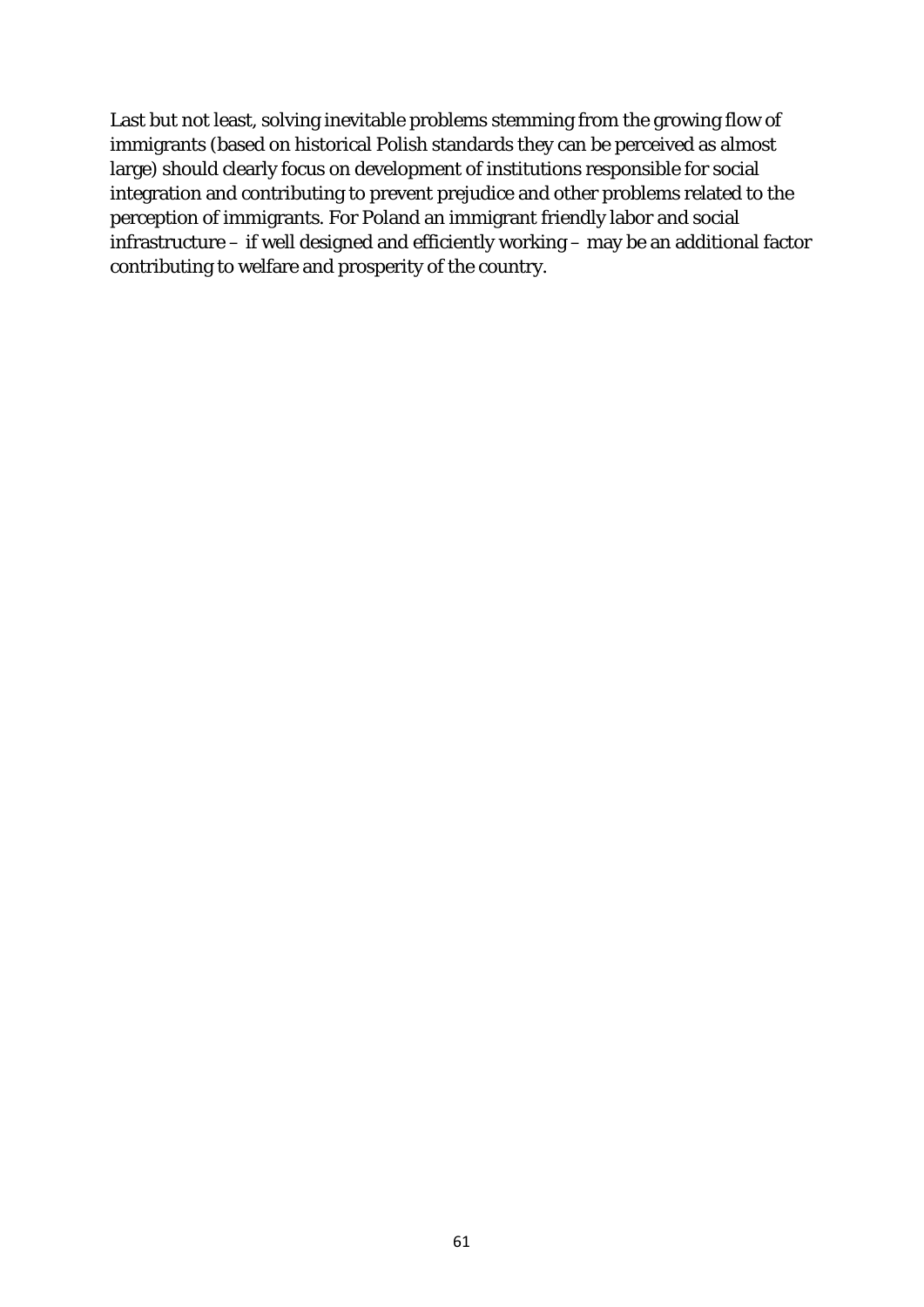Last but not least, solving inevitable problems stemming from the growing flow of immigrants (based on historical Polish standards they can be perceived as almost large) should clearly focus on development of institutions responsible for social integration and contributing to prevent prejudice and other problems related to the perception of immigrants. For Poland an immigrant friendly labor and social infrastructure – if well designed and efficiently working – may be an additional factor contributing to welfare and prosperity of the country.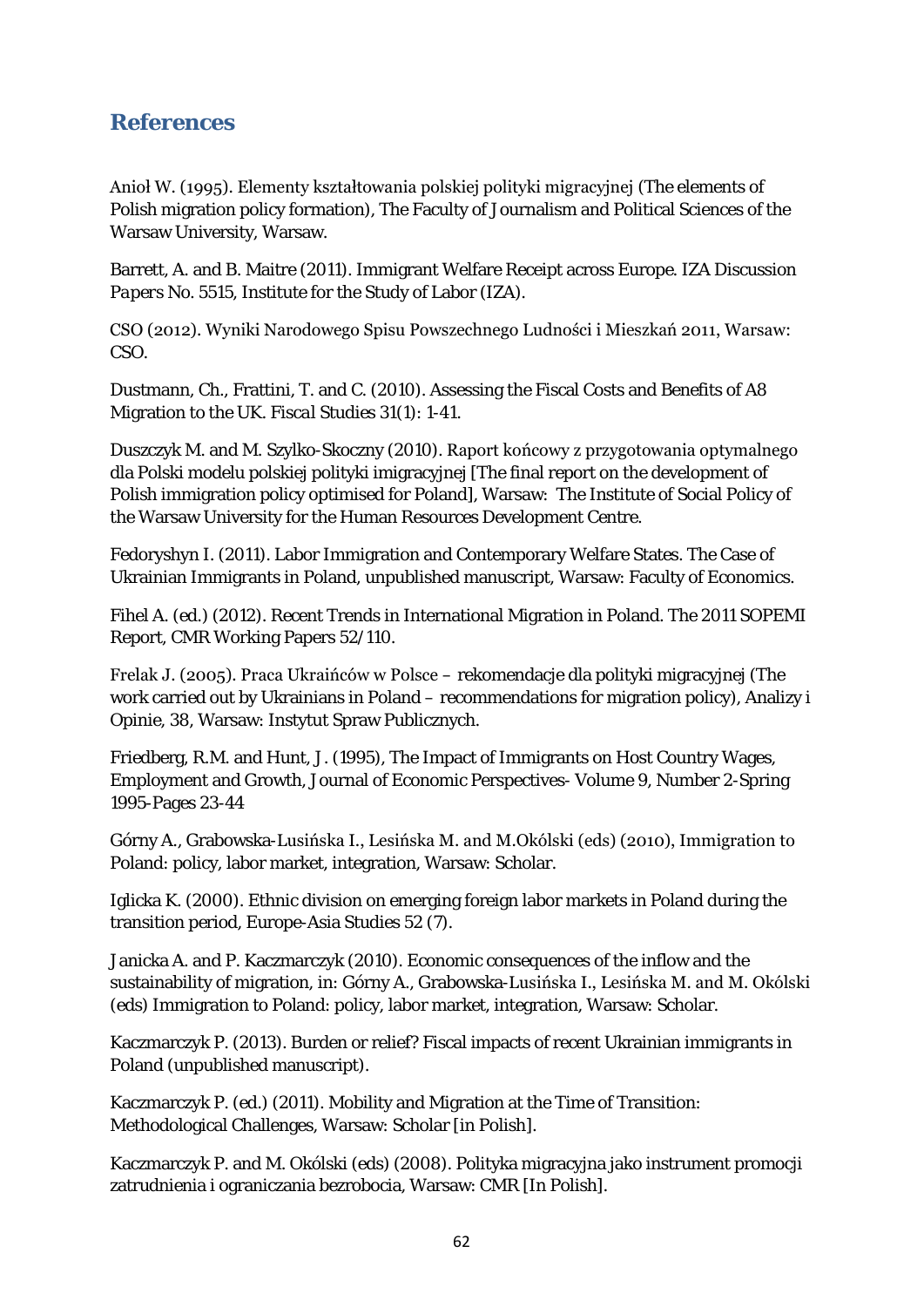## References

Anioł W. (1995). Elementy kształtowania polskiej polityki migracyjnej (The elements of Polish migration policy formation), The Faculty of Journalism and Political Sciences of the Warsaw University, Warsaw.

Barrett, A. and B. Maitre (2011). Immigrant Welfare Receipt across Europe. IZA Discussion Papers No. 5515, Institute for the Study of Labor (IZA).

CSO (2012). Wyniki Narodowego Spisu Powszechnego Ludności i Mieszkań 2011, Warsaw: CSO.

Dustmann, Ch., Frattini, T. and C. (2010). Assessing the Fiscal Costs and Benefits of A8 Migration to the UK. Fiscal Studies 31(1): 1-41.

Duszczyk M. and M. Szylko-Skoczny (2010). Raport końcowy z przygotowania optymalnego dla Polski modelu polskiej polityki imigracyjnej [The final report on the development of Polish immigration policy optimised for Poland], Warsaw: The Institute of Social Policy of the Warsaw University for the Human Resources Development Centre.

Fedoryshyn I. (2011). Labor Immigration and Contemporary Welfare States. The Case of Ukrainian Immigrants in Poland, unpublished manuscript, Warsaw: Faculty of Economics.

Fihel A. (ed.) (2012). Recent Trends in International Migration in Poland. The 2011 SOPEMI Report, CMR Working Papers 52/110.

Frelak J. (2005). Praca Ukraińców w Polsce – rekomendacje dla polityki migracyjnej (The work carried out by Ukrainians in Poland – recommendations for migration policy), Analizy i Opinie, 38, Warsaw: Instytut Spraw Publicznych.

Friedberg, R.M. and Hunt, J. (1995), The Impact of Immigrants on Host Country Wages, Employment and Growth, Journal of Economic Perspectives- Volume 9, Number 2-Spring 1995-Pages 23-44

Górny A., Grabowska-Lusińska I., Lesińska M. and M.Okólski (eds) (2010), Immigration to Poland: policy, labor market, integration, Warsaw: Scholar.

Iglicka K. (2000). Ethnic division on emerging foreign labor markets in Poland during the transition period, Europe-Asia Studies 52 (7).

Janicka A. and P. Kaczmarczyk (2010). Economic consequences of the inflow and the sustainability of migration, in: Górny A., Grabowska-Lusińska I., Lesińska M. and M. Okólski (eds) Immigration to Poland: policy, labor market, integration, Warsaw: Scholar.

Kaczmarczyk P. (2013). Burden or relief? Fiscal impacts of recent Ukrainian immigrants in Poland (unpublished manuscript).

Kaczmarczyk P. (ed.) (2011). Mobility and Migration at the Time of Transition: Methodological Challenges, Warsaw: Scholar [in Polish].

Kaczmarczyk P. and M. Okólski (eds) (2008). Polityka migracyjna jako instrument promocji zatrudnienia i ograniczania bezrobocia, Warsaw: CMR [In Polish].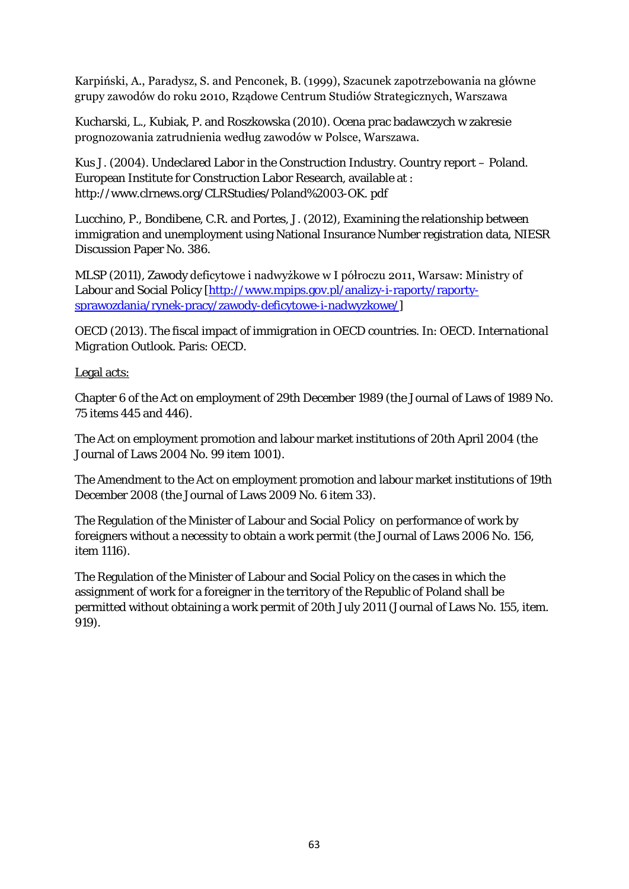Karpiński, A., Paradysz, S. and Penconek, B. (1999), Szacunek zapotrzebowania na główne grupy zawodów do roku 2010, Rządowe Centrum Studiów Strategicznych, Warszawa

Kucharski, L., Kubiak, P. and Roszkowska (2010). Ocena prac badawczych w zakresie prognozowania zatrudnienia według zawodów w Polsce, Warszawa.

Kus J. (2004). Undeclared Labor in the Construction Industry. Country report – Poland. European Institute for Construction Labor Research, available at : http://www.clrnews.org/CLRStudies/Poland%2003-OK. pdf

Lucchino, P., Bondibene, C.R. and Portes, J. (2012), Examining the relationship between immigration and unemployment using National Insurance Number registration data, NIESR Discussion Paper No. 386.

MLSP (2011), Zawody deficytowe i nadwyżkowe w I półroczu 2011, Warsaw: Ministry of Labour and Social Policy [http://www.mpips.gov.pl/analizy-i-raporty/raporty-sprawozdania/rynek-pracy/zawody-deficytowe-i-nadwyzkowe/]

OECD (2013). The fiscal impact of immigration in OECD countries. In: OECD. *International Migration Outlook*. Paris: OECD.

Legal acts:

Chapter 6 of the Act on employment of 29th December 1989 (the Journal of Laws of 1989 No. 75 items 445 and 446).

The Act on employment promotion and labour market institutions of 20th April 2004 (the Journal of Laws 2004 No. 99 item 1001).

The Amendment to the Act on employment promotion and labour market institutions of 19th December 2008 (the Journal of Laws 2009 No. 6 item 33).

The Regulation of the Minister of Labour and Social Policy on performance of work by foreigners without a necessity to obtain a work permit (the Journal of Laws 2006 No. 156, item 1116).

The Regulation of the Minister of Labour and Social Policy on the cases in which the assignment of work for a foreigner in the territory of the Republic of Poland shall be permitted without obtaining a work permit of 20th July 2011 (Journal of Laws No. 155, item. 919).